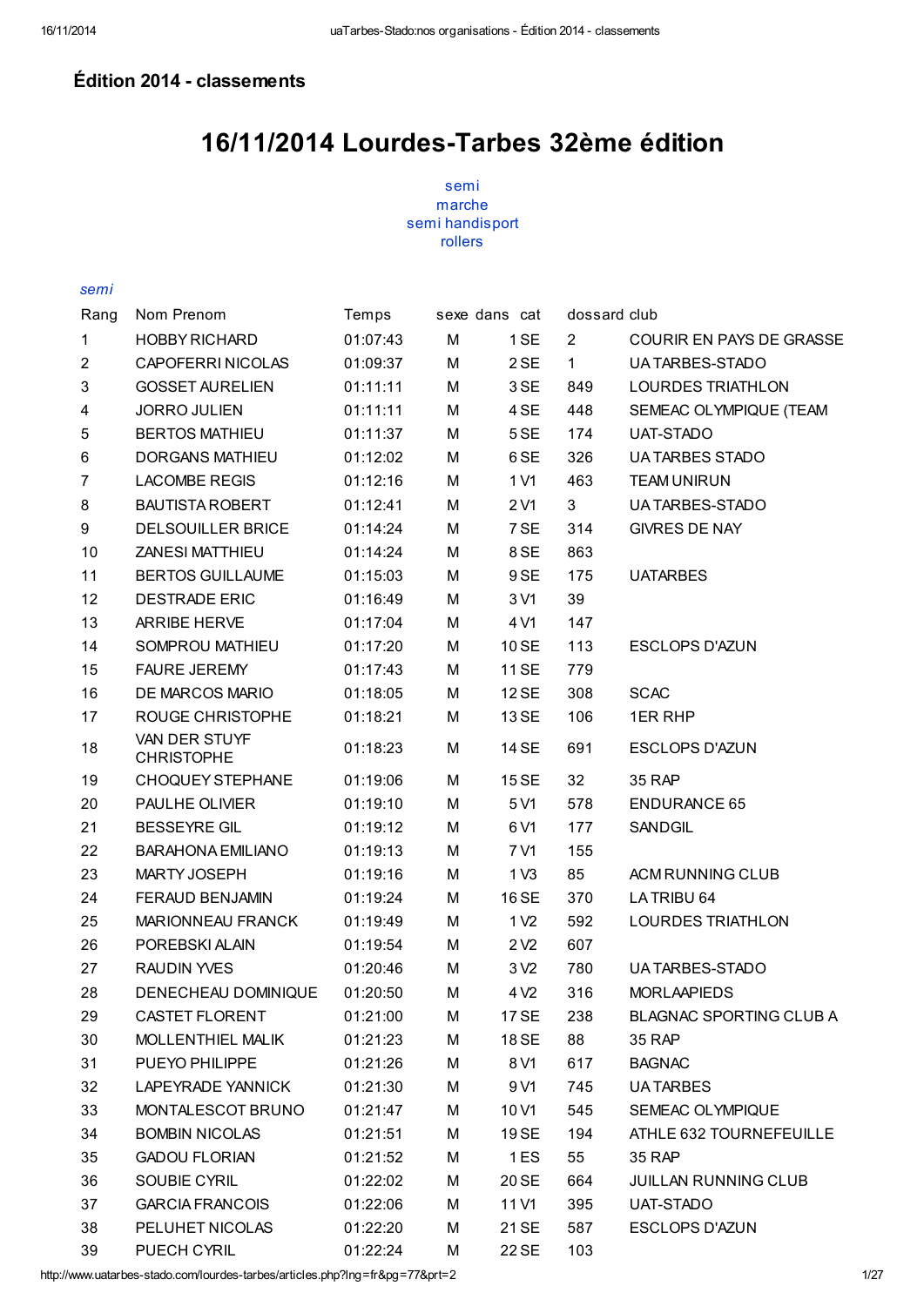## Édition 2014 - classements

# 16/11/2014 Lourdes-Tarbes 32ème édition

semi
marche
semi handisport
rollers

*semi*

| Rang | Nom Prenom | Temps | sexe | dans | cat | dossard | club |
|---|---|---|---|---|---|---|---|
| 1 | HOBBY RICHARD | 01:07:43 | M | 1 | SE | 2 | COURIR EN PAYS DE GRASSE |
| 2 | CAPOFERRI NICOLAS | 01:09:37 | M | 2 | SE | 1 | UA TARBES-STADO |
| 3 | GOSSET AURELIEN | 01:11:11 | M | 3 | SE | 849 | LOURDES TRIATHLON |
| 4 | JORRO JULIEN | 01:11:11 | M | 4 | SE | 448 | SEMEAC OLYMPIQUE (TEAM |
| 5 | BERTOS MATHIEU | 01:11:37 | M | 5 | SE | 174 | UAT-STADO |
| 6 | DORGANS MATHIEU | 01:12:02 | M | 6 | SE | 326 | UA TARBES STADO |
| 7 | LACOMBE REGIS | 01:12:16 | M | 1 | V1 | 463 | TEAM UNIRUN |
| 8 | BAUTISTA ROBERT | 01:12:41 | M | 2 | V1 | 3 | UA TARBES-STADO |
| 9 | DELSOUILLER BRICE | 01:14:24 | M | 7 | SE | 314 | GIVRES DE NAY |
| 10 | ZANESI MATTHIEU | 01:14:24 | M | 8 | SE | 863 | |
| 11 | BERTOS GUILLAUME | 01:15:03 | M | 9 | SE | 175 | UATARBES |
| 12 | DESTRADE ERIC | 01:16:49 | M | 3 | V1 | 39 | |
| 13 | ARRIBE HERVE | 01:17:04 | M | 4 | V1 | 147 | |
| 14 | SOMPROU MATHIEU | 01:17:20 | M | 10 | SE | 113 | ESCLOPS D'AZUN |
| 15 | FAURE JEREMY | 01:17:43 | M | 11 | SE | 779 | |
| 16 | DE MARCOS MARIO | 01:18:05 | M | 12 | SE | 308 | SCAC |
| 17 | ROUGE CHRISTOPHE | 01:18:21 | M | 13 | SE | 106 | 1ER RHP |
| 18 | VAN DER STUYF CHRISTOPHE | 01:18:23 | M | 14 | SE | 691 | ESCLOPS D'AZUN |
| 19 | CHOQUEY STEPHANE | 01:19:06 | M | 15 | SE | 32 | 35 RAP |
| 20 | PAULHE OLIVIER | 01:19:10 | M | 5 | V1 | 578 | ENDURANCE 65 |
| 21 | BESSEYRE GIL | 01:19:12 | M | 6 | V1 | 177 | SANDGIL |
| 22 | BARAHONA EMILIANO | 01:19:13 | M | 7 | V1 | 155 | |
| 23 | MARTY JOSEPH | 01:19:16 | M | 1 | V3 | 85 | ACM RUNNING CLUB |
| 24 | FERAUD BENJAMIN | 01:19:24 | M | 16 | SE | 370 | LA TRIBU 64 |
| 25 | MARIONNEAU FRANCK | 01:19:49 | M | 1 | V2 | 592 | LOURDES TRIATHLON |
| 26 | POREBSKI ALAIN | 01:19:54 | M | 2 | V2 | 607 | |
| 27 | RAUDIN YVES | 01:20:46 | M | 3 | V2 | 780 | UA TARBES-STADO |
| 28 | DENECHEAU DOMINIQUE | 01:20:50 | M | 4 | V2 | 316 | MORLAAPIEDS |
| 29 | CASTET FLORENT | 01:21:00 | M | 17 | SE | 238 | BLAGNAC SPORTING CLUB A |
| 30 | MOLLENTHIEL MALIK | 01:21:23 | M | 18 | SE | 88 | 35 RAP |
| 31 | PUEYO PHILIPPE | 01:21:26 | M | 8 | V1 | 617 | BAGNAC |
| 32 | LAPEYRADE YANNICK | 01:21:30 | M | 9 | V1 | 745 | UA TARBES |
| 33 | MONTALESCOT BRUNO | 01:21:47 | M | 10 | V1 | 545 | SEMEAC OLYMPIQUE |
| 34 | BOMBIN NICOLAS | 01:21:51 | M | 19 | SE | 194 | ATHLE 632 TOURNEFEUILLE |
| 35 | GADOU FLORIAN | 01:21:52 | M | 1 | ES | 55 | 35 RAP |
| 36 | SOUBIE CYRIL | 01:22:02 | M | 20 | SE | 664 | JUILLAN RUNNING CLUB |
| 37 | GARCIA FRANCOIS | 01:22:06 | M | 11 | V1 | 395 | UAT-STADO |
| 38 | PELUHET NICOLAS | 01:22:20 | M | 21 | SE | 587 | ESCLOPS D'AZUN |
| 39 | PUECH CYRIL | 01:22:24 | M | 22 | SE | 103 | |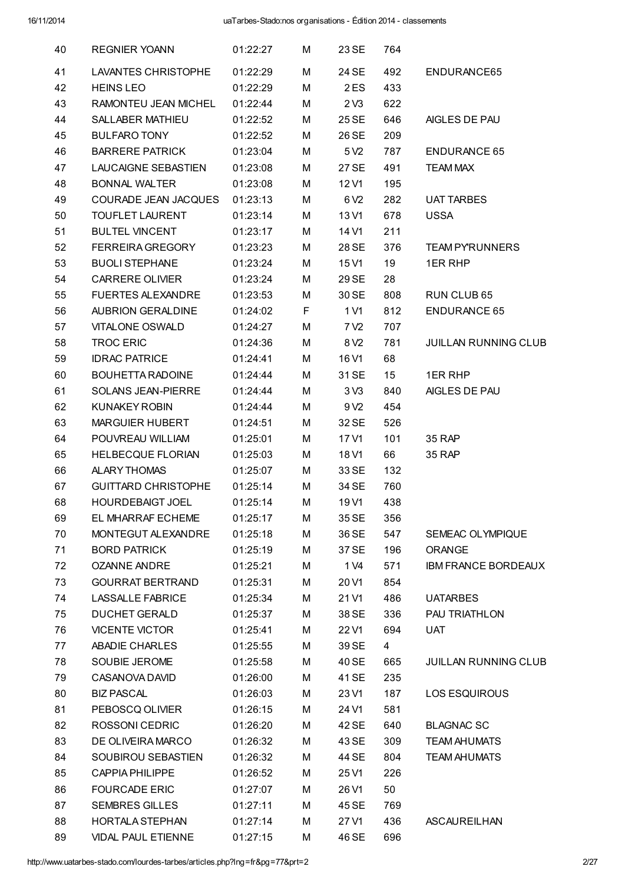| | | | | | | |
|---|---|---|---|---|---|---|
| 40 | REGNIER YOANN | 01:22:27 | M | 23 SE | 764 | |
| 41 | LAVANTES CHRISTOPHE | 01:22:29 | M | 24 SE | 492 | ENDURANCE65 |
| 42 | HEINS LEO | 01:22:29 | M | 2 ES | 433 | |
| 43 | RAMONTEU JEAN MICHEL | 01:22:44 | M | 2 V3 | 622 | |
| 44 | SALLABER MATHIEU | 01:22:52 | M | 25 SE | 646 | AIGLES DE PAU |
| 45 | BULFARO TONY | 01:22:52 | M | 26 SE | 209 | |
| 46 | BARRERE PATRICK | 01:23:04 | M | 5 V2 | 787 | ENDURANCE 65 |
| 47 | LAUCAIGNE SEBASTIEN | 01:23:08 | M | 27 SE | 491 | TEAM MAX |
| 48 | BONNAL WALTER | 01:23:08 | M | 12 V1 | 195 | |
| 49 | COURADE JEAN JACQUES | 01:23:13 | M | 6 V2 | 282 | UAT TARBES |
| 50 | TOUFLET LAURENT | 01:23:14 | M | 13 V1 | 678 | USSA |
| 51 | BULTEL VINCENT | 01:23:17 | M | 14 V1 | 211 | |
| 52 | FERREIRA GREGORY | 01:23:23 | M | 28 SE | 376 | TEAM PY'RUNNERS |
| 53 | BUOLI STEPHANE | 01:23:24 | M | 15 V1 | 19 | 1ER RHP |
| 54 | CARRERE OLIVIER | 01:23:24 | M | 29 SE | 28 | |
| 55 | FUERTES ALEXANDRE | 01:23:53 | M | 30 SE | 808 | RUN CLUB 65 |
| 56 | AUBRION GERALDINE | 01:24:02 | F | 1 V1 | 812 | ENDURANCE 65 |
| 57 | VITALONE OSWALD | 01:24:27 | M | 7 V2 | 707 | |
| 58 | TROC ERIC | 01:24:36 | M | 8 V2 | 781 | JUILLAN RUNNING CLUB |
| 59 | IDRAC PATRICE | 01:24:41 | M | 16 V1 | 68 | |
| 60 | BOUHETTA RADOINE | 01:24:44 | M | 31 SE | 15 | 1ER RHP |
| 61 | SOLANS JEAN-PIERRE | 01:24:44 | M | 3 V3 | 840 | AIGLES DE PAU |
| 62 | KUNAKEY ROBIN | 01:24:44 | M | 9 V2 | 454 | |
| 63 | MARGUIER HUBERT | 01:24:51 | M | 32 SE | 526 | |
| 64 | POUVREAU WILLIAM | 01:25:01 | M | 17 V1 | 101 | 35 RAP |
| 65 | HELBECQUE FLORIAN | 01:25:03 | M | 18 V1 | 66 | 35 RAP |
| 66 | ALARY THOMAS | 01:25:07 | M | 33 SE | 132 | |
| 67 | GUITTARD CHRISTOPHE | 01:25:14 | M | 34 SE | 760 | |
| 68 | HOURDEBAIGT JOEL | 01:25:14 | M | 19 V1 | 438 | |
| 69 | EL MHARRAF ECHEME | 01:25:17 | M | 35 SE | 356 | |
| 70 | MONTEGUT ALEXANDRE | 01:25:18 | M | 36 SE | 547 | SEMEAC OLYMPIQUE |
| 71 | BORD PATRICK | 01:25:19 | M | 37 SE | 196 | ORANGE |
| 72 | OZANNE ANDRE | 01:25:21 | M | 1 V4 | 571 | IBM FRANCE BORDEAUX |
| 73 | GOURRAT BERTRAND | 01:25:31 | M | 20 V1 | 854 | |
| 74 | LASSALLE FABRICE | 01:25:34 | M | 21 V1 | 486 | UATARBES |
| 75 | DUCHET GERALD | 01:25:37 | M | 38 SE | 336 | PAU TRIATHLON |
| 76 | VICENTE VICTOR | 01:25:41 | M | 22 V1 | 694 | UAT |
| 77 | ABADIE CHARLES | 01:25:55 | M | 39 SE | 4 | |
| 78 | SOUBIE JEROME | 01:25:58 | M | 40 SE | 665 | JUILLAN RUNNING CLUB |
| 79 | CASANOVA DAVID | 01:26:00 | M | 41 SE | 235 | |
| 80 | BIZ PASCAL | 01:26:03 | M | 23 V1 | 187 | LOS ESQUIROUS |
| 81 | PEBOSCQ OLIVIER | 01:26:15 | M | 24 V1 | 581 | |
| 82 | ROSSONI CEDRIC | 01:26:20 | M | 42 SE | 640 | BLAGNAC SC |
| 83 | DE OLIVEIRA MARCO | 01:26:32 | M | 43 SE | 309 | TEAM AHUMATS |
| 84 | SOUBIROU SEBASTIEN | 01:26:32 | M | 44 SE | 804 | TEAM AHUMATS |
| 85 | CAPPIA PHILIPPE | 01:26:52 | M | 25 V1 | 226 | |
| 86 | FOURCADE ERIC | 01:27:07 | M | 26 V1 | 50 | |
| 87 | SEMBRES GILLES | 01:27:11 | M | 45 SE | 769 | |
| 88 | HORTALA STEPHAN | 01:27:14 | M | 27 V1 | 436 | ASCAUREILHAN |
| 89 | VIDAL PAUL ETIENNE | 01:27:15 | M | 46 SE | 696 | |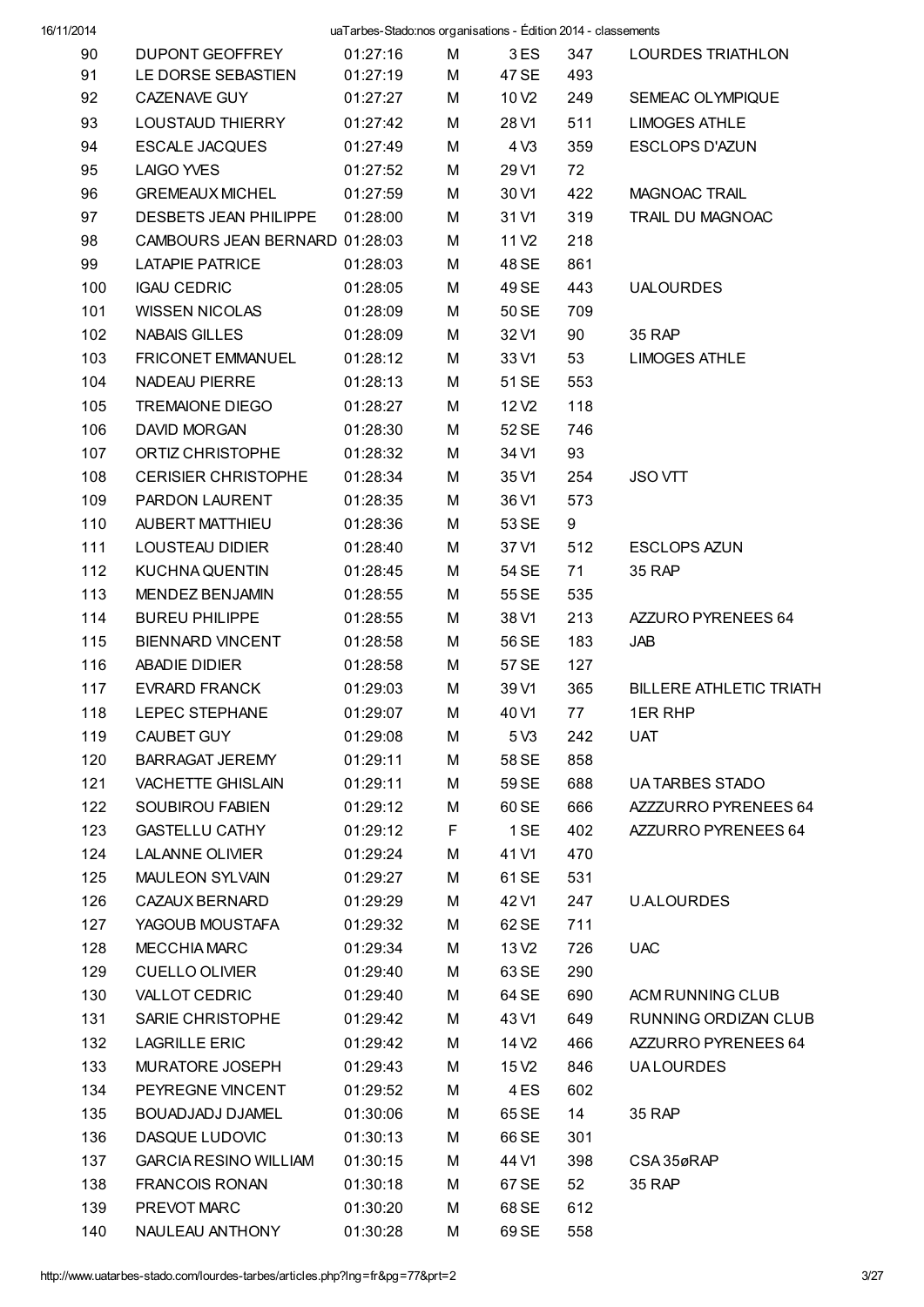| | | | | | | |
|---|---|---|---|---|---|---|
| 90 | DUPONT GEOFFREY | 01:27:16 | M | 3 ES | 347 | LOURDES TRIATHLON |
| 91 | LE DORSE SEBASTIEN | 01:27:19 | M | 47 SE | 493 | |
| 92 | CAZENAVE GUY | 01:27:27 | M | 10 V2 | 249 | SEMEAC OLYMPIQUE |
| 93 | LOUSTAUD THIERRY | 01:27:42 | M | 28 V1 | 511 | LIMOGES ATHLE |
| 94 | ESCALE JACQUES | 01:27:49 | M | 4 V3 | 359 | ESCLOPS D'AZUN |
| 95 | LAIGO YVES | 01:27:52 | M | 29 V1 | 72 | |
| 96 | GREMEAUX MICHEL | 01:27:59 | M | 30 V1 | 422 | MAGNOAC TRAIL |
| 97 | DESBETS JEAN PHILIPPE | 01:28:00 | M | 31 V1 | 319 | TRAIL DU MAGNOAC |
| 98 | CAMBOURS JEAN BERNARD | 01:28:03 | M | 11 V2 | 218 | |
| 99 | LATAPIE PATRICE | 01:28:03 | M | 48 SE | 861 | |
| 100 | IGAU CEDRIC | 01:28:05 | M | 49 SE | 443 | UALOURDES |
| 101 | WISSEN NICOLAS | 01:28:09 | M | 50 SE | 709 | |
| 102 | NABAIS GILLES | 01:28:09 | M | 32 V1 | 90 | 35 RAP |
| 103 | FRICONET EMMANUEL | 01:28:12 | M | 33 V1 | 53 | LIMOGES ATHLE |
| 104 | NADEAU PIERRE | 01:28:13 | M | 51 SE | 553 | |
| 105 | TREMAIONE DIEGO | 01:28:27 | M | 12 V2 | 118 | |
| 106 | DAVID MORGAN | 01:28:30 | M | 52 SE | 746 | |
| 107 | ORTIZ CHRISTOPHE | 01:28:32 | M | 34 V1 | 93 | |
| 108 | CERISIER CHRISTOPHE | 01:28:34 | M | 35 V1 | 254 | JSO VTT |
| 109 | PARDON LAURENT | 01:28:35 | M | 36 V1 | 573 | |
| 110 | AUBERT MATTHIEU | 01:28:36 | M | 53 SE | 9 | |
| 111 | LOUSTEAU DIDIER | 01:28:40 | M | 37 V1 | 512 | ESCLOPS AZUN |
| 112 | KUCHNA QUENTIN | 01:28:45 | M | 54 SE | 71 | 35 RAP |
| 113 | MENDEZ BENJAMIN | 01:28:55 | M | 55 SE | 535 | |
| 114 | BUREU PHILIPPE | 01:28:55 | M | 38 V1 | 213 | AZZURO PYRENEES 64 |
| 115 | BIENNARD VINCENT | 01:28:58 | M | 56 SE | 183 | JAB |
| 116 | ABADIE DIDIER | 01:28:58 | M | 57 SE | 127 | |
| 117 | EVRARD FRANCK | 01:29:03 | M | 39 V1 | 365 | BILLERE ATHLETIC TRIATH |
| 118 | LEPEC STEPHANE | 01:29:07 | M | 40 V1 | 77 | 1ER RHP |
| 119 | CAUBET GUY | 01:29:08 | M | 5 V3 | 242 | UAT |
| 120 | BARRAGAT JEREMY | 01:29:11 | M | 58 SE | 858 | |
| 121 | VACHETTE GHISLAIN | 01:29:11 | M | 59 SE | 688 | UA TARBES STADO |
| 122 | SOUBIROU FABIEN | 01:29:12 | M | 60 SE | 666 | AZZZURRO PYRENEES 64 |
| 123 | GASTELLU CATHY | 01:29:12 | F | 1 SE | 402 | AZZURRO PYRENEES 64 |
| 124 | LALANNE OLIVIER | 01:29:24 | M | 41 V1 | 470 | |
| 125 | MAULEON SYLVAIN | 01:29:27 | M | 61 SE | 531 | |
| 126 | CAZAUX BERNARD | 01:29:29 | M | 42 V1 | 247 | U.A.LOURDES |
| 127 | YAGOUB MOUSTAFA | 01:29:32 | M | 62 SE | 711 | |
| 128 | MECCHIA MARC | 01:29:34 | M | 13 V2 | 726 | UAC |
| 129 | CUELLO OLIVIER | 01:29:40 | M | 63 SE | 290 | |
| 130 | VALLOT CEDRIC | 01:29:40 | M | 64 SE | 690 | ACM RUNNING CLUB |
| 131 | SARIE CHRISTOPHE | 01:29:42 | M | 43 V1 | 649 | RUNNING ORDIZAN CLUB |
| 132 | LAGRILLE ERIC | 01:29:42 | M | 14 V2 | 466 | AZZURRO PYRENEES 64 |
| 133 | MURATORE JOSEPH | 01:29:43 | M | 15 V2 | 846 | UA LOURDES |
| 134 | PEYREGNE VINCENT | 01:29:52 | M | 4 ES | 602 | |
| 135 | BOUADJADJ DJAMEL | 01:30:06 | M | 65 SE | 14 | 35 RAP |
| 136 | DASQUE LUDOVIC | 01:30:13 | M | 66 SE | 301 | |
| 137 | GARCIA RESINO WILLIAM | 01:30:15 | M | 44 V1 | 398 | CSA 35øRAP |
| 138 | FRANCOIS RONAN | 01:30:18 | M | 67 SE | 52 | 35 RAP |
| 139 | PREVOT MARC | 01:30:20 | M | 68 SE | 612 | |
| 140 | NAULEAU ANTHONY | 01:30:28 | M | 69 SE | 558 | |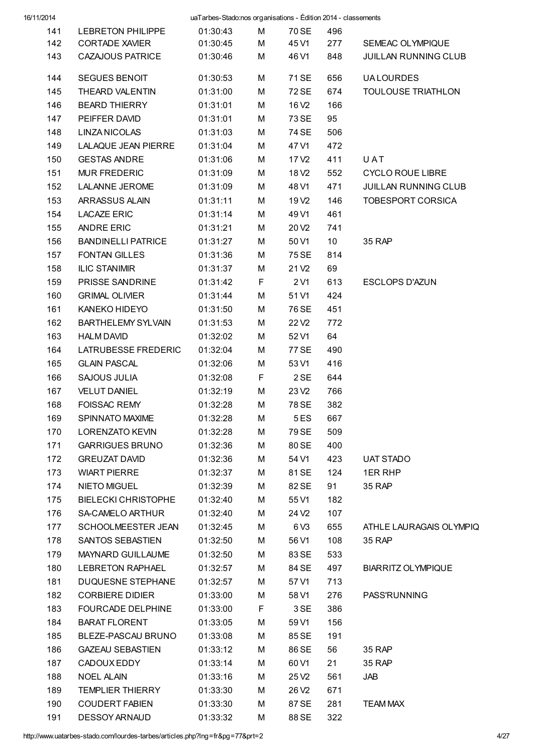| 141 | LEBRETON PHILIPPE | 01:30:43 | M | 70 SE | 496 | |
|---|---|---|---|---|---|---|
| 142 | CORTADE XAVIER | 01:30:45 | M | 45 V1 | 277 | SEMEAC OLYMPIQUE |
| 143 | CAZAJOUS PATRICE | 01:30:46 | M | 46 V1 | 848 | JUILLAN RUNNING CLUB |
| 144 | SEGUES BENOIT | 01:30:53 | M | 71 SE | 656 | UA LOURDES |
| 145 | THEARD VALENTIN | 01:31:00 | M | 72 SE | 674 | TOULOUSE TRIATHLON |
| 146 | BEARD THIERRY | 01:31:01 | M | 16 V2 | 166 | |
| 147 | PEIFFER DAVID | 01:31:01 | M | 73 SE | 95 | |
| 148 | LINZA NICOLAS | 01:31:03 | M | 74 SE | 506 | |
| 149 | LALAQUE JEAN PIERRE | 01:31:04 | M | 47 V1 | 472 | |
| 150 | GESTAS ANDRE | 01:31:06 | M | 17 V2 | 411 | U A T |
| 151 | MUR FREDERIC | 01:31:09 | M | 18 V2 | 552 | CYCLO ROUE LIBRE |
| 152 | LALANNE JEROME | 01:31:09 | M | 48 V1 | 471 | JUILLAN RUNNING CLUB |
| 153 | ARRASSUS ALAIN | 01:31:11 | M | 19 V2 | 146 | TOBESPORT CORSICA |
| 154 | LACAZE ERIC | 01:31:14 | M | 49 V1 | 461 | |
| 155 | ANDRE ERIC | 01:31:21 | M | 20 V2 | 741 | |
| 156 | BANDINELLI PATRICE | 01:31:27 | M | 50 V1 | 10 | 35 RAP |
| 157 | FONTAN GILLES | 01:31:36 | M | 75 SE | 814 | |
| 158 | ILIC STANIMIR | 01:31:37 | M | 21 V2 | 69 | |
| 159 | PRISSE SANDRINE | 01:31:42 | F | 2 V1 | 613 | ESCLOPS D'AZUN |
| 160 | GRIMAL OLIVIER | 01:31:44 | M | 51 V1 | 424 | |
| 161 | KANEKO HIDEYO | 01:31:50 | M | 76 SE | 451 | |
| 162 | BARTHELEMY SYLVAIN | 01:31:53 | M | 22 V2 | 772 | |
| 163 | HALM DAVID | 01:32:02 | M | 52 V1 | 64 | |
| 164 | LATRUBESSE FREDERIC | 01:32:04 | M | 77 SE | 490 | |
| 165 | GLAIN PASCAL | 01:32:06 | M | 53 V1 | 416 | |
| 166 | SAJOUS JULIA | 01:32:08 | F | 2 SE | 644 | |
| 167 | VELUT DANIEL | 01:32:19 | M | 23 V2 | 766 | |
| 168 | FOISSAC REMY | 01:32:28 | M | 78 SE | 382 | |
| 169 | SPINNATO MAXIME | 01:32:28 | M | 5 ES | 667 | |
| 170 | LORENZATO KEVIN | 01:32:28 | M | 79 SE | 509 | |
| 171 | GARRIGUES BRUNO | 01:32:36 | M | 80 SE | 400 | |
| 172 | GREUZAT DAVID | 01:32:36 | M | 54 V1 | 423 | UAT STADO |
| 173 | WIART PIERRE | 01:32:37 | M | 81 SE | 124 | 1ER RHP |
| 174 | NIETO MIGUEL | 01:32:39 | M | 82 SE | 91 | 35 RAP |
| 175 | BIELECKI CHRISTOPHE | 01:32:40 | M | 55 V1 | 182 | |
| 176 | SA-CAMELO ARTHUR | 01:32:40 | M | 24 V2 | 107 | |
| 177 | SCHOOLMEESTER JEAN | 01:32:45 | M | 6 V3 | 655 | ATHLE LAURAGAIS OLYMPIQ |
| 178 | SANTOS SEBASTIEN | 01:32:50 | M | 56 V1 | 108 | 35 RAP |
| 179 | MAYNARD GUILLAUME | 01:32:50 | M | 83 SE | 533 | |
| 180 | LEBRETON RAPHAEL | 01:32:57 | M | 84 SE | 497 | BIARRITZ OLYMPIQUE |
| 181 | DUQUESNE STEPHANE | 01:32:57 | M | 57 V1 | 713 | |
| 182 | CORBIERE DIDIER | 01:33:00 | M | 58 V1 | 276 | PASS'RUNNING |
| 183 | FOURCADE DELPHINE | 01:33:00 | F | 3 SE | 386 | |
| 184 | BARAT FLORENT | 01:33:05 | M | 59 V1 | 156 | |
| 185 | BLEZE-PASCAU BRUNO | 01:33:08 | M | 85 SE | 191 | |
| 186 | GAZEAU SEBASTIEN | 01:33:12 | M | 86 SE | 56 | 35 RAP |
| 187 | CADOUX EDDY | 01:33:14 | M | 60 V1 | 21 | 35 RAP |
| 188 | NOEL ALAIN | 01:33:16 | M | 25 V2 | 561 | JAB |
| 189 | TEMPLIER THIERRY | 01:33:30 | M | 26 V2 | 671 | |
| 190 | COUDERT FABIEN | 01:33:30 | M | 87 SE | 281 | TEAM MAX |
| 191 | DESSOY ARNAUD | 01:33:32 | M | 88 SE | 322 | |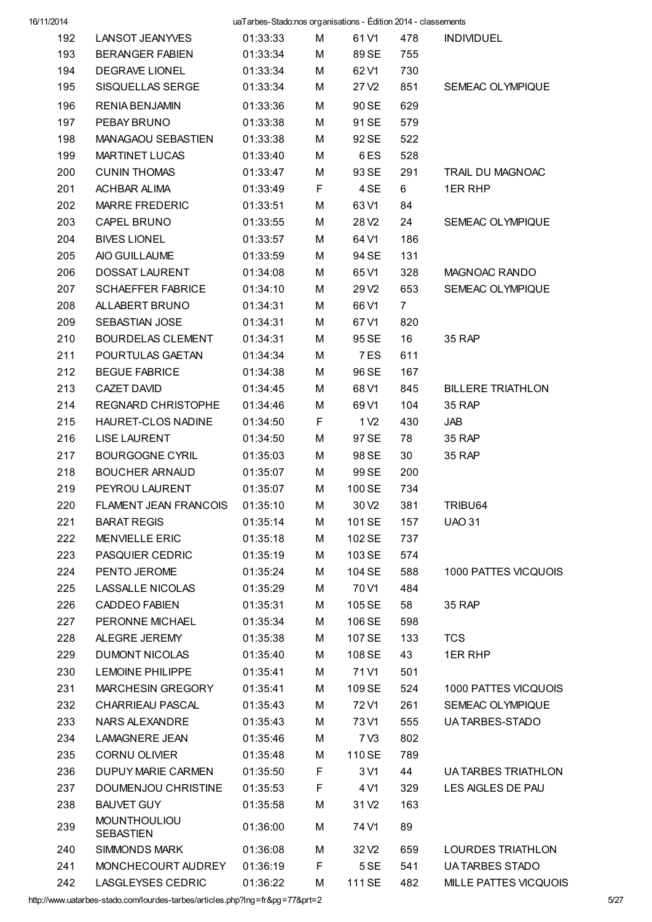| | | | | | | |
|---|---|---|---|---|---|---|
| 192 | LANSOT JEANYVES | 01:33:33 | M | 61 V1 | 478 | INDIVIDUEL |
| 193 | BERANGER FABIEN | 01:33:34 | M | 89 SE | 755 | |
| 194 | DEGRAVE LIONEL | 01:33:34 | M | 62 V1 | 730 | |
| 195 | SISQUELLAS SERGE | 01:33:34 | M | 27 V2 | 851 | SEMEAC OLYMPIQUE |
| 196 | RENIA BENJAMIN | 01:33:36 | M | 90 SE | 629 | |
| 197 | PEBAY BRUNO | 01:33:38 | M | 91 SE | 579 | |
| 198 | MANAGAOU SEBASTIEN | 01:33:38 | M | 92 SE | 522 | |
| 199 | MARTINET LUCAS | 01:33:40 | M | 6 ES | 528 | |
| 200 | CUNIN THOMAS | 01:33:47 | M | 93 SE | 291 | TRAIL DU MAGNOAC |
| 201 | ACHBAR ALIMA | 01:33:49 | F | 4 SE | 6 | 1ER RHP |
| 202 | MARRE FREDERIC | 01:33:51 | M | 63 V1 | 84 | |
| 203 | CAPEL BRUNO | 01:33:55 | M | 28 V2 | 24 | SEMEAC OLYMPIQUE |
| 204 | BIVES LIONEL | 01:33:57 | M | 64 V1 | 186 | |
| 205 | AIO GUILLAUME | 01:33:59 | M | 94 SE | 131 | |
| 206 | DOSSAT LAURENT | 01:34:08 | M | 65 V1 | 328 | MAGNOAC RANDO |
| 207 | SCHAEFFER FABRICE | 01:34:10 | M | 29 V2 | 653 | SEMEAC OLYMPIQUE |
| 208 | ALLABERT BRUNO | 01:34:31 | M | 66 V1 | 7 | |
| 209 | SEBASTIAN JOSE | 01:34:31 | M | 67 V1 | 820 | |
| 210 | BOURDELAS CLEMENT | 01:34:31 | M | 95 SE | 16 | 35 RAP |
| 211 | POURTULAS GAETAN | 01:34:34 | M | 7 ES | 611 | |
| 212 | BEGUE FABRICE | 01:34:38 | M | 96 SE | 167 | |
| 213 | CAZET DAVID | 01:34:45 | M | 68 V1 | 845 | BILLERE TRIATHLON |
| 214 | REGNARD CHRISTOPHE | 01:34:46 | M | 69 V1 | 104 | 35 RAP |
| 215 | HAURET-CLOS NADINE | 01:34:50 | F | 1 V2 | 430 | JAB |
| 216 | LISE LAURENT | 01:34:50 | M | 97 SE | 78 | 35 RAP |
| 217 | BOURGOGNE CYRIL | 01:35:03 | M | 98 SE | 30 | 35 RAP |
| 218 | BOUCHER ARNAUD | 01:35:07 | M | 99 SE | 200 | |
| 219 | PEYROU LAURENT | 01:35:07 | M | 100 SE | 734 | |
| 220 | FLAMENT JEAN FRANCOIS | 01:35:10 | M | 30 V2 | 381 | TRIBU64 |
| 221 | BARAT REGIS | 01:35:14 | M | 101 SE | 157 | UAO 31 |
| 222 | MENVIELLE ERIC | 01:35:18 | M | 102 SE | 737 | |
| 223 | PASQUIER CEDRIC | 01:35:19 | M | 103 SE | 574 | |
| 224 | PENTO JEROME | 01:35:24 | M | 104 SE | 588 | 1000 PATTES VICQUOIS |
| 225 | LASSALLE NICOLAS | 01:35:29 | M | 70 V1 | 484 | |
| 226 | CADDEO FABIEN | 01:35:31 | M | 105 SE | 58 | 35 RAP |
| 227 | PERONNE MICHAEL | 01:35:34 | M | 106 SE | 598 | |
| 228 | ALEGRE JEREMY | 01:35:38 | M | 107 SE | 133 | TCS |
| 229 | DUMONT NICOLAS | 01:35:40 | M | 108 SE | 43 | 1ER RHP |
| 230 | LEMOINE PHILIPPE | 01:35:41 | M | 71 V1 | 501 | |
| 231 | MARCHESIN GREGORY | 01:35:41 | M | 109 SE | 524 | 1000 PATTES VICQUOIS |
| 232 | CHARRIEAU PASCAL | 01:35:43 | M | 72 V1 | 261 | SEMEAC OLYMPIQUE |
| 233 | NARS ALEXANDRE | 01:35:43 | M | 73 V1 | 555 | UA TARBES-STADO |
| 234 | LAMAGNERE JEAN | 01:35:46 | M | 7 V3 | 802 | |
| 235 | CORNU OLIVIER | 01:35:48 | M | 110 SE | 789 | |
| 236 | DUPUY MARIE CARMEN | 01:35:50 | F | 3 V1 | 44 | UA TARBES TRIATHLON |
| 237 | DOUMENJOU CHRISTINE | 01:35:53 | F | 4 V1 | 329 | LES AIGLES DE PAU |
| 238 | BAUVET GUY | 01:35:58 | M | 31 V2 | 163 | |
| 239 | MOUNTHOULIOU SEBASTIEN | 01:36:00 | M | 74 V1 | 89 | |
| 240 | SIMMONDS MARK | 01:36:08 | M | 32 V2 | 659 | LOURDES TRIATHLON |
| 241 | MONCHECOURT AUDREY | 01:36:19 | F | 5 SE | 541 | UA TARBES STADO |
| 242 | LASGLEYSES CEDRIC | 01:36:22 | M | 111 SE | 482 | MILLE PATTES VICQUOIS |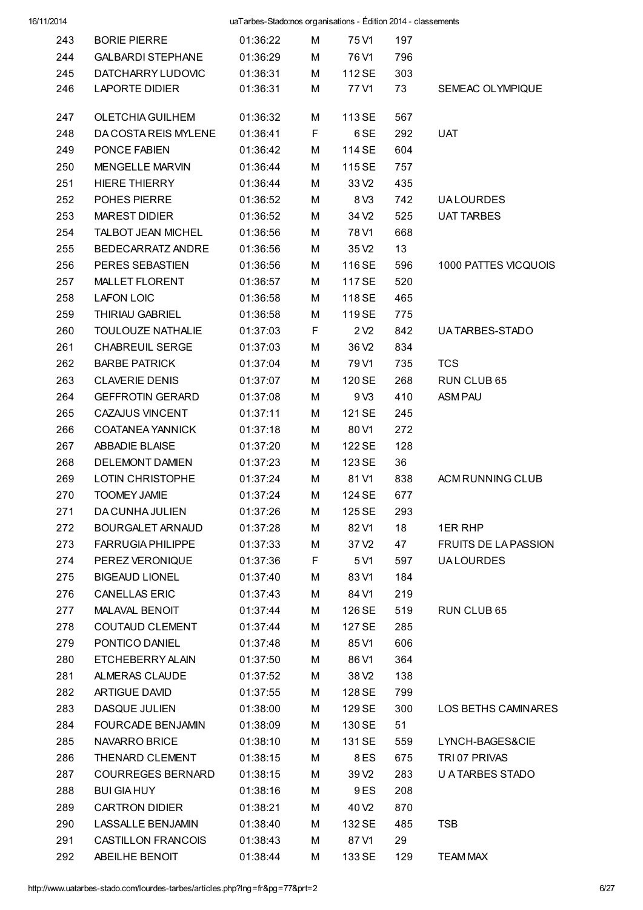| | | | | | | |
|---|---|---|---|---|---|---|
| 243 | BORIE PIERRE | 01:36:22 | M | 75 V1 | 197 | |
| 244 | GALBARDI STEPHANE | 01:36:29 | M | 76 V1 | 796 | |
| 245 | DATCHARRY LUDOVIC | 01:36:31 | M | 112 SE | 303 | |
| 246 | LAPORTE DIDIER | 01:36:31 | M | 77 V1 | 73 | SEMEAC OLYMPIQUE |
| 247 | OLETCHIA GUILHEM | 01:36:32 | M | 113 SE | 567 | |
| 248 | DA COSTA REIS MYLENE | 01:36:41 | F | 6 SE | 292 | UAT |
| 249 | PONCE FABIEN | 01:36:42 | M | 114 SE | 604 | |
| 250 | MENGELLE MARVIN | 01:36:44 | M | 115 SE | 757 | |
| 251 | HIERE THIERRY | 01:36:44 | M | 33 V2 | 435 | |
| 252 | POHES PIERRE | 01:36:52 | M | 8 V3 | 742 | UA LOURDES |
| 253 | MAREST DIDIER | 01:36:52 | M | 34 V2 | 525 | UAT TARBES |
| 254 | TALBOT JEAN MICHEL | 01:36:56 | M | 78 V1 | 668 | |
| 255 | BEDECARRATZ ANDRE | 01:36:56 | M | 35 V2 | 13 | |
| 256 | PERES SEBASTIEN | 01:36:56 | M | 116 SE | 596 | 1000 PATTES VICQUOIS |
| 257 | MALLET FLORENT | 01:36:57 | M | 117 SE | 520 | |
| 258 | LAFON LOIC | 01:36:58 | M | 118 SE | 465 | |
| 259 | THIRIAU GABRIEL | 01:36:58 | M | 119 SE | 775 | |
| 260 | TOULOUZE NATHALIE | 01:37:03 | F | 2 V2 | 842 | UA TARBES-STADO |
| 261 | CHABREUIL SERGE | 01:37:03 | M | 36 V2 | 834 | |
| 262 | BARBE PATRICK | 01:37:04 | M | 79 V1 | 735 | TCS |
| 263 | CLAVERIE DENIS | 01:37:07 | M | 120 SE | 268 | RUN CLUB 65 |
| 264 | GEFFROTIN GERARD | 01:37:08 | M | 9 V3 | 410 | ASM PAU |
| 265 | CAZAJUS VINCENT | 01:37:11 | M | 121 SE | 245 | |
| 266 | COATANEA YANNICK | 01:37:18 | M | 80 V1 | 272 | |
| 267 | ABBADIE BLAISE | 01:37:20 | M | 122 SE | 128 | |
| 268 | DELEMONT DAMIEN | 01:37:23 | M | 123 SE | 36 | |
| 269 | LOTIN CHRISTOPHE | 01:37:24 | M | 81 V1 | 838 | ACM RUNNING CLUB |
| 270 | TOOMEY JAMIE | 01:37:24 | M | 124 SE | 677 | |
| 271 | DA CUNHA JULIEN | 01:37:26 | M | 125 SE | 293 | |
| 272 | BOURGALET ARNAUD | 01:37:28 | M | 82 V1 | 18 | 1ER RHP |
| 273 | FARRUGIA PHILIPPE | 01:37:33 | M | 37 V2 | 47 | FRUITS DE LA PASSION |
| 274 | PEREZ VERONIQUE | 01:37:36 | F | 5 V1 | 597 | UA LOURDES |
| 275 | BIGEAUD LIONEL | 01:37:40 | M | 83 V1 | 184 | |
| 276 | CANELLAS ERIC | 01:37:43 | M | 84 V1 | 219 | |
| 277 | MALAVAL BENOIT | 01:37:44 | M | 126 SE | 519 | RUN CLUB 65 |
| 278 | COUTAUD CLEMENT | 01:37:44 | M | 127 SE | 285 | |
| 279 | PONTICO DANIEL | 01:37:48 | M | 85 V1 | 606 | |
| 280 | ETCHEBERRY ALAIN | 01:37:50 | M | 86 V1 | 364 | |
| 281 | ALMERAS CLAUDE | 01:37:52 | M | 38 V2 | 138 | |
| 282 | ARTIGUE DAVID | 01:37:55 | M | 128 SE | 799 | |
| 283 | DASQUE JULIEN | 01:38:00 | M | 129 SE | 300 | LOS BETHS CAMINARES |
| 284 | FOURCADE BENJAMIN | 01:38:09 | M | 130 SE | 51 | |
| 285 | NAVARRO BRICE | 01:38:10 | M | 131 SE | 559 | LYNCH-BAGES&CIE |
| 286 | THENARD CLEMENT | 01:38:15 | M | 8 ES | 675 | TRI 07 PRIVAS |
| 287 | COURREGES BERNARD | 01:38:15 | M | 39 V2 | 283 | U A TARBES STADO |
| 288 | BUI GIA HUY | 01:38:16 | M | 9 ES | 208 | |
| 289 | CARTRON DIDIER | 01:38:21 | M | 40 V2 | 870 | |
| 290 | LASSALLE BENJAMIN | 01:38:40 | M | 132 SE | 485 | TSB |
| 291 | CASTILLON FRANCOIS | 01:38:43 | M | 87 V1 | 29 | |
| 292 | ABEILHE BENOIT | 01:38:44 | M | 133 SE | 129 | TEAM MAX |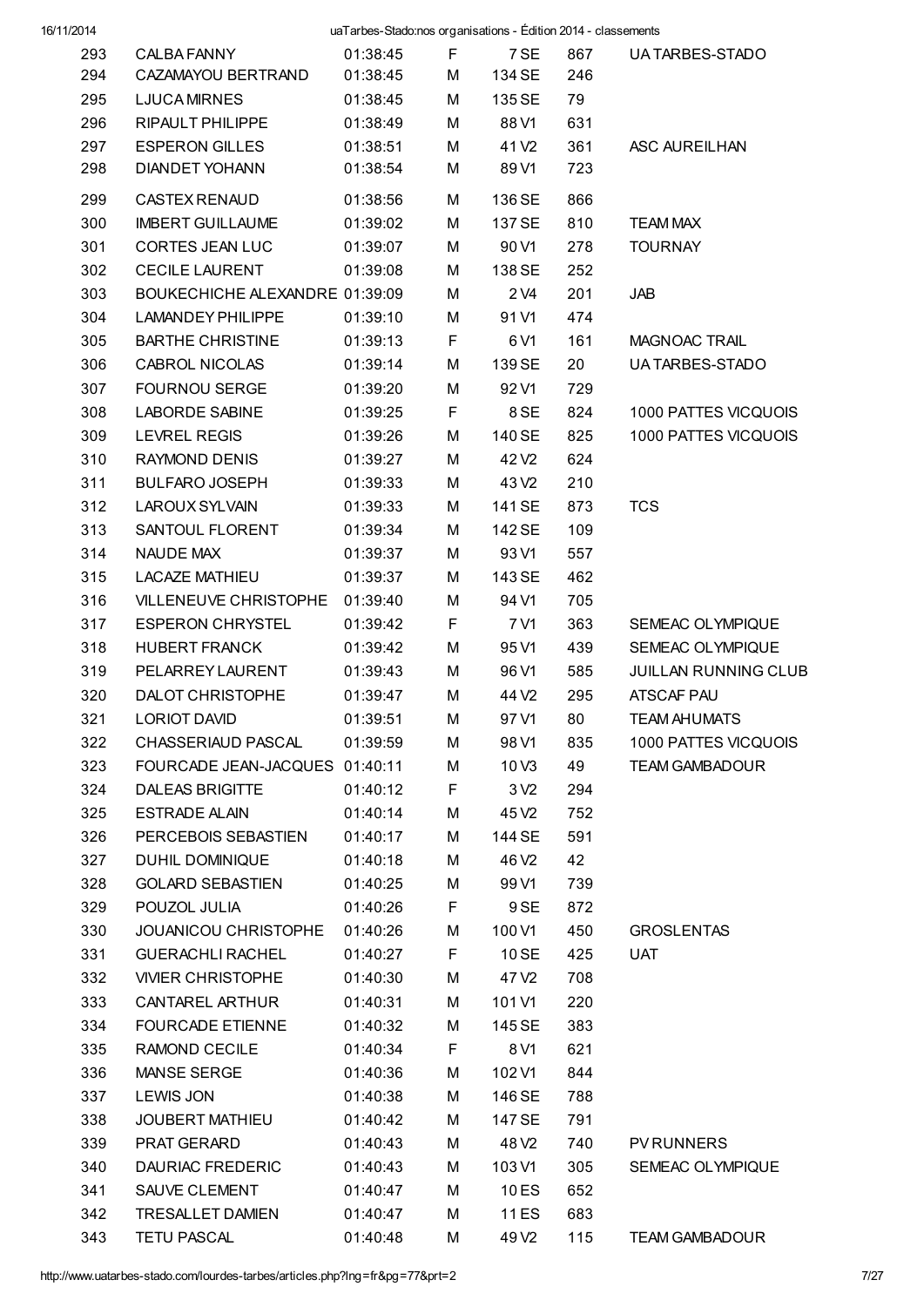| | | | | | | |
|---|---|---|---|---|---|---|
| 293 | CALBA FANNY | 01:38:45 | F | 7 SE | 867 | UA TARBES-STADO |
| 294 | CAZAMAYOU BERTRAND | 01:38:45 | M | 134 SE | 246 | |
| 295 | LJUCA MIRNES | 01:38:45 | M | 135 SE | 79 | |
| 296 | RIPAULT PHILIPPE | 01:38:49 | M | 88 V1 | 631 | |
| 297 | ESPERON GILLES | 01:38:51 | M | 41 V2 | 361 | ASC AUREILHAN |
| 298 | DIANDET YOHANN | 01:38:54 | M | 89 V1 | 723 | |
| 299 | CASTEX RENAUD | 01:38:56 | M | 136 SE | 866 | |
| 300 | IMBERT GUILLAUME | 01:39:02 | M | 137 SE | 810 | TEAM MAX |
| 301 | CORTES JEAN LUC | 01:39:07 | M | 90 V1 | 278 | TOURNAY |
| 302 | CECILE LAURENT | 01:39:08 | M | 138 SE | 252 | |
| 303 | BOUKECHICHE ALEXANDRE | 01:39:09 | M | 2 V4 | 201 | JAB |
| 304 | LAMANDEY PHILIPPE | 01:39:10 | M | 91 V1 | 474 | |
| 305 | BARTHE CHRISTINE | 01:39:13 | F | 6 V1 | 161 | MAGNOAC TRAIL |
| 306 | CABROL NICOLAS | 01:39:14 | M | 139 SE | 20 | UA TARBES-STADO |
| 307 | FOURNOU SERGE | 01:39:20 | M | 92 V1 | 729 | |
| 308 | LABORDE SABINE | 01:39:25 | F | 8 SE | 824 | 1000 PATTES VICQUOIS |
| 309 | LEVREL REGIS | 01:39:26 | M | 140 SE | 825 | 1000 PATTES VICQUOIS |
| 310 | RAYMOND DENIS | 01:39:27 | M | 42 V2 | 624 | |
| 311 | BULFARO JOSEPH | 01:39:33 | M | 43 V2 | 210 | |
| 312 | LAROUX SYLVAIN | 01:39:33 | M | 141 SE | 873 | TCS |
| 313 | SANTOUL FLORENT | 01:39:34 | M | 142 SE | 109 | |
| 314 | NAUDE MAX | 01:39:37 | M | 93 V1 | 557 | |
| 315 | LACAZE MATHIEU | 01:39:37 | M | 143 SE | 462 | |
| 316 | VILLENEUVE CHRISTOPHE | 01:39:40 | M | 94 V1 | 705 | |
| 317 | ESPERON CHRYSTEL | 01:39:42 | F | 7 V1 | 363 | SEMEAC OLYMPIQUE |
| 318 | HUBERT FRANCK | 01:39:42 | M | 95 V1 | 439 | SEMEAC OLYMPIQUE |
| 319 | PELARREY LAURENT | 01:39:43 | M | 96 V1 | 585 | JUILLAN RUNNING CLUB |
| 320 | DALOT CHRISTOPHE | 01:39:47 | M | 44 V2 | 295 | ATSCAF PAU |
| 321 | LORIOT DAVID | 01:39:51 | M | 97 V1 | 80 | TEAM AHUMATS |
| 322 | CHASSERIAUD PASCAL | 01:39:59 | M | 98 V1 | 835 | 1000 PATTES VICQUOIS |
| 323 | FOURCADE JEAN-JACQUES | 01:40:11 | M | 10 V3 | 49 | TEAM GAMBADOUR |
| 324 | DALEAS BRIGITTE | 01:40:12 | F | 3 V2 | 294 | |
| 325 | ESTRADE ALAIN | 01:40:14 | M | 45 V2 | 752 | |
| 326 | PERCEBOIS SEBASTIEN | 01:40:17 | M | 144 SE | 591 | |
| 327 | DUHIL DOMINIQUE | 01:40:18 | M | 46 V2 | 42 | |
| 328 | GOLARD SEBASTIEN | 01:40:25 | M | 99 V1 | 739 | |
| 329 | POUZOL JULIA | 01:40:26 | F | 9 SE | 872 | |
| 330 | JOUANICOU CHRISTOPHE | 01:40:26 | M | 100 V1 | 450 | GROSLENTAS |
| 331 | GUERACHLI RACHEL | 01:40:27 | F | 10 SE | 425 | UAT |
| 332 | VIVIER CHRISTOPHE | 01:40:30 | M | 47 V2 | 708 | |
| 333 | CANTAREL ARTHUR | 01:40:31 | M | 101 V1 | 220 | |
| 334 | FOURCADE ETIENNE | 01:40:32 | M | 145 SE | 383 | |
| 335 | RAMOND CECILE | 01:40:34 | F | 8 V1 | 621 | |
| 336 | MANSE SERGE | 01:40:36 | M | 102 V1 | 844 | |
| 337 | LEWIS JON | 01:40:38 | M | 146 SE | 788 | |
| 338 | JOUBERT MATHIEU | 01:40:42 | M | 147 SE | 791 | |
| 339 | PRAT GERARD | 01:40:43 | M | 48 V2 | 740 | PV RUNNERS |
| 340 | DAURIAC FREDERIC | 01:40:43 | M | 103 V1 | 305 | SEMEAC OLYMPIQUE |
| 341 | SAUVE CLEMENT | 01:40:47 | M | 10 ES | 652 | |
| 342 | TRESALLET DAMIEN | 01:40:47 | M | 11 ES | 683 | |
| 343 | TETU PASCAL | 01:40:48 | M | 49 V2 | 115 | TEAM GAMBADOUR |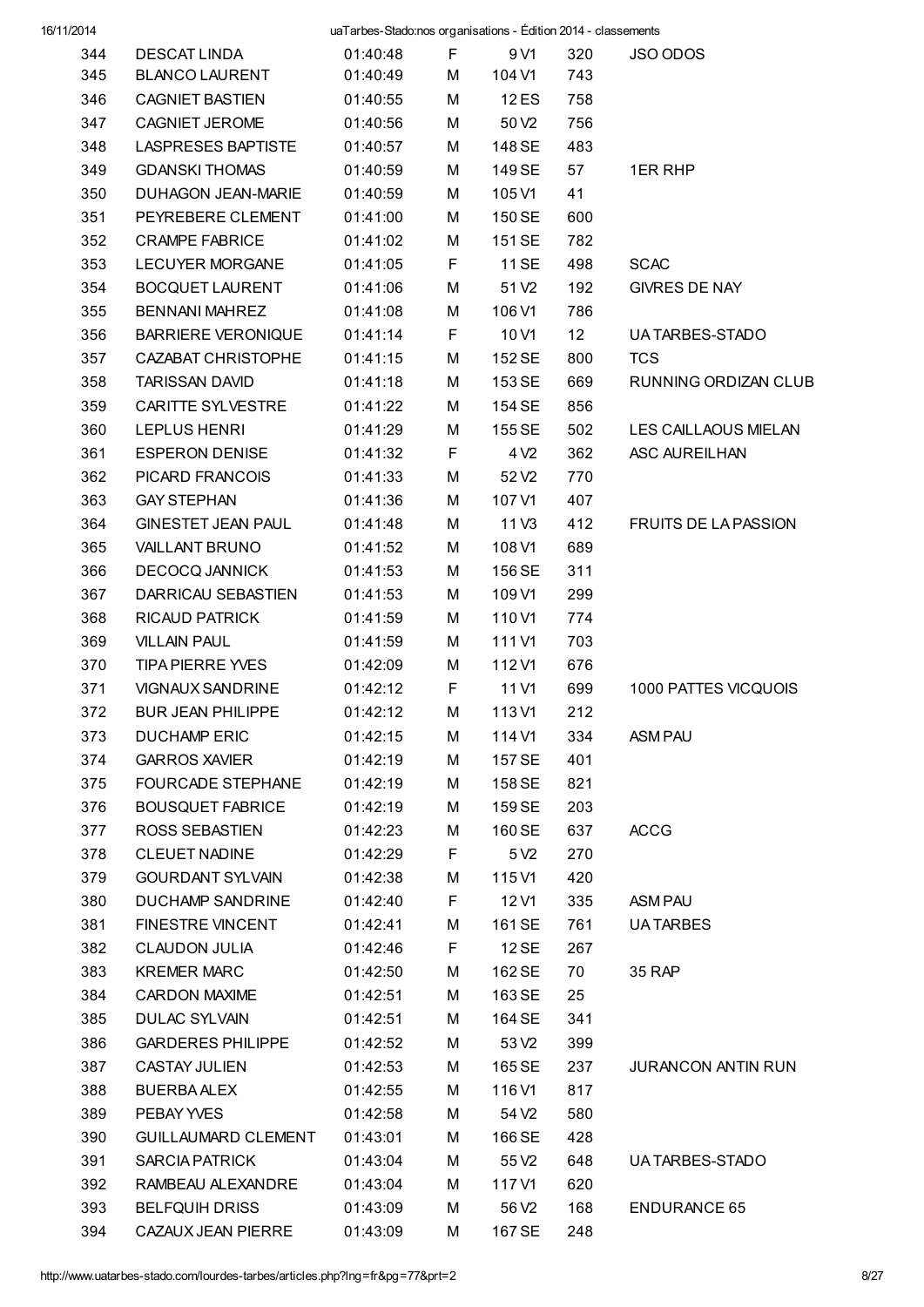| | | | | | | |
|---|---|---|---|---|---|---|
| 344 | DESCAT LINDA | 01:40:48 | F | 9 V1 | 320 | JSO ODOS |
| 345 | BLANCO LAURENT | 01:40:49 | M | 104 V1 | 743 | |
| 346 | CAGNIET BASTIEN | 01:40:55 | M | 12 ES | 758 | |
| 347 | CAGNIET JEROME | 01:40:56 | M | 50 V2 | 756 | |
| 348 | LASPRESES BAPTISTE | 01:40:57 | M | 148 SE | 483 | |
| 349 | GDANSKI THOMAS | 01:40:59 | M | 149 SE | 57 | 1ER RHP |
| 350 | DUHAGON JEAN-MARIE | 01:40:59 | M | 105 V1 | 41 | |
| 351 | PEYREBERE CLEMENT | 01:41:00 | M | 150 SE | 600 | |
| 352 | CRAMPE FABRICE | 01:41:02 | M | 151 SE | 782 | |
| 353 | LECUYER MORGANE | 01:41:05 | F | 11 SE | 498 | SCAC |
| 354 | BOCQUET LAURENT | 01:41:06 | M | 51 V2 | 192 | GIVRES DE NAY |
| 355 | BENNANI MAHREZ | 01:41:08 | M | 106 V1 | 786 | |
| 356 | BARRIERE VERONIQUE | 01:41:14 | F | 10 V1 | 12 | UA TARBES-STADO |
| 357 | CAZABAT CHRISTOPHE | 01:41:15 | M | 152 SE | 800 | TCS |
| 358 | TARISSAN DAVID | 01:41:18 | M | 153 SE | 669 | RUNNING ORDIZAN CLUB |
| 359 | CARITTE SYLVESTRE | 01:41:22 | M | 154 SE | 856 | |
| 360 | LEPLUS HENRI | 01:41:29 | M | 155 SE | 502 | LES CAILLAOUS MIELAN |
| 361 | ESPERON DENISE | 01:41:32 | F | 4 V2 | 362 | ASC AUREILHAN |
| 362 | PICARD FRANCOIS | 01:41:33 | M | 52 V2 | 770 | |
| 363 | GAY STEPHAN | 01:41:36 | M | 107 V1 | 407 | |
| 364 | GINESTET JEAN PAUL | 01:41:48 | M | 11 V3 | 412 | FRUITS DE LA PASSION |
| 365 | VAILLANT BRUNO | 01:41:52 | M | 108 V1 | 689 | |
| 366 | DECOCQ JANNICK | 01:41:53 | M | 156 SE | 311 | |
| 367 | DARRICAU SEBASTIEN | 01:41:53 | M | 109 V1 | 299 | |
| 368 | RICAUD PATRICK | 01:41:59 | M | 110 V1 | 774 | |
| 369 | VILLAIN PAUL | 01:41:59 | M | 111 V1 | 703 | |
| 370 | TIPA PIERRE YVES | 01:42:09 | M | 112 V1 | 676 | |
| 371 | VIGNAUX SANDRINE | 01:42:12 | F | 11 V1 | 699 | 1000 PATTES VICQUOIS |
| 372 | BUR JEAN PHILIPPE | 01:42:12 | M | 113 V1 | 212 | |
| 373 | DUCHAMP ERIC | 01:42:15 | M | 114 V1 | 334 | ASM PAU |
| 374 | GARROS XAVIER | 01:42:19 | M | 157 SE | 401 | |
| 375 | FOURCADE STEPHANE | 01:42:19 | M | 158 SE | 821 | |
| 376 | BOUSQUET FABRICE | 01:42:19 | M | 159 SE | 203 | |
| 377 | ROSS SEBASTIEN | 01:42:23 | M | 160 SE | 637 | ACCG |
| 378 | CLEUET NADINE | 01:42:29 | F | 5 V2 | 270 | |
| 379 | GOURDANT SYLVAIN | 01:42:38 | M | 115 V1 | 420 | |
| 380 | DUCHAMP SANDRINE | 01:42:40 | F | 12 V1 | 335 | ASM PAU |
| 381 | FINESTRE VINCENT | 01:42:41 | M | 161 SE | 761 | UA TARBES |
| 382 | CLAUDON JULIA | 01:42:46 | F | 12 SE | 267 | |
| 383 | KREMER MARC | 01:42:50 | M | 162 SE | 70 | 35 RAP |
| 384 | CARDON MAXIME | 01:42:51 | M | 163 SE | 25 | |
| 385 | DULAC SYLVAIN | 01:42:51 | M | 164 SE | 341 | |
| 386 | GARDERES PHILIPPE | 01:42:52 | M | 53 V2 | 399 | |
| 387 | CASTAY JULIEN | 01:42:53 | M | 165 SE | 237 | JURANCON ANTIN RUN |
| 388 | BUERBA ALEX | 01:42:55 | M | 116 V1 | 817 | |
| 389 | PEBAY YVES | 01:42:58 | M | 54 V2 | 580 | |
| 390 | GUILLAUMARD CLEMENT | 01:43:01 | M | 166 SE | 428 | |
| 391 | SARCIA PATRICK | 01:43:04 | M | 55 V2 | 648 | UA TARBES-STADO |
| 392 | RAMBEAU ALEXANDRE | 01:43:04 | M | 117 V1 | 620 | |
| 393 | BELFQUIH DRISS | 01:43:09 | M | 56 V2 | 168 | ENDURANCE 65 |
| 394 | CAZAUX JEAN PIERRE | 01:43:09 | M | 167 SE | 248 | |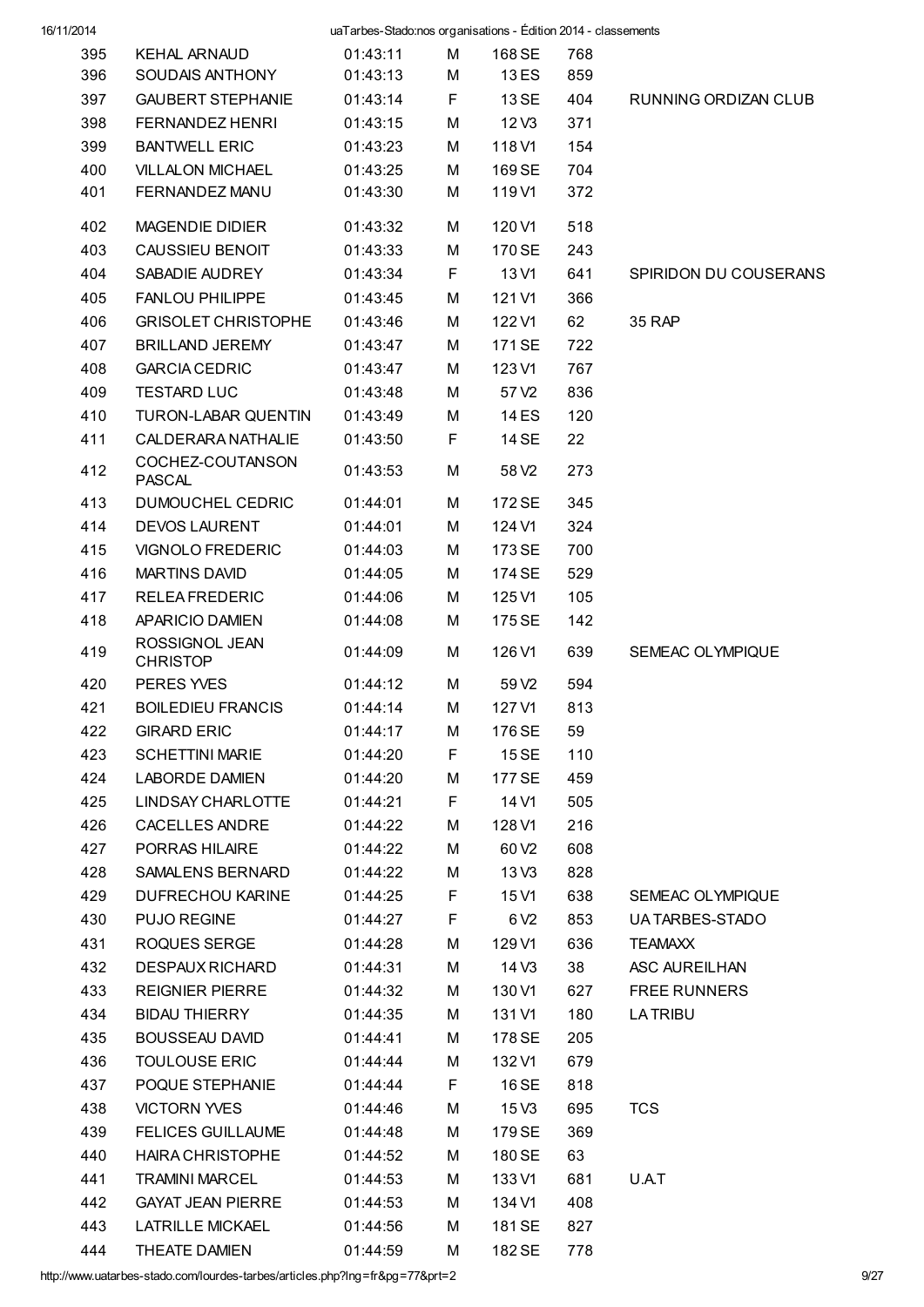| | | | | | | |
|---|---|---|---|---|---|---|
| 395 | KEHAL ARNAUD | 01:43:11 | M | 168 SE | 768 | |
| 396 | SOUDAIS ANTHONY | 01:43:13 | M | 13 ES | 859 | |
| 397 | GAUBERT STEPHANIE | 01:43:14 | F | 13 SE | 404 | RUNNING ORDIZAN CLUB |
| 398 | FERNANDEZ HENRI | 01:43:15 | M | 12 V3 | 371 | |
| 399 | BANTWELL ERIC | 01:43:23 | M | 118 V1 | 154 | |
| 400 | VILLALON MICHAEL | 01:43:25 | M | 169 SE | 704 | |
| 401 | FERNANDEZ MANU | 01:43:30 | M | 119 V1 | 372 | |
| 402 | MAGENDIE DIDIER | 01:43:32 | M | 120 V1 | 518 | |
| 403 | CAUSSIEU BENOIT | 01:43:33 | M | 170 SE | 243 | |
| 404 | SABADIE AUDREY | 01:43:34 | F | 13 V1 | 641 | SPIRIDON DU COUSERANS |
| 405 | FANLOU PHILIPPE | 01:43:45 | M | 121 V1 | 366 | |
| 406 | GRISOLET CHRISTOPHE | 01:43:46 | M | 122 V1 | 62 | 35 RAP |
| 407 | BRILLAND JEREMY | 01:43:47 | M | 171 SE | 722 | |
| 408 | GARCIA CEDRIC | 01:43:47 | M | 123 V1 | 767 | |
| 409 | TESTARD LUC | 01:43:48 | M | 57 V2 | 836 | |
| 410 | TURON-LABAR QUENTIN | 01:43:49 | M | 14 ES | 120 | |
| 411 | CALDERARA NATHALIE | 01:43:50 | F | 14 SE | 22 | |
| 412 | COCHEZ-COUTANSON PASCAL | 01:43:53 | M | 58 V2 | 273 | |
| 413 | DUMOUCHEL CEDRIC | 01:44:01 | M | 172 SE | 345 | |
| 414 | DEVOS LAURENT | 01:44:01 | M | 124 V1 | 324 | |
| 415 | VIGNOLO FREDERIC | 01:44:03 | M | 173 SE | 700 | |
| 416 | MARTINS DAVID | 01:44:05 | M | 174 SE | 529 | |
| 417 | RELEA FREDERIC | 01:44:06 | M | 125 V1 | 105 | |
| 418 | APARICIO DAMIEN | 01:44:08 | M | 175 SE | 142 | |
| 419 | ROSSIGNOL JEAN CHRISTOP | 01:44:09 | M | 126 V1 | 639 | SEMEAC OLYMPIQUE |
| 420 | PERES YVES | 01:44:12 | M | 59 V2 | 594 | |
| 421 | BOILEDIEU FRANCIS | 01:44:14 | M | 127 V1 | 813 | |
| 422 | GIRARD ERIC | 01:44:17 | M | 176 SE | 59 | |
| 423 | SCHETTINI MARIE | 01:44:20 | F | 15 SE | 110 | |
| 424 | LABORDE DAMIEN | 01:44:20 | M | 177 SE | 459 | |
| 425 | LINDSAY CHARLOTTE | 01:44:21 | F | 14 V1 | 505 | |
| 426 | CACELLES ANDRE | 01:44:22 | M | 128 V1 | 216 | |
| 427 | PORRAS HILAIRE | 01:44:22 | M | 60 V2 | 608 | |
| 428 | SAMALENS BERNARD | 01:44:22 | M | 13 V3 | 828 | |
| 429 | DUFRECHOU KARINE | 01:44:25 | F | 15 V1 | 638 | SEMEAC OLYMPIQUE |
| 430 | PUJO REGINE | 01:44:27 | F | 6 V2 | 853 | UA TARBES-STADO |
| 431 | ROQUES SERGE | 01:44:28 | M | 129 V1 | 636 | TEAMAXX |
| 432 | DESPAUX RICHARD | 01:44:31 | M | 14 V3 | 38 | ASC AUREILHAN |
| 433 | REIGNIER PIERRE | 01:44:32 | M | 130 V1 | 627 | FREE RUNNERS |
| 434 | BIDAU THIERRY | 01:44:35 | M | 131 V1 | 180 | LA TRIBU |
| 435 | BOUSSEAU DAVID | 01:44:41 | M | 178 SE | 205 | |
| 436 | TOULOUSE ERIC | 01:44:44 | M | 132 V1 | 679 | |
| 437 | POQUE STEPHANIE | 01:44:44 | F | 16 SE | 818 | |
| 438 | VICTORN YVES | 01:44:46 | M | 15 V3 | 695 | TCS |
| 439 | FELICES GUILLAUME | 01:44:48 | M | 179 SE | 369 | |
| 440 | HAIRA CHRISTOPHE | 01:44:52 | M | 180 SE | 63 | |
| 441 | TRAMINI MARCEL | 01:44:53 | M | 133 V1 | 681 | U.A.T |
| 442 | GAYAT JEAN PIERRE | 01:44:53 | M | 134 V1 | 408 | |
| 443 | LATRILLE MICKAEL | 01:44:56 | M | 181 SE | 827 | |
| 444 | THEATE DAMIEN | 01:44:59 | M | 182 SE | 778 | |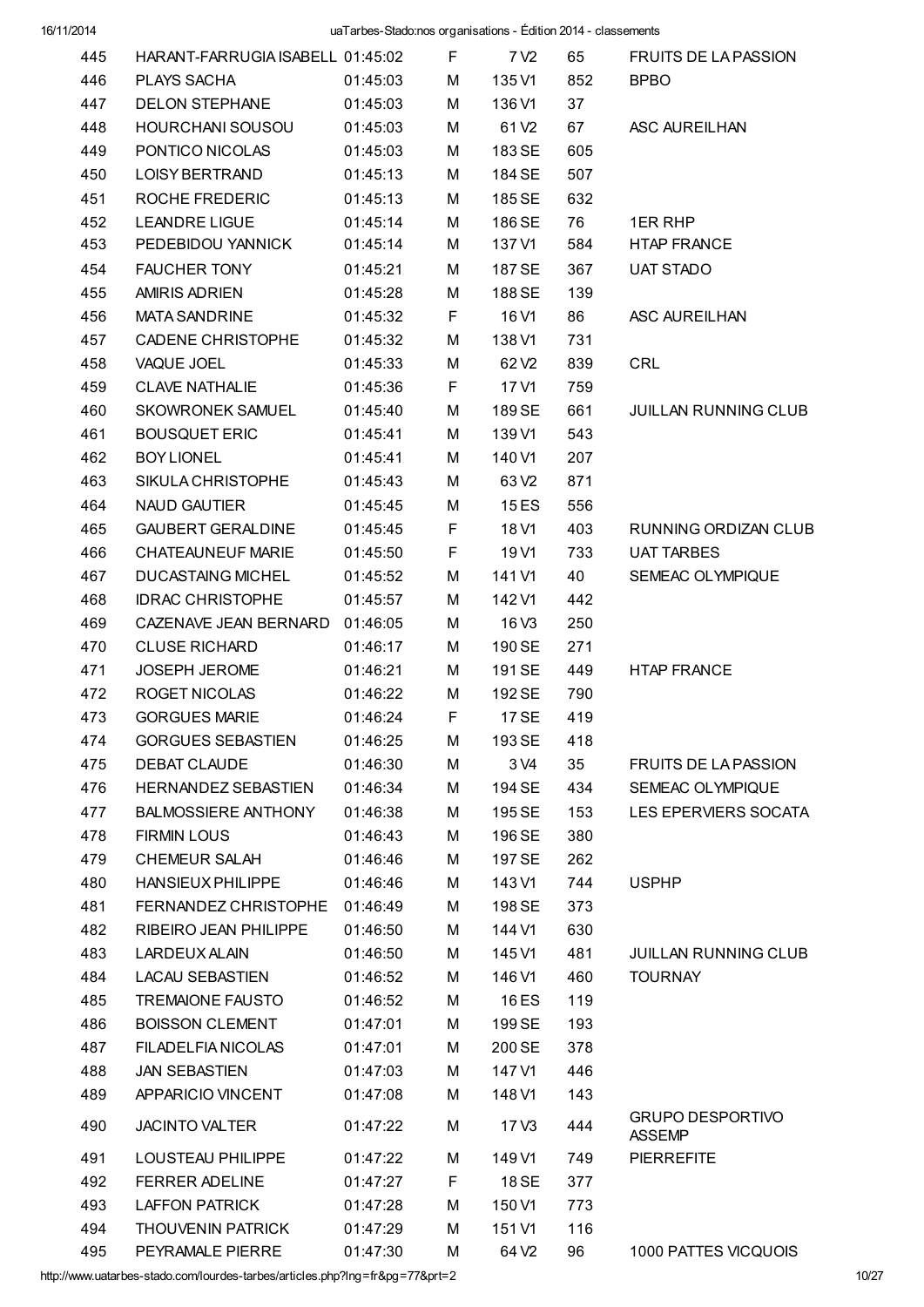| | | | | | | |
|---|---|---|---|---|---|---|
| 445 | HARANT-FARRUGIA ISABELL | 01:45:02 | F | 7 V2 | 65 | FRUITS DE LA PASSION |
| 446 | PLAYS SACHA | 01:45:03 | M | 135 V1 | 852 | BPBO |
| 447 | DELON STEPHANE | 01:45:03 | M | 136 V1 | 37 | |
| 448 | HOURCHANI SOUSOU | 01:45:03 | M | 61 V2 | 67 | ASC AUREILHAN |
| 449 | PONTICO NICOLAS | 01:45:03 | M | 183 SE | 605 | |
| 450 | LOISY BERTRAND | 01:45:13 | M | 184 SE | 507 | |
| 451 | ROCHE FREDERIC | 01:45:13 | M | 185 SE | 632 | |
| 452 | LEANDRE LIGUE | 01:45:14 | M | 186 SE | 76 | 1ER RHP |
| 453 | PEDEBIDOU YANNICK | 01:45:14 | M | 137 V1 | 584 | HTAP FRANCE |
| 454 | FAUCHER TONY | 01:45:21 | M | 187 SE | 367 | UAT STADO |
| 455 | AMIRIS ADRIEN | 01:45:28 | M | 188 SE | 139 | |
| 456 | MATA SANDRINE | 01:45:32 | F | 16 V1 | 86 | ASC AUREILHAN |
| 457 | CADENE CHRISTOPHE | 01:45:32 | M | 138 V1 | 731 | |
| 458 | VAQUE JOEL | 01:45:33 | M | 62 V2 | 839 | CRL |
| 459 | CLAVE NATHALIE | 01:45:36 | F | 17 V1 | 759 | |
| 460 | SKOWRONEK SAMUEL | 01:45:40 | M | 189 SE | 661 | JUILLAN RUNNING CLUB |
| 461 | BOUSQUET ERIC | 01:45:41 | M | 139 V1 | 543 | |
| 462 | BOY LIONEL | 01:45:41 | M | 140 V1 | 207 | |
| 463 | SIKULA CHRISTOPHE | 01:45:43 | M | 63 V2 | 871 | |
| 464 | NAUD GAUTIER | 01:45:45 | M | 15 ES | 556 | |
| 465 | GAUBERT GERALDINE | 01:45:45 | F | 18 V1 | 403 | RUNNING ORDIZAN CLUB |
| 466 | CHATEAUNEUF MARIE | 01:45:50 | F | 19 V1 | 733 | UAT TARBES |
| 467 | DUCASTAING MICHEL | 01:45:52 | M | 141 V1 | 40 | SEMEAC OLYMPIQUE |
| 468 | IDRAC CHRISTOPHE | 01:45:57 | M | 142 V1 | 442 | |
| 469 | CAZENAVE JEAN BERNARD | 01:46:05 | M | 16 V3 | 250 | |
| 470 | CLUSE RICHARD | 01:46:17 | M | 190 SE | 271 | |
| 471 | JOSEPH JEROME | 01:46:21 | M | 191 SE | 449 | HTAP FRANCE |
| 472 | ROGET NICOLAS | 01:46:22 | M | 192 SE | 790 | |
| 473 | GORGUES MARIE | 01:46:24 | F | 17 SE | 419 | |
| 474 | GORGUES SEBASTIEN | 01:46:25 | M | 193 SE | 418 | |
| 475 | DEBAT CLAUDE | 01:46:30 | M | 3 V4 | 35 | FRUITS DE LA PASSION |
| 476 | HERNANDEZ SEBASTIEN | 01:46:34 | M | 194 SE | 434 | SEMEAC OLYMPIQUE |
| 477 | BALMOSSIERE ANTHONY | 01:46:38 | M | 195 SE | 153 | LES EPERVIERS SOCATA |
| 478 | FIRMIN LOUS | 01:46:43 | M | 196 SE | 380 | |
| 479 | CHEMEUR SALAH | 01:46:46 | M | 197 SE | 262 | |
| 480 | HANSIEUX PHILIPPE | 01:46:46 | M | 143 V1 | 744 | USPHP |
| 481 | FERNANDEZ CHRISTOPHE | 01:46:49 | M | 198 SE | 373 | |
| 482 | RIBEIRO JEAN PHILIPPE | 01:46:50 | M | 144 V1 | 630 | |
| 483 | LARDEUX ALAIN | 01:46:50 | M | 145 V1 | 481 | JUILLAN RUNNING CLUB |
| 484 | LACAU SEBASTIEN | 01:46:52 | M | 146 V1 | 460 | TOURNAY |
| 485 | TREMAIONE FAUSTO | 01:46:52 | M | 16 ES | 119 | |
| 486 | BOISSON CLEMENT | 01:47:01 | M | 199 SE | 193 | |
| 487 | FILADELFIA NICOLAS | 01:47:01 | M | 200 SE | 378 | |
| 488 | JAN SEBASTIEN | 01:47:03 | M | 147 V1 | 446 | |
| 489 | APPARICIO VINCENT | 01:47:08 | M | 148 V1 | 143 | |
| 490 | JACINTO VALTER | 01:47:22 | M | 17 V3 | 444 | GRUPO DESPORTIVO ASSEMP |
| 491 | LOUSTEAU PHILIPPE | 01:47:22 | M | 149 V1 | 749 | PIERREFITE |
| 492 | FERRER ADELINE | 01:47:27 | F | 18 SE | 377 | |
| 493 | LAFFON PATRICK | 01:47:28 | M | 150 V1 | 773 | |
| 494 | THOUVENIN PATRICK | 01:47:29 | M | 151 V1 | 116 | |
| 495 | PEYRAMALE PIERRE | 01:47:30 | M | 64 V2 | 96 | 1000 PATTES VICQUOIS |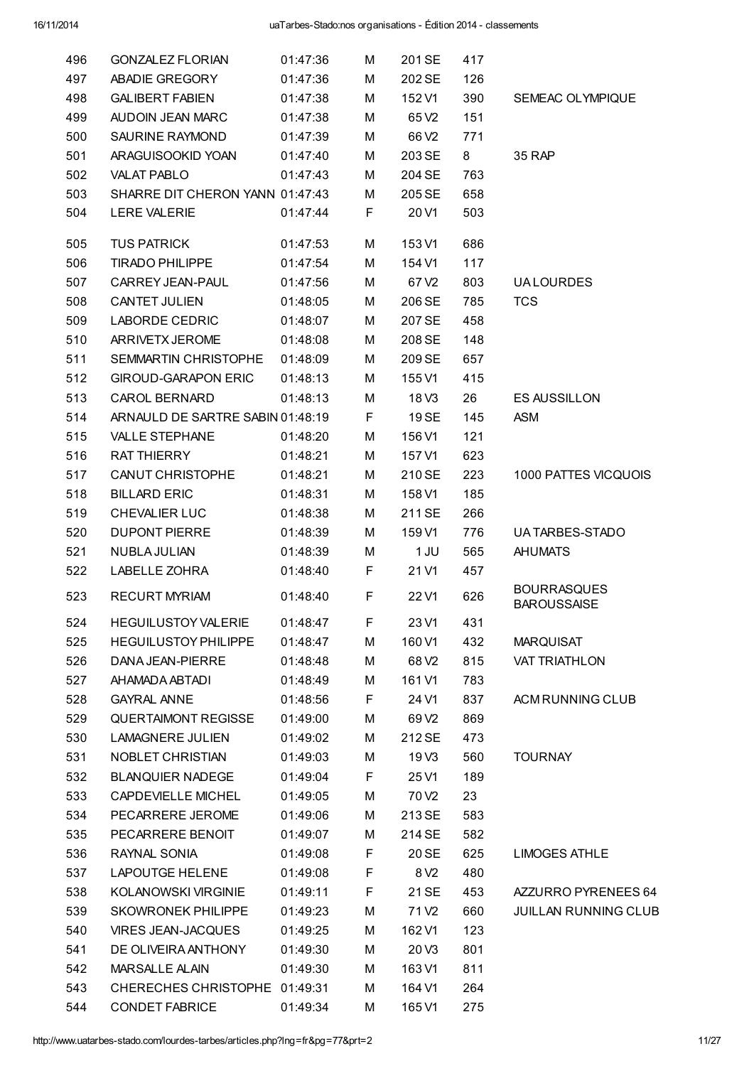| | | | | | | |
|---|---|---|---|---|---|---|
| 496 | GONZALEZ FLORIAN | 01:47:36 | M | 201 SE | 417 | |
| 497 | ABADIE GREGORY | 01:47:36 | M | 202 SE | 126 | |
| 498 | GALIBERT FABIEN | 01:47:38 | M | 152 V1 | 390 | SEMEAC OLYMPIQUE |
| 499 | AUDOIN JEAN MARC | 01:47:38 | M | 65 V2 | 151 | |
| 500 | SAURINE RAYMOND | 01:47:39 | M | 66 V2 | 771 | |
| 501 | ARAGUISOOKID YOAN | 01:47:40 | M | 203 SE | 8 | 35 RAP |
| 502 | VALAT PABLO | 01:47:43 | M | 204 SE | 763 | |
| 503 | SHARRE DIT CHERON YANN | 01:47:43 | M | 205 SE | 658 | |
| 504 | LERE VALERIE | 01:47:44 | F | 20 V1 | 503 | |
| 505 | TUS PATRICK | 01:47:53 | M | 153 V1 | 686 | |
| 506 | TIRADO PHILIPPE | 01:47:54 | M | 154 V1 | 117 | |
| 507 | CARREY JEAN-PAUL | 01:47:56 | M | 67 V2 | 803 | UA LOURDES |
| 508 | CANTET JULIEN | 01:48:05 | M | 206 SE | 785 | TCS |
| 509 | LABORDE CEDRIC | 01:48:07 | M | 207 SE | 458 | |
| 510 | ARRIVETX JEROME | 01:48:08 | M | 208 SE | 148 | |
| 511 | SEMMARTIN CHRISTOPHE | 01:48:09 | M | 209 SE | 657 | |
| 512 | GIROUD-GARAPON ERIC | 01:48:13 | M | 155 V1 | 415 | |
| 513 | CAROL BERNARD | 01:48:13 | M | 18 V3 | 26 | ES AUSSILLON |
| 514 | ARNAULD DE SARTRE SABIN | 01:48:19 | F | 19 SE | 145 | ASM |
| 515 | VALLE STEPHANE | 01:48:20 | M | 156 V1 | 121 | |
| 516 | RAT THIERRY | 01:48:21 | M | 157 V1 | 623 | |
| 517 | CANUT CHRISTOPHE | 01:48:21 | M | 210 SE | 223 | 1000 PATTES VICQUOIS |
| 518 | BILLARD ERIC | 01:48:31 | M | 158 V1 | 185 | |
| 519 | CHEVALIER LUC | 01:48:38 | M | 211 SE | 266 | |
| 520 | DUPONT PIERRE | 01:48:39 | M | 159 V1 | 776 | UA TARBES-STADO |
| 521 | NUBLA JULIAN | 01:48:39 | M | 1 JU | 565 | AHUMATS |
| 522 | LABELLE ZOHRA | 01:48:40 | F | 21 V1 | 457 | |
| 523 | RECURT MYRIAM | 01:48:40 | F | 22 V1 | 626 | BOURRASQUES BAROUSSAISE |
| 524 | HEGUILUSTOY VALERIE | 01:48:47 | F | 23 V1 | 431 | |
| 525 | HEGUILUSTOY PHILIPPE | 01:48:47 | M | 160 V1 | 432 | MARQUISAT |
| 526 | DANA JEAN-PIERRE | 01:48:48 | M | 68 V2 | 815 | VAT TRIATHLON |
| 527 | AHAMADA ABTADI | 01:48:49 | M | 161 V1 | 783 | |
| 528 | GAYRAL ANNE | 01:48:56 | F | 24 V1 | 837 | ACM RUNNING CLUB |
| 529 | QUERTAIMONT REGISSE | 01:49:00 | M | 69 V2 | 869 | |
| 530 | LAMAGNERE JULIEN | 01:49:02 | M | 212 SE | 473 | |
| 531 | NOBLET CHRISTIAN | 01:49:03 | M | 19 V3 | 560 | TOURNAY |
| 532 | BLANQUIER NADEGE | 01:49:04 | F | 25 V1 | 189 | |
| 533 | CAPDEVIELLE MICHEL | 01:49:05 | M | 70 V2 | 23 | |
| 534 | PECARRERE JEROME | 01:49:06 | M | 213 SE | 583 | |
| 535 | PECARRERE BENOIT | 01:49:07 | M | 214 SE | 582 | |
| 536 | RAYNAL SONIA | 01:49:08 | F | 20 SE | 625 | LIMOGES ATHLE |
| 537 | LAPOUTGE HELENE | 01:49:08 | F | 8 V2 | 480 | |
| 538 | KOLANOWSKI VIRGINIE | 01:49:11 | F | 21 SE | 453 | AZZURRO PYRENEES 64 |
| 539 | SKOWRONEK PHILIPPE | 01:49:23 | M | 71 V2 | 660 | JUILLAN RUNNING CLUB |
| 540 | VIRES JEAN-JACQUES | 01:49:25 | M | 162 V1 | 123 | |
| 541 | DE OLIVEIRA ANTHONY | 01:49:30 | M | 20 V3 | 801 | |
| 542 | MARSALLE ALAIN | 01:49:30 | M | 163 V1 | 811 | |
| 543 | CHERECHES CHRISTOPHE | 01:49:31 | M | 164 V1 | 264 | |
| 544 | CONDET FABRICE | 01:49:34 | M | 165 V1 | 275 | |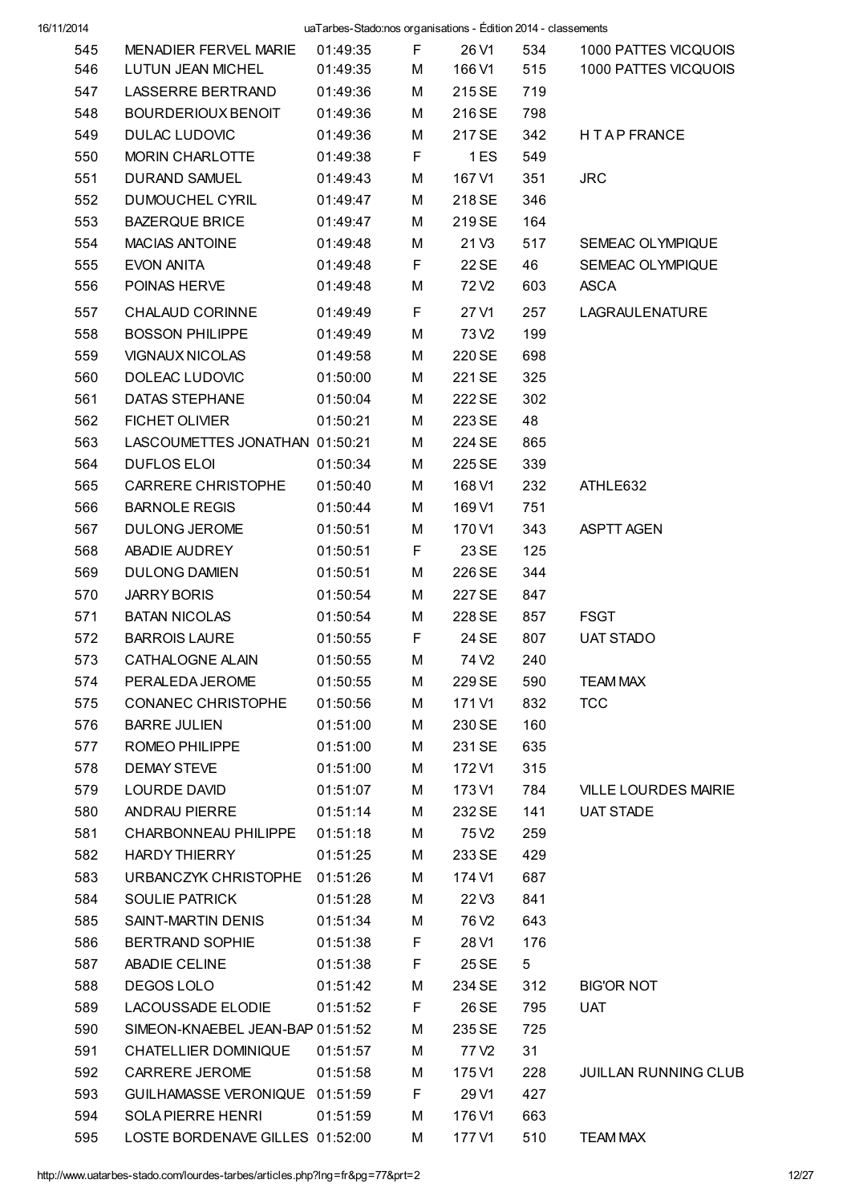| | | | | | | |
|---|---|---|---|---|---|---|
| 545 | MENADIER FERVEL MARIE | 01:49:35 | F | 26 V1 | 534 | 1000 PATTES VICQUOIS |
| 546 | LUTUN JEAN MICHEL | 01:49:35 | M | 166 V1 | 515 | 1000 PATTES VICQUOIS |
| 547 | LASSERRE BERTRAND | 01:49:36 | M | 215 SE | 719 | |
| 548 | BOURDERIOUX BENOIT | 01:49:36 | M | 216 SE | 798 | |
| 549 | DULAC LUDOVIC | 01:49:36 | M | 217 SE | 342 | H T A P FRANCE |
| 550 | MORIN CHARLOTTE | 01:49:38 | F | 1 ES | 549 | |
| 551 | DURAND SAMUEL | 01:49:43 | M | 167 V1 | 351 | JRC |
| 552 | DUMOUCHEL CYRIL | 01:49:47 | M | 218 SE | 346 | |
| 553 | BAZERQUE BRICE | 01:49:47 | M | 219 SE | 164 | |
| 554 | MACIAS ANTOINE | 01:49:48 | M | 21 V3 | 517 | SEMEAC OLYMPIQUE |
| 555 | EVON ANITA | 01:49:48 | F | 22 SE | 46 | SEMEAC OLYMPIQUE |
| 556 | POINAS HERVE | 01:49:48 | M | 72 V2 | 603 | ASCA |
| 557 | CHALAUD CORINNE | 01:49:49 | F | 27 V1 | 257 | LAGRAULENATURE |
| 558 | BOSSON PHILIPPE | 01:49:49 | M | 73 V2 | 199 | |
| 559 | VIGNAUX NICOLAS | 01:49:58 | M | 220 SE | 698 | |
| 560 | DOLEAC LUDOVIC | 01:50:00 | M | 221 SE | 325 | |
| 561 | DATAS STEPHANE | 01:50:04 | M | 222 SE | 302 | |
| 562 | FICHET OLIVIER | 01:50:21 | M | 223 SE | 48 | |
| 563 | LASCOUMETTES JONATHAN | 01:50:21 | M | 224 SE | 865 | |
| 564 | DUFLOS ELOI | 01:50:34 | M | 225 SE | 339 | |
| 565 | CARRERE CHRISTOPHE | 01:50:40 | M | 168 V1 | 232 | ATHLE632 |
| 566 | BARNOLE REGIS | 01:50:44 | M | 169 V1 | 751 | |
| 567 | DULONG JEROME | 01:50:51 | M | 170 V1 | 343 | ASPTT AGEN |
| 568 | ABADIE AUDREY | 01:50:51 | F | 23 SE | 125 | |
| 569 | DULONG DAMIEN | 01:50:51 | M | 226 SE | 344 | |
| 570 | JARRY BORIS | 01:50:54 | M | 227 SE | 847 | |
| 571 | BATAN NICOLAS | 01:50:54 | M | 228 SE | 857 | FSGT |
| 572 | BARROIS LAURE | 01:50:55 | F | 24 SE | 807 | UAT STADO |
| 573 | CATHALOGNE ALAIN | 01:50:55 | M | 74 V2 | 240 | |
| 574 | PERALEDA JEROME | 01:50:55 | M | 229 SE | 590 | TEAM MAX |
| 575 | CONANEC CHRISTOPHE | 01:50:56 | M | 171 V1 | 832 | TCC |
| 576 | BARRE JULIEN | 01:51:00 | M | 230 SE | 160 | |
| 577 | ROMEO PHILIPPE | 01:51:00 | M | 231 SE | 635 | |
| 578 | DEMAY STEVE | 01:51:00 | M | 172 V1 | 315 | |
| 579 | LOURDE DAVID | 01:51:07 | M | 173 V1 | 784 | VILLE LOURDES MAIRIE |
| 580 | ANDRAU PIERRE | 01:51:14 | M | 232 SE | 141 | UAT STADE |
| 581 | CHARBONNEAU PHILIPPE | 01:51:18 | M | 75 V2 | 259 | |
| 582 | HARDY THIERRY | 01:51:25 | M | 233 SE | 429 | |
| 583 | URBANCZYK CHRISTOPHE | 01:51:26 | M | 174 V1 | 687 | |
| 584 | SOULIE PATRICK | 01:51:28 | M | 22 V3 | 841 | |
| 585 | SAINT-MARTIN DENIS | 01:51:34 | M | 76 V2 | 643 | |
| 586 | BERTRAND SOPHIE | 01:51:38 | F | 28 V1 | 176 | |
| 587 | ABADIE CELINE | 01:51:38 | F | 25 SE | 5 | |
| 588 | DEGOS LOLO | 01:51:42 | M | 234 SE | 312 | BIG'OR NOT |
| 589 | LACOUSSADE ELODIE | 01:51:52 | F | 26 SE | 795 | UAT |
| 590 | SIMEON-KNAEBEL JEAN-BAP | 01:51:52 | M | 235 SE | 725 | |
| 591 | CHATELLIER DOMINIQUE | 01:51:57 | M | 77 V2 | 31 | |
| 592 | CARRERE JEROME | 01:51:58 | M | 175 V1 | 228 | JUILLAN RUNNING CLUB |
| 593 | GUILHAMASSE VERONIQUE | 01:51:59 | F | 29 V1 | 427 | |
| 594 | SOLA PIERRE HENRI | 01:51:59 | M | 176 V1 | 663 | |
| 595 | LOSTE BORDENAVE GILLES | 01:52:00 | M | 177 V1 | 510 | TEAM MAX |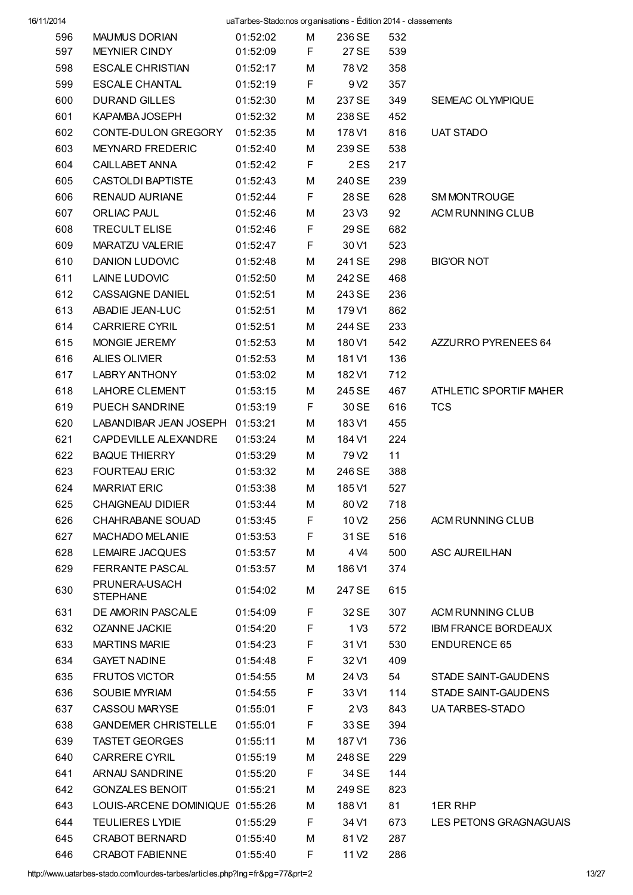| | | | | | | |
|---|---|---|---|---|---|---|
| 596 | MAUMUS DORIAN | 01:52:02 | M | 236 SE | 532 | |
| 597 | MEYNIER CINDY | 01:52:09 | F | 27 SE | 539 | |
| 598 | ESCALE CHRISTIAN | 01:52:17 | M | 78 V2 | 358 | |
| 599 | ESCALE CHANTAL | 01:52:19 | F | 9 V2 | 357 | |
| 600 | DURAND GILLES | 01:52:30 | M | 237 SE | 349 | SEMEAC OLYMPIQUE |
| 601 | KAPAMBA JOSEPH | 01:52:32 | M | 238 SE | 452 | |
| 602 | CONTE-DULON GREGORY | 01:52:35 | M | 178 V1 | 816 | UAT STADO |
| 603 | MEYNARD FREDERIC | 01:52:40 | M | 239 SE | 538 | |
| 604 | CAILLABET ANNA | 01:52:42 | F | 2 ES | 217 | |
| 605 | CASTOLDI BAPTISTE | 01:52:43 | M | 240 SE | 239 | |
| 606 | RENAUD AURIANE | 01:52:44 | F | 28 SE | 628 | SM MONTROUGE |
| 607 | ORLIAC PAUL | 01:52:46 | M | 23 V3 | 92 | ACM RUNNING CLUB |
| 608 | TRECULT ELISE | 01:52:46 | F | 29 SE | 682 | |
| 609 | MARATZU VALERIE | 01:52:47 | F | 30 V1 | 523 | |
| 610 | DANION LUDOVIC | 01:52:48 | M | 241 SE | 298 | BIG'OR NOT |
| 611 | LAINE LUDOVIC | 01:52:50 | M | 242 SE | 468 | |
| 612 | CASSAIGNE DANIEL | 01:52:51 | M | 243 SE | 236 | |
| 613 | ABADIE JEAN-LUC | 01:52:51 | M | 179 V1 | 862 | |
| 614 | CARRIERE CYRIL | 01:52:51 | M | 244 SE | 233 | |
| 615 | MONGIE JEREMY | 01:52:53 | M | 180 V1 | 542 | AZZURRO PYRENEES 64 |
| 616 | ALIES OLIVIER | 01:52:53 | M | 181 V1 | 136 | |
| 617 | LABRY ANTHONY | 01:53:02 | M | 182 V1 | 712 | |
| 618 | LAHORE CLEMENT | 01:53:15 | M | 245 SE | 467 | ATHLETIC SPORTIF MAHER |
| 619 | PUECH SANDRINE | 01:53:19 | F | 30 SE | 616 | TCS |
| 620 | LABANDIBAR JEAN JOSEPH | 01:53:21 | M | 183 V1 | 455 | |
| 621 | CAPDEVILLE ALEXANDRE | 01:53:24 | M | 184 V1 | 224 | |
| 622 | BAQUE THIERRY | 01:53:29 | M | 79 V2 | 11 | |
| 623 | FOURTEAU ERIC | 01:53:32 | M | 246 SE | 388 | |
| 624 | MARRIAT ERIC | 01:53:38 | M | 185 V1 | 527 | |
| 625 | CHAIGNEAU DIDIER | 01:53:44 | M | 80 V2 | 718 | |
| 626 | CHAHRABANE SOUAD | 01:53:45 | F | 10 V2 | 256 | ACM RUNNING CLUB |
| 627 | MACHADO MELANIE | 01:53:53 | F | 31 SE | 516 | |
| 628 | LEMAIRE JACQUES | 01:53:57 | M | 4 V4 | 500 | ASC AUREILHAN |
| 629 | FERRANTE PASCAL | 01:53:57 | M | 186 V1 | 374 | |
| 630 | PRUNERA-USACH STEPHANE | 01:54:02 | M | 247 SE | 615 | |
| 631 | DE AMORIN PASCALE | 01:54:09 | F | 32 SE | 307 | ACM RUNNING CLUB |
| 632 | OZANNE JACKIE | 01:54:20 | F | 1 V3 | 572 | IBM FRANCE BORDEAUX |
| 633 | MARTINS MARIE | 01:54:23 | F | 31 V1 | 530 | ENDURENCE 65 |
| 634 | GAYET NADINE | 01:54:48 | F | 32 V1 | 409 | |
| 635 | FRUTOS VICTOR | 01:54:55 | M | 24 V3 | 54 | STADE SAINT-GAUDENS |
| 636 | SOUBIE MYRIAM | 01:54:55 | F | 33 V1 | 114 | STADE SAINT-GAUDENS |
| 637 | CASSOU MARYSE | 01:55:01 | F | 2 V3 | 843 | UA TARBES-STADO |
| 638 | GANDEMER CHRISTELLE | 01:55:01 | F | 33 SE | 394 | |
| 639 | TASTET GEORGES | 01:55:11 | M | 187 V1 | 736 | |
| 640 | CARRERE CYRIL | 01:55:19 | M | 248 SE | 229 | |
| 641 | ARNAU SANDRINE | 01:55:20 | F | 34 SE | 144 | |
| 642 | GONZALES BENOIT | 01:55:21 | M | 249 SE | 823 | |
| 643 | LOUIS-ARCENE DOMINIQUE | 01:55:26 | M | 188 V1 | 81 | 1ER RHP |
| 644 | TEULIERES LYDIE | 01:55:29 | F | 34 V1 | 673 | LES PETONS GRAGNAGUAIS |
| 645 | CRABOT BERNARD | 01:55:40 | M | 81 V2 | 287 | |
| 646 | CRABOT FABIENNE | 01:55:40 | F | 11 V2 | 286 | |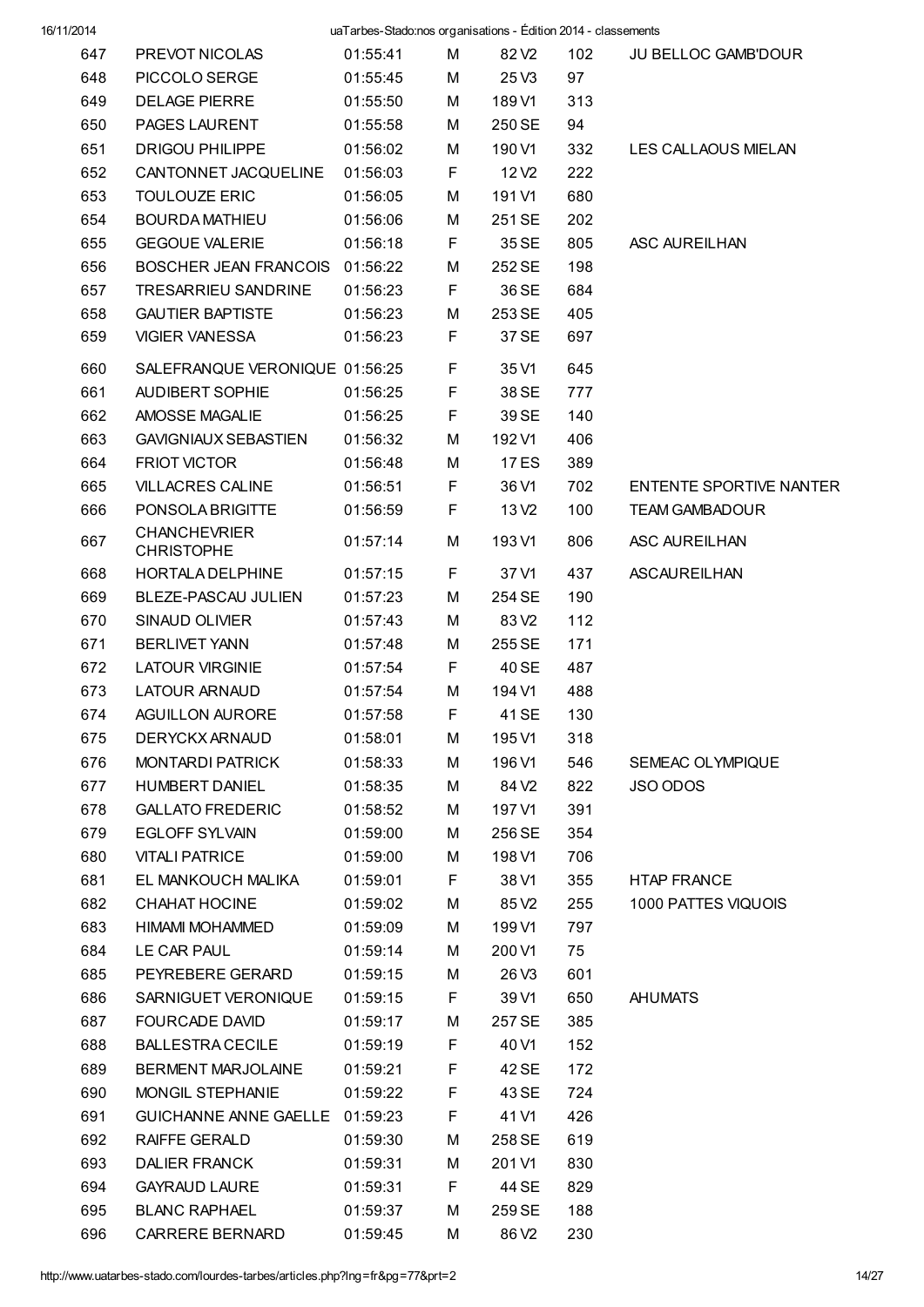| | | | | | | |
|---|---|---|---|---|---|---|
| 647 | PREVOT NICOLAS | 01:55:41 | M | 82 V2 | 102 | JU BELLOC GAMB'DOUR |
| 648 | PICCOLO SERGE | 01:55:45 | M | 25 V3 | 97 | |
| 649 | DELAGE PIERRE | 01:55:50 | M | 189 V1 | 313 | |
| 650 | PAGES LAURENT | 01:55:58 | M | 250 SE | 94 | |
| 651 | DRIGOU PHILIPPE | 01:56:02 | M | 190 V1 | 332 | LES CALLAOUS MIELAN |
| 652 | CANTONNET JACQUELINE | 01:56:03 | F | 12 V2 | 222 | |
| 653 | TOULOUZE ERIC | 01:56:05 | M | 191 V1 | 680 | |
| 654 | BOURDA MATHIEU | 01:56:06 | M | 251 SE | 202 | |
| 655 | GEGOUE VALERIE | 01:56:18 | F | 35 SE | 805 | ASC AUREILHAN |
| 656 | BOSCHER JEAN FRANCOIS | 01:56:22 | M | 252 SE | 198 | |
| 657 | TRESARRIEU SANDRINE | 01:56:23 | F | 36 SE | 684 | |
| 658 | GAUTIER BAPTISTE | 01:56:23 | M | 253 SE | 405 | |
| 659 | VIGIER VANESSA | 01:56:23 | F | 37 SE | 697 | |
| 660 | SALEFRANQUE VERONIQUE | 01:56:25 | F | 35 V1 | 645 | |
| 661 | AUDIBERT SOPHIE | 01:56:25 | F | 38 SE | 777 | |
| 662 | AMOSSE MAGALIE | 01:56:25 | F | 39 SE | 140 | |
| 663 | GAVIGNIAUX SEBASTIEN | 01:56:32 | M | 192 V1 | 406 | |
| 664 | FRIOT VICTOR | 01:56:48 | M | 17 ES | 389 | |
| 665 | VILLACRES CALINE | 01:56:51 | F | 36 V1 | 702 | ENTENTE SPORTIVE NANTER |
| 666 | PONSOLA BRIGITTE | 01:56:59 | F | 13 V2 | 100 | TEAM GAMBADOUR |
| 667 | CHANCHEVRIER CHRISTOPHE | 01:57:14 | M | 193 V1 | 806 | ASC AUREILHAN |
| 668 | HORTALA DELPHINE | 01:57:15 | F | 37 V1 | 437 | ASCAUREILHAN |
| 669 | BLEZE-PASCAU JULIEN | 01:57:23 | M | 254 SE | 190 | |
| 670 | SINAUD OLIVIER | 01:57:43 | M | 83 V2 | 112 | |
| 671 | BERLIVET YANN | 01:57:48 | M | 255 SE | 171 | |
| 672 | LATOUR VIRGINIE | 01:57:54 | F | 40 SE | 487 | |
| 673 | LATOUR ARNAUD | 01:57:54 | M | 194 V1 | 488 | |
| 674 | AGUILLON AURORE | 01:57:58 | F | 41 SE | 130 | |
| 675 | DERYCKX ARNAUD | 01:58:01 | M | 195 V1 | 318 | |
| 676 | MONTARDI PATRICK | 01:58:33 | M | 196 V1 | 546 | SEMEAC OLYMPIQUE |
| 677 | HUMBERT DANIEL | 01:58:35 | M | 84 V2 | 822 | JSO ODOS |
| 678 | GALLATO FREDERIC | 01:58:52 | M | 197 V1 | 391 | |
| 679 | EGLOFF SYLVAIN | 01:59:00 | M | 256 SE | 354 | |
| 680 | VITALI PATRICE | 01:59:00 | M | 198 V1 | 706 | |
| 681 | EL MANKOUCH MALIKA | 01:59:01 | F | 38 V1 | 355 | HTAP FRANCE |
| 682 | CHAHAT HOCINE | 01:59:02 | M | 85 V2 | 255 | 1000 PATTES VIQUOIS |
| 683 | HIMAMI MOHAMMED | 01:59:09 | M | 199 V1 | 797 | |
| 684 | LE CAR PAUL | 01:59:14 | M | 200 V1 | 75 | |
| 685 | PEYREBERE GERARD | 01:59:15 | M | 26 V3 | 601 | |
| 686 | SARNIGUET VERONIQUE | 01:59:15 | F | 39 V1 | 650 | AHUMATS |
| 687 | FOURCADE DAVID | 01:59:17 | M | 257 SE | 385 | |
| 688 | BALLESTRA CECILE | 01:59:19 | F | 40 V1 | 152 | |
| 689 | BERMENT MARJOLAINE | 01:59:21 | F | 42 SE | 172 | |
| 690 | MONGIL STEPHANIE | 01:59:22 | F | 43 SE | 724 | |
| 691 | GUICHANNE ANNE GAELLE | 01:59:23 | F | 41 V1 | 426 | |
| 692 | RAIFFE GERALD | 01:59:30 | M | 258 SE | 619 | |
| 693 | DALIER FRANCK | 01:59:31 | M | 201 V1 | 830 | |
| 694 | GAYRAUD LAURE | 01:59:31 | F | 44 SE | 829 | |
| 695 | BLANC RAPHAEL | 01:59:37 | M | 259 SE | 188 | |
| 696 | CARRERE BERNARD | 01:59:45 | M | 86 V2 | 230 | |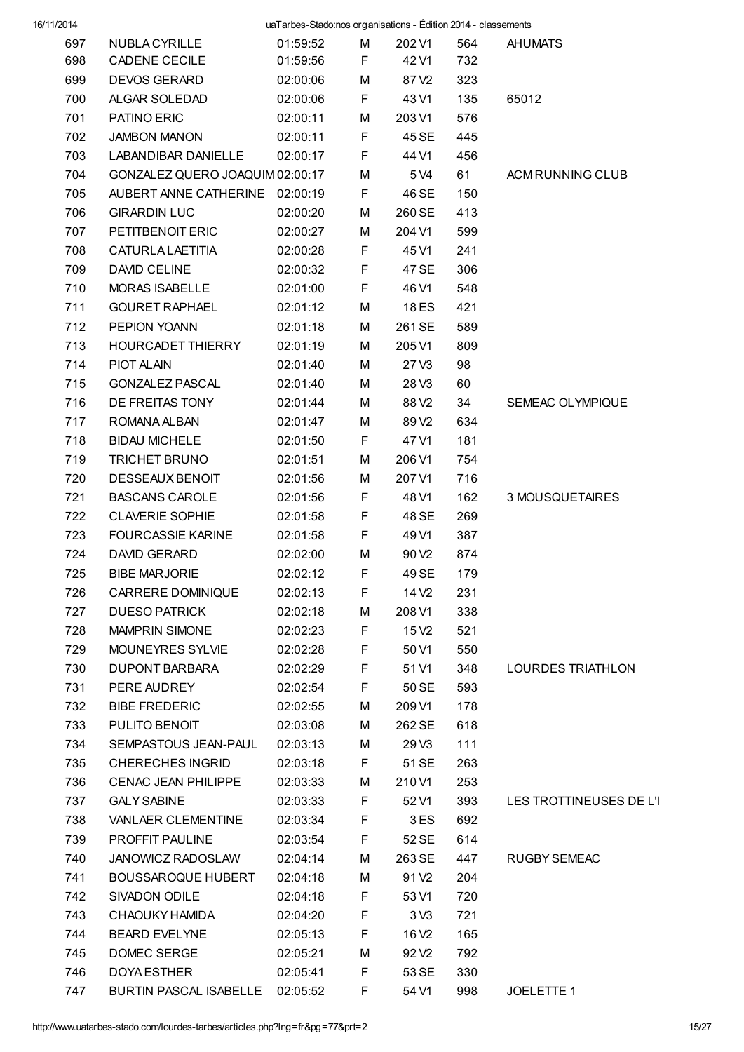| | | | | | | |
|---|---|---|---|---|---|---|
| 697 | NUBLA CYRILLE | 01:59:52 | M | 202 V1 | 564 | AHUMATS |
| 698 | CADENE CECILE | 01:59:56 | F | 42 V1 | 732 | |
| 699 | DEVOS GERARD | 02:00:06 | M | 87 V2 | 323 | |
| 700 | ALGAR SOLEDAD | 02:00:06 | F | 43 V1 | 135 | 65012 |
| 701 | PATINO ERIC | 02:00:11 | M | 203 V1 | 576 | |
| 702 | JAMBON MANON | 02:00:11 | F | 45 SE | 445 | |
| 703 | LABANDIBAR DANIELLE | 02:00:17 | F | 44 V1 | 456 | |
| 704 | GONZALEZ QUERO JOAQUIM | 02:00:17 | M | 5 V4 | 61 | ACM RUNNING CLUB |
| 705 | AUBERT ANNE CATHERINE | 02:00:19 | F | 46 SE | 150 | |
| 706 | GIRARDIN LUC | 02:00:20 | M | 260 SE | 413 | |
| 707 | PETITBENOIT ERIC | 02:00:27 | M | 204 V1 | 599 | |
| 708 | CATURLA LAETITIA | 02:00:28 | F | 45 V1 | 241 | |
| 709 | DAVID CELINE | 02:00:32 | F | 47 SE | 306 | |
| 710 | MORAS ISABELLE | 02:01:00 | F | 46 V1 | 548 | |
| 711 | GOURET RAPHAEL | 02:01:12 | M | 18 ES | 421 | |
| 712 | PEPION YOANN | 02:01:18 | M | 261 SE | 589 | |
| 713 | HOURCADET THIERRY | 02:01:19 | M | 205 V1 | 809 | |
| 714 | PIOT ALAIN | 02:01:40 | M | 27 V3 | 98 | |
| 715 | GONZALEZ PASCAL | 02:01:40 | M | 28 V3 | 60 | |
| 716 | DE FREITAS TONY | 02:01:44 | M | 88 V2 | 34 | SEMEAC OLYMPIQUE |
| 717 | ROMANA ALBAN | 02:01:47 | M | 89 V2 | 634 | |
| 718 | BIDAU MICHELE | 02:01:50 | F | 47 V1 | 181 | |
| 719 | TRICHET BRUNO | 02:01:51 | M | 206 V1 | 754 | |
| 720 | DESSEAUX BENOIT | 02:01:56 | M | 207 V1 | 716 | |
| 721 | BASCANS CAROLE | 02:01:56 | F | 48 V1 | 162 | 3 MOUSQUETAIRES |
| 722 | CLAVERIE SOPHIE | 02:01:58 | F | 48 SE | 269 | |
| 723 | FOURCASSIE KARINE | 02:01:58 | F | 49 V1 | 387 | |
| 724 | DAVID GERARD | 02:02:00 | M | 90 V2 | 874 | |
| 725 | BIBE MARJORIE | 02:02:12 | F | 49 SE | 179 | |
| 726 | CARRERE DOMINIQUE | 02:02:13 | F | 14 V2 | 231 | |
| 727 | DUESO PATRICK | 02:02:18 | M | 208 V1 | 338 | |
| 728 | MAMPRIN SIMONE | 02:02:23 | F | 15 V2 | 521 | |
| 729 | MOUNEYRES SYLVIE | 02:02:28 | F | 50 V1 | 550 | |
| 730 | DUPONT BARBARA | 02:02:29 | F | 51 V1 | 348 | LOURDES TRIATHLON |
| 731 | PERE AUDREY | 02:02:54 | F | 50 SE | 593 | |
| 732 | BIBE FREDERIC | 02:02:55 | M | 209 V1 | 178 | |
| 733 | PULITO BENOIT | 02:03:08 | M | 262 SE | 618 | |
| 734 | SEMPASTOUS JEAN-PAUL | 02:03:13 | M | 29 V3 | 111 | |
| 735 | CHERECHES INGRID | 02:03:18 | F | 51 SE | 263 | |
| 736 | CENAC JEAN PHILIPPE | 02:03:33 | M | 210 V1 | 253 | |
| 737 | GALY SABINE | 02:03:33 | F | 52 V1 | 393 | LES TROTTINEUSES DE L'I |
| 738 | VANLAER CLEMENTINE | 02:03:34 | F | 3 ES | 692 | |
| 739 | PROFFIT PAULINE | 02:03:54 | F | 52 SE | 614 | |
| 740 | JANOWICZ RADOSLAW | 02:04:14 | M | 263 SE | 447 | RUGBY SEMEAC |
| 741 | BOUSSAROQUE HUBERT | 02:04:18 | M | 91 V2 | 204 | |
| 742 | SIVADON ODILE | 02:04:18 | F | 53 V1 | 720 | |
| 743 | CHAOUKY HAMIDA | 02:04:20 | F | 3 V3 | 721 | |
| 744 | BEARD EVELYNE | 02:05:13 | F | 16 V2 | 165 | |
| 745 | DOMEC SERGE | 02:05:21 | M | 92 V2 | 792 | |
| 746 | DOYA ESTHER | 02:05:41 | F | 53 SE | 330 | |
| 747 | BURTIN PASCAL ISABELLE | 02:05:52 | F | 54 V1 | 998 | JOELETTE 1 |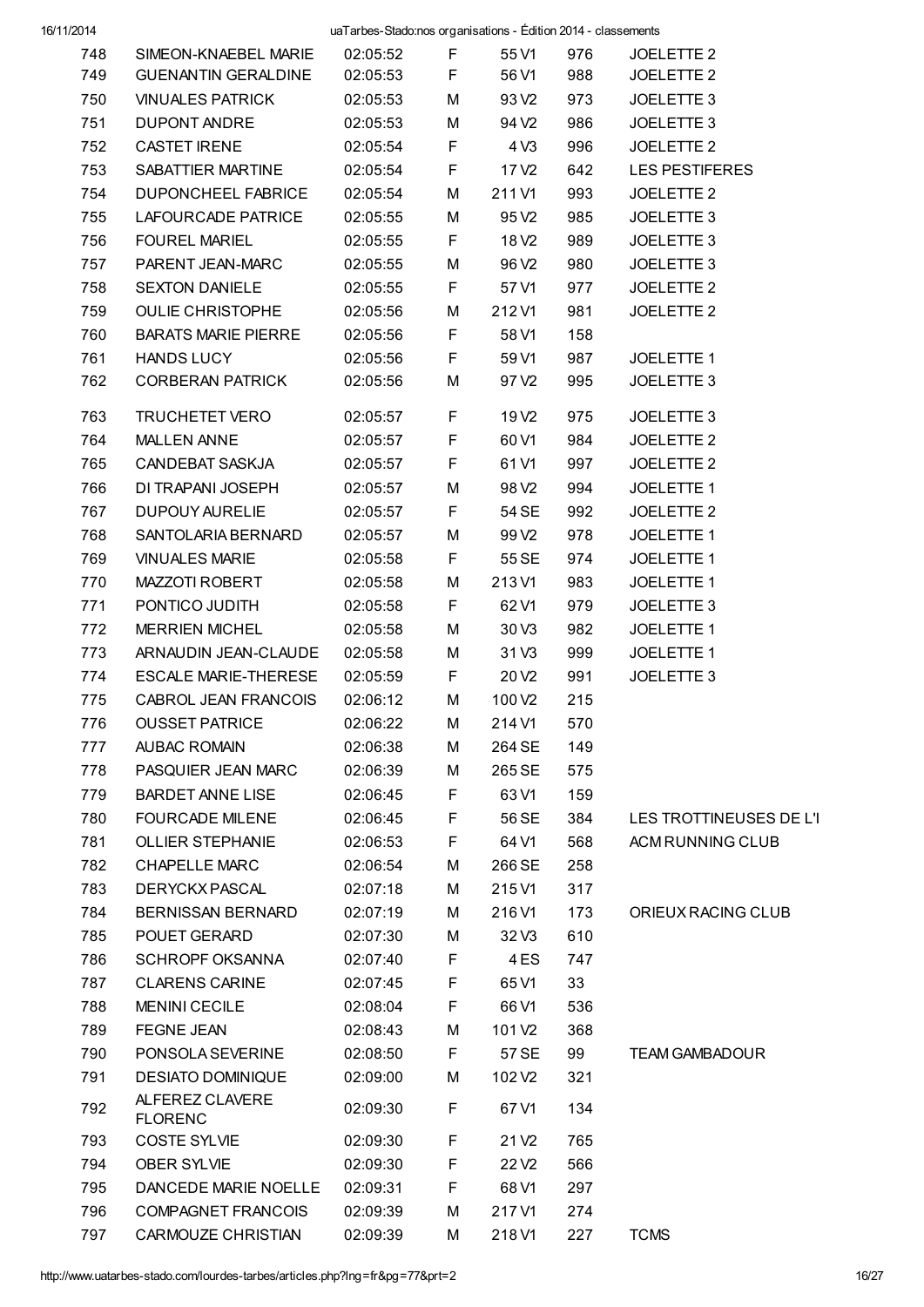| | | | | | | |
|---|---|---|---|---|---|---|
| 748 | SIMEON-KNAEBEL MARIE | 02:05:52 | F | 55 V1 | 976 | JOELETTE 2 |
| 749 | GUENANTIN GERALDINE | 02:05:53 | F | 56 V1 | 988 | JOELETTE 2 |
| 750 | VINUALES PATRICK | 02:05:53 | M | 93 V2 | 973 | JOELETTE 3 |
| 751 | DUPONT ANDRE | 02:05:53 | M | 94 V2 | 986 | JOELETTE 3 |
| 752 | CASTET IRENE | 02:05:54 | F | 4 V3 | 996 | JOELETTE 2 |
| 753 | SABATTIER MARTINE | 02:05:54 | F | 17 V2 | 642 | LES PESTIFERES |
| 754 | DUPONCHEEL FABRICE | 02:05:54 | M | 211 V1 | 993 | JOELETTE 2 |
| 755 | LAFOURCADE PATRICE | 02:05:55 | M | 95 V2 | 985 | JOELETTE 3 |
| 756 | FOUREL MARIEL | 02:05:55 | F | 18 V2 | 989 | JOELETTE 3 |
| 757 | PARENT JEAN-MARC | 02:05:55 | M | 96 V2 | 980 | JOELETTE 3 |
| 758 | SEXTON DANIELE | 02:05:55 | F | 57 V1 | 977 | JOELETTE 2 |
| 759 | OULIE CHRISTOPHE | 02:05:56 | M | 212 V1 | 981 | JOELETTE 2 |
| 760 | BARATS MARIE PIERRE | 02:05:56 | F | 58 V1 | 158 | |
| 761 | HANDS LUCY | 02:05:56 | F | 59 V1 | 987 | JOELETTE 1 |
| 762 | CORBERAN PATRICK | 02:05:56 | M | 97 V2 | 995 | JOELETTE 3 |
| 763 | TRUCHETET VERO | 02:05:57 | F | 19 V2 | 975 | JOELETTE 3 |
| 764 | MALLEN ANNE | 02:05:57 | F | 60 V1 | 984 | JOELETTE 2 |
| 765 | CANDEBAT SASKJA | 02:05:57 | F | 61 V1 | 997 | JOELETTE 2 |
| 766 | DI TRAPANI JOSEPH | 02:05:57 | M | 98 V2 | 994 | JOELETTE 1 |
| 767 | DUPOUY AURELIE | 02:05:57 | F | 54 SE | 992 | JOELETTE 2 |
| 768 | SANTOLARIA BERNARD | 02:05:57 | M | 99 V2 | 978 | JOELETTE 1 |
| 769 | VINUALES MARIE | 02:05:58 | F | 55 SE | 974 | JOELETTE 1 |
| 770 | MAZZOTI ROBERT | 02:05:58 | M | 213 V1 | 983 | JOELETTE 1 |
| 771 | PONTICO JUDITH | 02:05:58 | F | 62 V1 | 979 | JOELETTE 3 |
| 772 | MERRIEN MICHEL | 02:05:58 | M | 30 V3 | 982 | JOELETTE 1 |
| 773 | ARNAUDIN JEAN-CLAUDE | 02:05:58 | M | 31 V3 | 999 | JOELETTE 1 |
| 774 | ESCALE MARIE-THERESE | 02:05:59 | F | 20 V2 | 991 | JOELETTE 3 |
| 775 | CABROL JEAN FRANCOIS | 02:06:12 | M | 100 V2 | 215 | |
| 776 | OUSSET PATRICE | 02:06:22 | M | 214 V1 | 570 | |
| 777 | AUBAC ROMAIN | 02:06:38 | M | 264 SE | 149 | |
| 778 | PASQUIER JEAN MARC | 02:06:39 | M | 265 SE | 575 | |
| 779 | BARDET ANNE LISE | 02:06:45 | F | 63 V1 | 159 | |
| 780 | FOURCADE MILENE | 02:06:45 | F | 56 SE | 384 | LES TROTTINEUSES DE L'I |
| 781 | OLLIER STEPHANIE | 02:06:53 | F | 64 V1 | 568 | ACM RUNNING CLUB |
| 782 | CHAPELLE MARC | 02:06:54 | M | 266 SE | 258 | |
| 783 | DERYCKX PASCAL | 02:07:18 | M | 215 V1 | 317 | |
| 784 | BERNISSAN BERNARD | 02:07:19 | M | 216 V1 | 173 | ORIEUX RACING CLUB |
| 785 | POUET GERARD | 02:07:30 | M | 32 V3 | 610 | |
| 786 | SCHROPF OKSANNA | 02:07:40 | F | 4 ES | 747 | |
| 787 | CLARENS CARINE | 02:07:45 | F | 65 V1 | 33 | |
| 788 | MENINI CECILE | 02:08:04 | F | 66 V1 | 536 | |
| 789 | FEGNE JEAN | 02:08:43 | M | 101 V2 | 368 | |
| 790 | PONSOLA SEVERINE | 02:08:50 | F | 57 SE | 99 | TEAM GAMBADOUR |
| 791 | DESIATO DOMINIQUE | 02:09:00 | M | 102 V2 | 321 | |
| 792 | ALFEREZ CLAVERE FLORENC | 02:09:30 | F | 67 V1 | 134 | |
| 793 | COSTE SYLVIE | 02:09:30 | F | 21 V2 | 765 | |
| 794 | OBER SYLVIE | 02:09:30 | F | 22 V2 | 566 | |
| 795 | DANCEDE MARIE NOELLE | 02:09:31 | F | 68 V1 | 297 | |
| 796 | COMPAGNET FRANCOIS | 02:09:39 | M | 217 V1 | 274 | |
| 797 | CARMOUZE CHRISTIAN | 02:09:39 | M | 218 V1 | 227 | TCMS |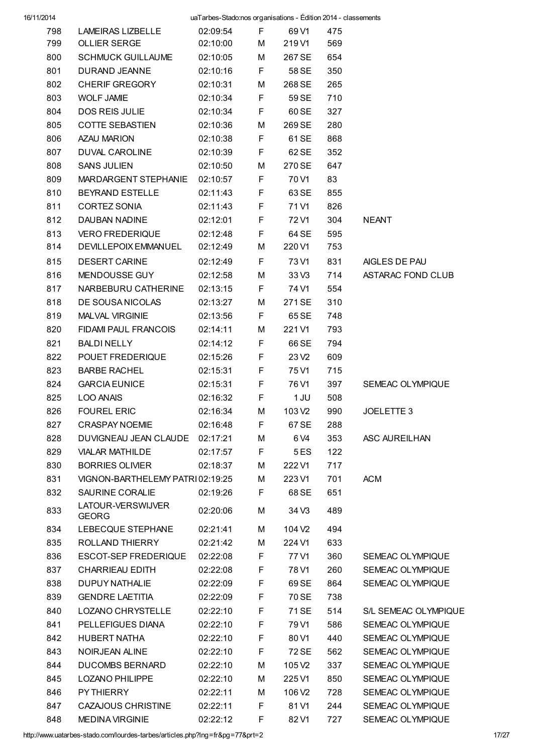| | | | | | | |
|---|---|---|---|---|---|---|
| 798 | LAMEIRAS LIZBELLE | 02:09:54 | F | 69 V1 | 475 | |
| 799 | OLLIER SERGE | 02:10:00 | M | 219 V1 | 569 | |
| 800 | SCHMUCK GUILLAUME | 02:10:05 | M | 267 SE | 654 | |
| 801 | DURAND JEANNE | 02:10:16 | F | 58 SE | 350 | |
| 802 | CHERIF GREGORY | 02:10:31 | M | 268 SE | 265 | |
| 803 | WOLF JAMIE | 02:10:34 | F | 59 SE | 710 | |
| 804 | DOS REIS JULIE | 02:10:34 | F | 60 SE | 327 | |
| 805 | COTTE SEBASTIEN | 02:10:36 | M | 269 SE | 280 | |
| 806 | AZAU MARION | 02:10:38 | F | 61 SE | 868 | |
| 807 | DUVAL CAROLINE | 02:10:39 | F | 62 SE | 352 | |
| 808 | SANS JULIEN | 02:10:50 | M | 270 SE | 647 | |
| 809 | MARDARGENT STEPHANIE | 02:10:57 | F | 70 V1 | 83 | |
| 810 | BEYRAND ESTELLE | 02:11:43 | F | 63 SE | 855 | |
| 811 | CORTEZ SONIA | 02:11:43 | F | 71 V1 | 826 | |
| 812 | DAUBAN NADINE | 02:12:01 | F | 72 V1 | 304 | NEANT |
| 813 | VERO FREDERIQUE | 02:12:48 | F | 64 SE | 595 | |
| 814 | DEVILLEPOIX EMMANUEL | 02:12:49 | M | 220 V1 | 753 | |
| 815 | DESERT CARINE | 02:12:49 | F | 73 V1 | 831 | AIGLES DE PAU |
| 816 | MENDOUSSE GUY | 02:12:58 | M | 33 V3 | 714 | ASTARAC FOND CLUB |
| 817 | NARBEBURU CATHERINE | 02:13:15 | F | 74 V1 | 554 | |
| 818 | DE SOUSA NICOLAS | 02:13:27 | M | 271 SE | 310 | |
| 819 | MALVAL VIRGINIE | 02:13:56 | F | 65 SE | 748 | |
| 820 | FIDAMI PAUL FRANCOIS | 02:14:11 | M | 221 V1 | 793 | |
| 821 | BALDI NELLY | 02:14:12 | F | 66 SE | 794 | |
| 822 | POUET FREDERIQUE | 02:15:26 | F | 23 V2 | 609 | |
| 823 | BARBE RACHEL | 02:15:31 | F | 75 V1 | 715 | |
| 824 | GARCIA EUNICE | 02:15:31 | F | 76 V1 | 397 | SEMEAC OLYMPIQUE |
| 825 | LOO ANAIS | 02:16:32 | F | 1 JU | 508 | |
| 826 | FOUREL ERIC | 02:16:34 | M | 103 V2 | 990 | JOELETTE 3 |
| 827 | CRASPAY NOEMIE | 02:16:48 | F | 67 SE | 288 | |
| 828 | DUVIGNEAU JEAN CLAUDE | 02:17:21 | M | 6 V4 | 353 | ASC AUREILHAN |
| 829 | VIALAR MATHILDE | 02:17:57 | F | 5 ES | 122 | |
| 830 | BORRIES OLIVIER | 02:18:37 | M | 222 V1 | 717 | |
| 831 | VIGNON-BARTHELEMY PATRI | 02:19:25 | M | 223 V1 | 701 | ACM |
| 832 | SAURINE CORALIE | 02:19:26 | F | 68 SE | 651 | |
| 833 | LATOUR-VERSWIJVER GEORG | 02:20:06 | M | 34 V3 | 489 | |
| 834 | LEBECQUE STEPHANE | 02:21:41 | M | 104 V2 | 494 | |
| 835 | ROLLAND THIERRY | 02:21:42 | M | 224 V1 | 633 | |
| 836 | ESCOT-SEP FREDERIQUE | 02:22:08 | F | 77 V1 | 360 | SEMEAC OLYMPIQUE |
| 837 | CHARRIEAU EDITH | 02:22:08 | F | 78 V1 | 260 | SEMEAC OLYMPIQUE |
| 838 | DUPUY NATHALIE | 02:22:09 | F | 69 SE | 864 | SEMEAC OLYMPIQUE |
| 839 | GENDRE LAETITIA | 02:22:09 | F | 70 SE | 738 | |
| 840 | LOZANO CHRYSTELLE | 02:22:10 | F | 71 SE | 514 | S/L SEMEAC OLYMPIQUE |
| 841 | PELLEFIGUES DIANA | 02:22:10 | F | 79 V1 | 586 | SEMEAC OLYMPIQUE |
| 842 | HUBERT NATHA | 02:22:10 | F | 80 V1 | 440 | SEMEAC OLYMPIQUE |
| 843 | NOIRJEAN ALINE | 02:22:10 | F | 72 SE | 562 | SEMEAC OLYMPIQUE |
| 844 | DUCOMBS BERNARD | 02:22:10 | M | 105 V2 | 337 | SEMEAC OLYMPIQUE |
| 845 | LOZANO PHILIPPE | 02:22:10 | M | 225 V1 | 850 | SEMEAC OLYMPIQUE |
| 846 | PY THIERRY | 02:22:11 | M | 106 V2 | 728 | SEMEAC OLYMPIQUE |
| 847 | CAZAJOUS CHRISTINE | 02:22:11 | F | 81 V1 | 244 | SEMEAC OLYMPIQUE |
| 848 | MEDINA VIRGINIE | 02:22:12 | F | 82 V1 | 727 | SEMEAC OLYMPIQUE |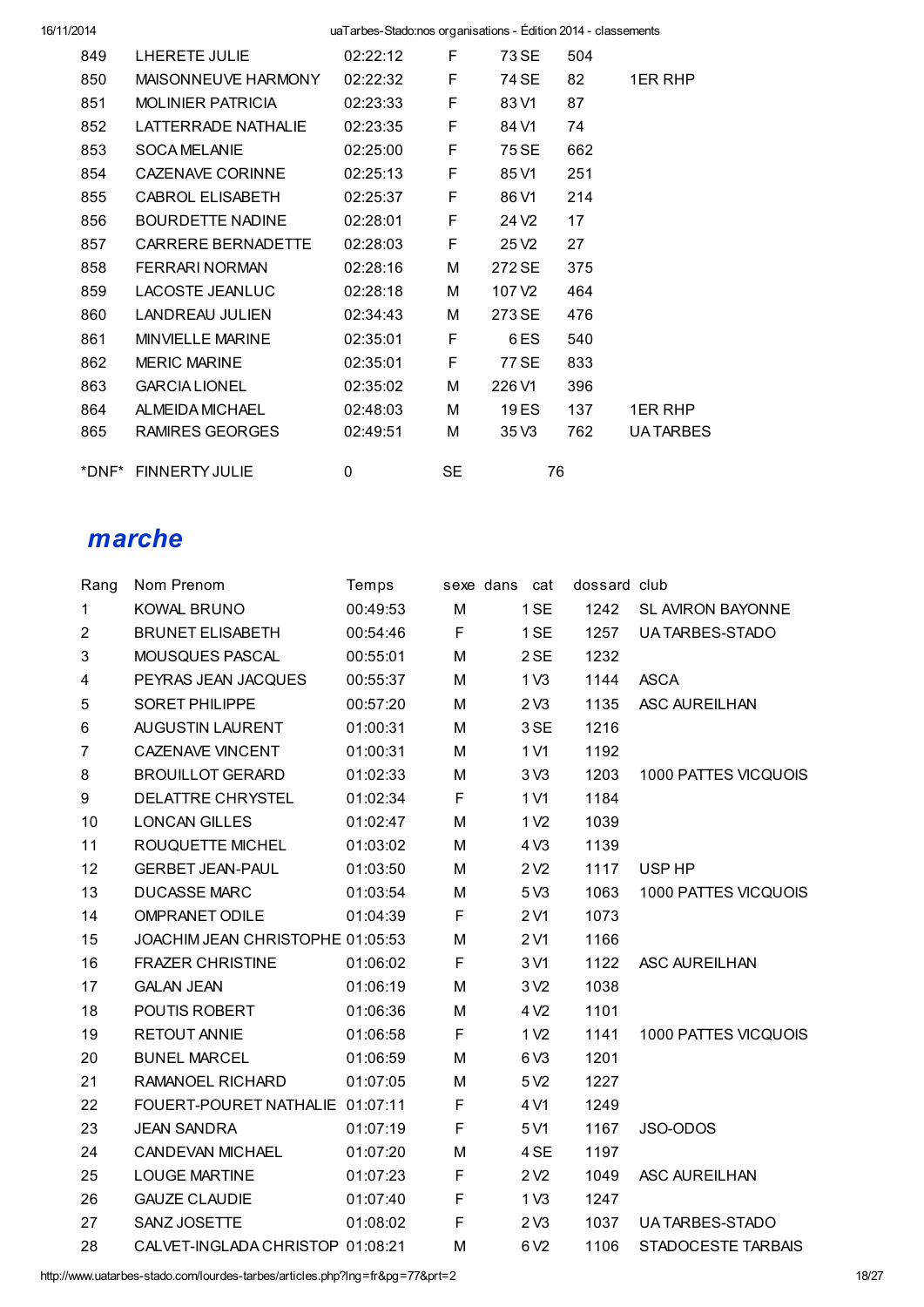| | | | | | | |
|---|---|---|---|---|---|---|
| 849 | LHERETE JULIE | 02:22:12 | F | 73 SE | 504 | |
| 850 | MAISONNEUVE HARMONY | 02:22:32 | F | 74 SE | 82 | 1ER RHP |
| 851 | MOLINIER PATRICIA | 02:23:33 | F | 83 V1 | 87 | |
| 852 | LATTERRADE NATHALIE | 02:23:35 | F | 84 V1 | 74 | |
| 853 | SOCA MELANIE | 02:25:00 | F | 75 SE | 662 | |
| 854 | CAZENAVE CORINNE | 02:25:13 | F | 85 V1 | 251 | |
| 855 | CABROL ELISABETH | 02:25:37 | F | 86 V1 | 214 | |
| 856 | BOURDETTE NADINE | 02:28:01 | F | 24 V2 | 17 | |
| 857 | CARRERE BERNADETTE | 02:28:03 | F | 25 V2 | 27 | |
| 858 | FERRARI NORMAN | 02:28:16 | M | 272 SE | 375 | |
| 859 | LACOSTE JEANLUC | 02:28:18 | M | 107 V2 | 464 | |
| 860 | LANDREAU JULIEN | 02:34:43 | M | 273 SE | 476 | |
| 861 | MINVIELLE MARINE | 02:35:01 | F | 6 ES | 540 | |
| 862 | MERIC MARINE | 02:35:01 | F | 77 SE | 833 | |
| 863 | GARCIA LIONEL | 02:35:02 | M | 226 V1 | 396 | |
| 864 | ALMEIDA MICHAEL | 02:48:03 | M | 19 ES | 137 | 1ER RHP |
| 865 | RAMIRES GEORGES | 02:49:51 | M | 35 V3 | 762 | UA TARBES |
| *DNF* | FINNERTY JULIE | 0 | SE | | 76 | |

## *marche*

| Rang | Nom Prenom | Temps | sexe | dans cat | dossard | club |
|---|---|---|---|---|---|---|
| 1 | KOWAL BRUNO | 00:49:53 | M | 1 SE | 1242 | SL AVIRON BAYONNE |
| 2 | BRUNET ELISABETH | 00:54:46 | F | 1 SE | 1257 | UA TARBES-STADO |
| 3 | MOUSQUES PASCAL | 00:55:01 | M | 2 SE | 1232 | |
| 4 | PEYRAS JEAN JACQUES | 00:55:37 | M | 1 V3 | 1144 | ASCA |
| 5 | SORET PHILIPPE | 00:57:20 | M | 2 V3 | 1135 | ASC AUREILHAN |
| 6 | AUGUSTIN LAURENT | 01:00:31 | M | 3 SE | 1216 | |
| 7 | CAZENAVE VINCENT | 01:00:31 | M | 1 V1 | 1192 | |
| 8 | BROUILLOT GERARD | 01:02:33 | M | 3 V3 | 1203 | 1000 PATTES VICQUOIS |
| 9 | DELATTRE CHRYSTEL | 01:02:34 | F | 1 V1 | 1184 | |
| 10 | LONCAN GILLES | 01:02:47 | M | 1 V2 | 1039 | |
| 11 | ROUQUETTE MICHEL | 01:03:02 | M | 4 V3 | 1139 | |
| 12 | GERBET JEAN-PAUL | 01:03:50 | M | 2 V2 | 1117 | USP HP |
| 13 | DUCASSE MARC | 01:03:54 | M | 5 V3 | 1063 | 1000 PATTES VICQUOIS |
| 14 | OMPRANET ODILE | 01:04:39 | F | 2 V1 | 1073 | |
| 15 | JOACHIM JEAN CHRISTOPHE | 01:05:53 | M | 2 V1 | 1166 | |
| 16 | FRAZER CHRISTINE | 01:06:02 | F | 3 V1 | 1122 | ASC AUREILHAN |
| 17 | GALAN JEAN | 01:06:19 | M | 3 V2 | 1038 | |
| 18 | POUTIS ROBERT | 01:06:36 | M | 4 V2 | 1101 | |
| 19 | RETOUT ANNIE | 01:06:58 | F | 1 V2 | 1141 | 1000 PATTES VICQUOIS |
| 20 | BUNEL MARCEL | 01:06:59 | M | 6 V3 | 1201 | |
| 21 | RAMANOEL RICHARD | 01:07:05 | M | 5 V2 | 1227 | |
| 22 | FOUERT-POURET NATHALIE | 01:07:11 | F | 4 V1 | 1249 | |
| 23 | JEAN SANDRA | 01:07:19 | F | 5 V1 | 1167 | JSO-ODOS |
| 24 | CANDEVAN MICHAEL | 01:07:20 | M | 4 SE | 1197 | |
| 25 | LOUGE MARTINE | 01:07:23 | F | 2 V2 | 1049 | ASC AUREILHAN |
| 26 | GAUZE CLAUDIE | 01:07:40 | F | 1 V3 | 1247 | |
| 27 | SANZ JOSETTE | 01:08:02 | F | 2 V3 | 1037 | UA TARBES-STADO |
| 28 | CALVET-INGLADA CHRISTOP | 01:08:21 | M | 6 V2 | 1106 | STADOCESTE TARBAIS |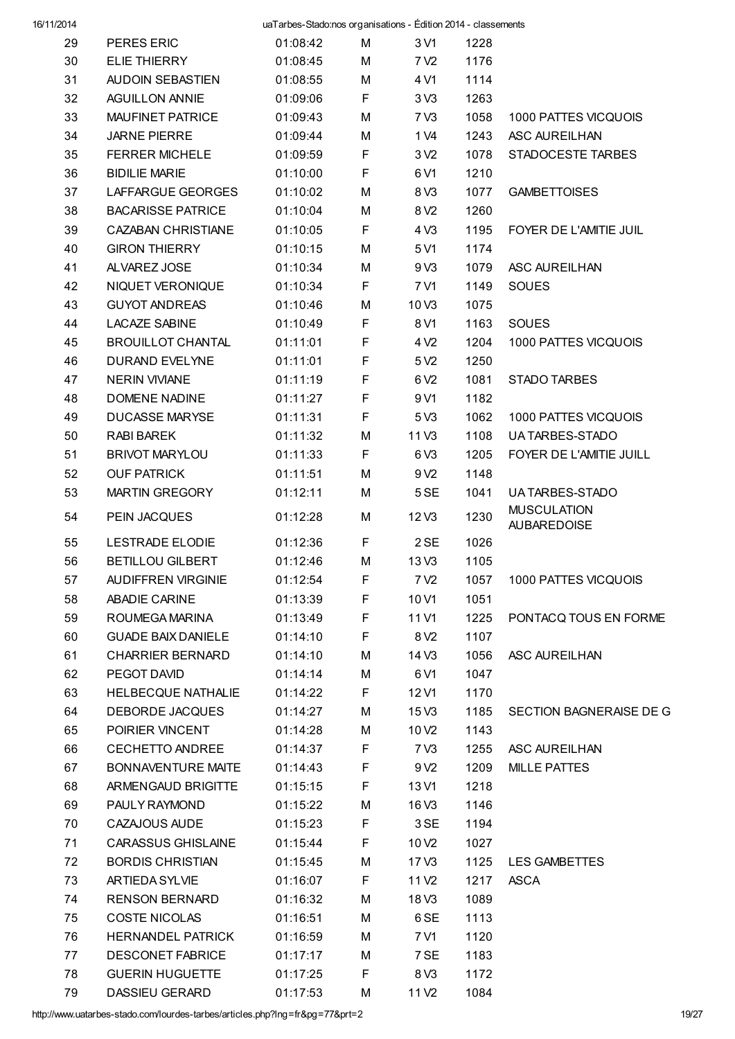| | | | | | | |
|---|---|---|---|---|---|---|
| 29 | PERES ERIC | 01:08:42 | M | 3 V1 | 1228 | |
| 30 | ELIE THIERRY | 01:08:45 | M | 7 V2 | 1176 | |
| 31 | AUDOIN SEBASTIEN | 01:08:55 | M | 4 V1 | 1114 | |
| 32 | AGUILLON ANNIE | 01:09:06 | F | 3 V3 | 1263 | |
| 33 | MAUFINET PATRICE | 01:09:43 | M | 7 V3 | 1058 | 1000 PATTES VICQUOIS |
| 34 | JARNE PIERRE | 01:09:44 | M | 1 V4 | 1243 | ASC AUREILHAN |
| 35 | FERRER MICHELE | 01:09:59 | F | 3 V2 | 1078 | STADOCESTE TARBES |
| 36 | BIDILIE MARIE | 01:10:00 | F | 6 V1 | 1210 | |
| 37 | LAFFARGUE GEORGES | 01:10:02 | M | 8 V3 | 1077 | GAMBETTOISES |
| 38 | BACARISSE PATRICE | 01:10:04 | M | 8 V2 | 1260 | |
| 39 | CAZABAN CHRISTIANE | 01:10:05 | F | 4 V3 | 1195 | FOYER DE L'AMITIE JUIL |
| 40 | GIRON THIERRY | 01:10:15 | M | 5 V1 | 1174 | |
| 41 | ALVAREZ JOSE | 01:10:34 | M | 9 V3 | 1079 | ASC AUREILHAN |
| 42 | NIQUET VERONIQUE | 01:10:34 | F | 7 V1 | 1149 | SOUES |
| 43 | GUYOT ANDREAS | 01:10:46 | M | 10 V3 | 1075 | |
| 44 | LACAZE SABINE | 01:10:49 | F | 8 V1 | 1163 | SOUES |
| 45 | BROUILLOT CHANTAL | 01:11:01 | F | 4 V2 | 1204 | 1000 PATTES VICQUOIS |
| 46 | DURAND EVELYNE | 01:11:01 | F | 5 V2 | 1250 | |
| 47 | NERIN VIVIANE | 01:11:19 | F | 6 V2 | 1081 | STADO TARBES |
| 48 | DOMENE NADINE | 01:11:27 | F | 9 V1 | 1182 | |
| 49 | DUCASSE MARYSE | 01:11:31 | F | 5 V3 | 1062 | 1000 PATTES VICQUOIS |
| 50 | RABI BAREK | 01:11:32 | M | 11 V3 | 1108 | UA TARBES-STADO |
| 51 | BRIVOT MARYLOU | 01:11:33 | F | 6 V3 | 1205 | FOYER DE L'AMITIE JUILL |
| 52 | OUF PATRICK | 01:11:51 | M | 9 V2 | 1148 | |
| 53 | MARTIN GREGORY | 01:12:11 | M | 5 SE | 1041 | UA TARBES-STADO |
| 54 | PEIN JACQUES | 01:12:28 | M | 12 V3 | 1230 | MUSCULATION AUBAREDOISE |
| 55 | LESTRADE ELODIE | 01:12:36 | F | 2 SE | 1026 | |
| 56 | BETILLOU GILBERT | 01:12:46 | M | 13 V3 | 1105 | |
| 57 | AUDIFFREN VIRGINIE | 01:12:54 | F | 7 V2 | 1057 | 1000 PATTES VICQUOIS |
| 58 | ABADIE CARINE | 01:13:39 | F | 10 V1 | 1051 | |
| 59 | ROUMEGA MARINA | 01:13:49 | F | 11 V1 | 1225 | PONTACQ TOUS EN FORME |
| 60 | GUADE BAIX DANIELE | 01:14:10 | F | 8 V2 | 1107 | |
| 61 | CHARRIER BERNARD | 01:14:10 | M | 14 V3 | 1056 | ASC AUREILHAN |
| 62 | PEGOT DAVID | 01:14:14 | M | 6 V1 | 1047 | |
| 63 | HELBECQUE NATHALIE | 01:14:22 | F | 12 V1 | 1170 | |
| 64 | DEBORDE JACQUES | 01:14:27 | M | 15 V3 | 1185 | SECTION BAGNERAISE DE G |
| 65 | POIRIER VINCENT | 01:14:28 | M | 10 V2 | 1143 | |
| 66 | CECHETTO ANDREE | 01:14:37 | F | 7 V3 | 1255 | ASC AUREILHAN |
| 67 | BONNAVENTURE MAITE | 01:14:43 | F | 9 V2 | 1209 | MILLE PATTES |
| 68 | ARMENGAUD BRIGITTE | 01:15:15 | F | 13 V1 | 1218 | |
| 69 | PAULY RAYMOND | 01:15:22 | M | 16 V3 | 1146 | |
| 70 | CAZAJOUS AUDE | 01:15:23 | F | 3 SE | 1194 | |
| 71 | CARASSUS GHISLAINE | 01:15:44 | F | 10 V2 | 1027 | |
| 72 | BORDIS CHRISTIAN | 01:15:45 | M | 17 V3 | 1125 | LES GAMBETTES |
| 73 | ARTIEDA SYLVIE | 01:16:07 | F | 11 V2 | 1217 | ASCA |
| 74 | RENSON BERNARD | 01:16:32 | M | 18 V3 | 1089 | |
| 75 | COSTE NICOLAS | 01:16:51 | M | 6 SE | 1113 | |
| 76 | HERNANDEL PATRICK | 01:16:59 | M | 7 V1 | 1120 | |
| 77 | DESCONET FABRICE | 01:17:17 | M | 7 SE | 1183 | |
| 78 | GUERIN HUGUETTE | 01:17:25 | F | 8 V3 | 1172 | |
| 79 | DASSIEU GERARD | 01:17:53 | M | 11 V2 | 1084 | |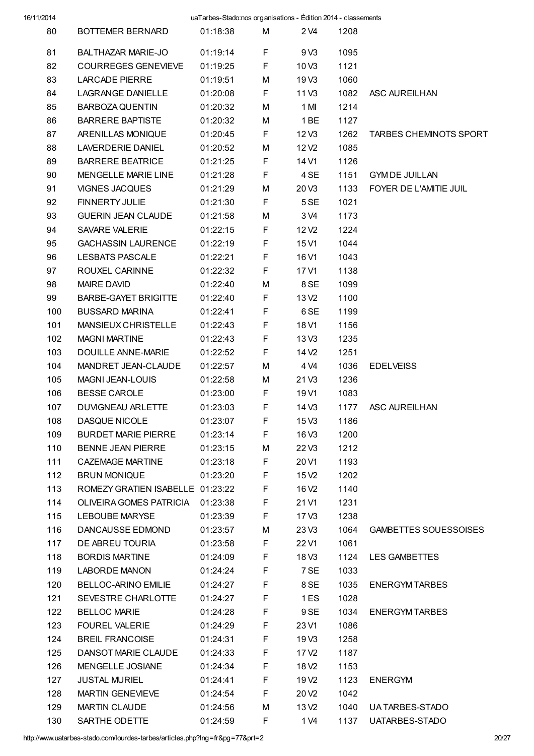| | | | | | | |
|---|---|---|---|---|---|---|
| 80 | BOTTEMER BERNARD | 01:18:38 | M | 2 V4 | 1208 | |
| 81 | BALTHAZAR MARIE-JO | 01:19:14 | F | 9 V3 | 1095 | |
| 82 | COURREGES GENEVIEVE | 01:19:25 | F | 10 V3 | 1121 | |
| 83 | LARCADE PIERRE | 01:19:51 | M | 19 V3 | 1060 | |
| 84 | LAGRANGE DANIELLE | 01:20:08 | F | 11 V3 | 1082 | ASC AUREILHAN |
| 85 | BARBOZA QUENTIN | 01:20:32 | M | 1 MI | 1214 | |
| 86 | BARRERE BAPTISTE | 01:20:32 | M | 1 BE | 1127 | |
| 87 | ARENILLAS MONIQUE | 01:20:45 | F | 12 V3 | 1262 | TARBES CHEMINOTS SPORT |
| 88 | LAVERDERIE DANIEL | 01:20:52 | M | 12 V2 | 1085 | |
| 89 | BARRERE BEATRICE | 01:21:25 | F | 14 V1 | 1126 | |
| 90 | MENGELLE MARIE LINE | 01:21:28 | F | 4 SE | 1151 | GYM DE JUILLAN |
| 91 | VIGNES JACQUES | 01:21:29 | M | 20 V3 | 1133 | FOYER DE L'AMITIE JUIL |
| 92 | FINNERTY JULIE | 01:21:30 | F | 5 SE | 1021 | |
| 93 | GUERIN JEAN CLAUDE | 01:21:58 | M | 3 V4 | 1173 | |
| 94 | SAVARE VALERIE | 01:22:15 | F | 12 V2 | 1224 | |
| 95 | GACHASSIN LAURENCE | 01:22:19 | F | 15 V1 | 1044 | |
| 96 | LESBATS PASCALE | 01:22:21 | F | 16 V1 | 1043 | |
| 97 | ROUXEL CARINNE | 01:22:32 | F | 17 V1 | 1138 | |
| 98 | MAIRE DAVID | 01:22:40 | M | 8 SE | 1099 | |
| 99 | BARBE-GAYET BRIGITTE | 01:22:40 | F | 13 V2 | 1100 | |
| 100 | BUSSARD MARINA | 01:22:41 | F | 6 SE | 1199 | |
| 101 | MANSIEUX CHRISTELLE | 01:22:43 | F | 18 V1 | 1156 | |
| 102 | MAGNI MARTINE | 01:22:43 | F | 13 V3 | 1235 | |
| 103 | DOUILLE ANNE-MARIE | 01:22:52 | F | 14 V2 | 1251 | |
| 104 | MANDRET JEAN-CLAUDE | 01:22:57 | M | 4 V4 | 1036 | EDELVEISS |
| 105 | MAGNI JEAN-LOUIS | 01:22:58 | M | 21 V3 | 1236 | |
| 106 | BESSE CAROLE | 01:23:00 | F | 19 V1 | 1083 | |
| 107 | DUVIGNEAU ARLETTE | 01:23:03 | F | 14 V3 | 1177 | ASC AUREILHAN |
| 108 | DASQUE NICOLE | 01:23:07 | F | 15 V3 | 1186 | |
| 109 | BURDET MARIE PIERRE | 01:23:14 | F | 16 V3 | 1200 | |
| 110 | BENNE JEAN PIERRE | 01:23:15 | M | 22 V3 | 1212 | |
| 111 | CAZEMAGE MARTINE | 01:23:18 | F | 20 V1 | 1193 | |
| 112 | BRUN MONIQUE | 01:23:20 | F | 15 V2 | 1202 | |
| 113 | ROMEZY GRATIEN ISABELLE | 01:23:22 | F | 16 V2 | 1140 | |
| 114 | OLIVEIRA GOMES PATRICIA | 01:23:38 | F | 21 V1 | 1231 | |
| 115 | LEBOUBE MARYSE | 01:23:39 | F | 17 V3 | 1238 | |
| 116 | DANCAUSSE EDMOND | 01:23:57 | M | 23 V3 | 1064 | GAMBETTES SOUESSOISES |
| 117 | DE ABREU TOURIA | 01:23:58 | F | 22 V1 | 1061 | |
| 118 | BORDIS MARTINE | 01:24:09 | F | 18 V3 | 1124 | LES GAMBETTES |
| 119 | LABORDE MANON | 01:24:24 | F | 7 SE | 1033 | |
| 120 | BELLOC-ARINO EMILIE | 01:24:27 | F | 8 SE | 1035 | ENERGYM TARBES |
| 121 | SEVESTRE CHARLOTTE | 01:24:27 | F | 1 ES | 1028 | |
| 122 | BELLOC MARIE | 01:24:28 | F | 9 SE | 1034 | ENERGYM TARBES |
| 123 | FOUREL VALERIE | 01:24:29 | F | 23 V1 | 1086 | |
| 124 | BREIL FRANCOISE | 01:24:31 | F | 19 V3 | 1258 | |
| 125 | DANSOT MARIE CLAUDE | 01:24:33 | F | 17 V2 | 1187 | |
| 126 | MENGELLE JOSIANE | 01:24:34 | F | 18 V2 | 1153 | |
| 127 | JUSTAL MURIEL | 01:24:41 | F | 19 V2 | 1123 | ENERGYM |
| 128 | MARTIN GENEVIEVE | 01:24:54 | F | 20 V2 | 1042 | |
| 129 | MARTIN CLAUDE | 01:24:56 | M | 13 V2 | 1040 | UA TARBES-STADO |
| 130 | SARTHE ODETTE | 01:24:59 | F | 1 V4 | 1137 | UATARBES-STADO |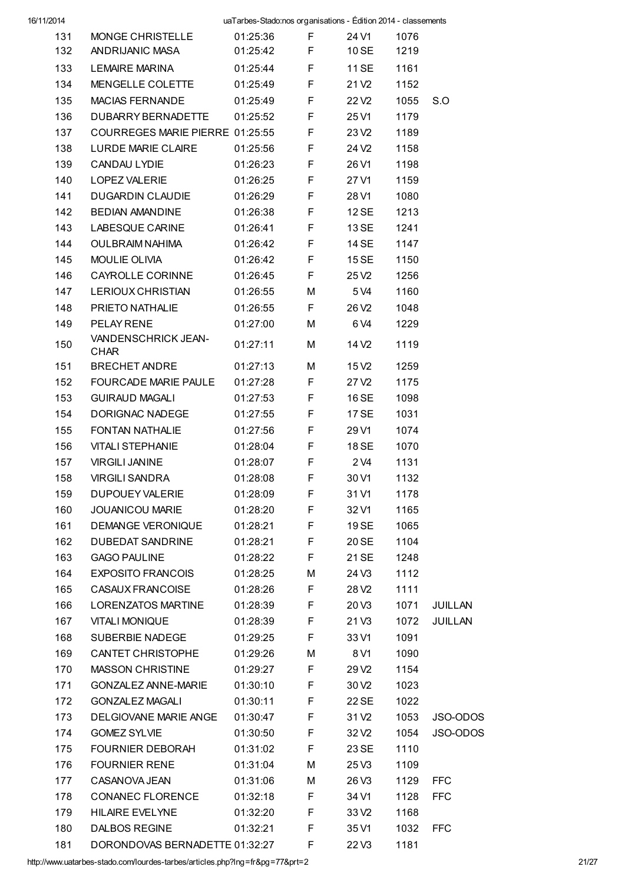| | | | | | | |
|---|---|---|---|---|---|---|
| 131 | MONGE CHRISTELLE | 01:25:36 | F | 24 V1 | 1076 | |
| 132 | ANDRIJANIC MASA | 01:25:42 | F | 10 SE | 1219 | |
| 133 | LEMAIRE MARINA | 01:25:44 | F | 11 SE | 1161 | |
| 134 | MENGELLE COLETTE | 01:25:49 | F | 21 V2 | 1152 | |
| 135 | MACIAS FERNANDE | 01:25:49 | F | 22 V2 | 1055 | S.O |
| 136 | DUBARRY BERNADETTE | 01:25:52 | F | 25 V1 | 1179 | |
| 137 | COURREGES MARIE PIERRE | 01:25:55 | F | 23 V2 | 1189 | |
| 138 | LURDE MARIE CLAIRE | 01:25:56 | F | 24 V2 | 1158 | |
| 139 | CANDAU LYDIE | 01:26:23 | F | 26 V1 | 1198 | |
| 140 | LOPEZ VALERIE | 01:26:25 | F | 27 V1 | 1159 | |
| 141 | DUGARDIN CLAUDIE | 01:26:29 | F | 28 V1 | 1080 | |
| 142 | BEDIAN AMANDINE | 01:26:38 | F | 12 SE | 1213 | |
| 143 | LABESQUE CARINE | 01:26:41 | F | 13 SE | 1241 | |
| 144 | OULBRAIM NAHIMA | 01:26:42 | F | 14 SE | 1147 | |
| 145 | MOULIE OLIVIA | 01:26:42 | F | 15 SE | 1150 | |
| 146 | CAYROLLE CORINNE | 01:26:45 | F | 25 V2 | 1256 | |
| 147 | LERIOUX CHRISTIAN | 01:26:55 | M | 5 V4 | 1160 | |
| 148 | PRIETO NATHALIE | 01:26:55 | F | 26 V2 | 1048 | |
| 149 | PELAY RENE | 01:27:00 | M | 6 V4 | 1229 | |
| 150 | VANDENSCHRICK JEAN-CHAR | 01:27:11 | M | 14 V2 | 1119 | |
| 151 | BRECHET ANDRE | 01:27:13 | M | 15 V2 | 1259 | |
| 152 | FOURCADE MARIE PAULE | 01:27:28 | F | 27 V2 | 1175 | |
| 153 | GUIRAUD MAGALI | 01:27:53 | F | 16 SE | 1098 | |
| 154 | DORIGNAC NADEGE | 01:27:55 | F | 17 SE | 1031 | |
| 155 | FONTAN NATHALIE | 01:27:56 | F | 29 V1 | 1074 | |
| 156 | VITALI STEPHANIE | 01:28:04 | F | 18 SE | 1070 | |
| 157 | VIRGILI JANINE | 01:28:07 | F | 2 V4 | 1131 | |
| 158 | VIRGILI SANDRA | 01:28:08 | F | 30 V1 | 1132 | |
| 159 | DUPOUEY VALERIE | 01:28:09 | F | 31 V1 | 1178 | |
| 160 | JOUANICOU MARIE | 01:28:20 | F | 32 V1 | 1165 | |
| 161 | DEMANGE VERONIQUE | 01:28:21 | F | 19 SE | 1065 | |
| 162 | DUBEDAT SANDRINE | 01:28:21 | F | 20 SE | 1104 | |
| 163 | GAGO PAULINE | 01:28:22 | F | 21 SE | 1248 | |
| 164 | EXPOSITO FRANCOIS | 01:28:25 | M | 24 V3 | 1112 | |
| 165 | CASAUX FRANCOISE | 01:28:26 | F | 28 V2 | 1111 | |
| 166 | LORENZATOS MARTINE | 01:28:39 | F | 20 V3 | 1071 | JUILLAN |
| 167 | VITALI MONIQUE | 01:28:39 | F | 21 V3 | 1072 | JUILLAN |
| 168 | SUBERBIE NADEGE | 01:29:25 | F | 33 V1 | 1091 | |
| 169 | CANTET CHRISTOPHE | 01:29:26 | M | 8 V1 | 1090 | |
| 170 | MASSON CHRISTINE | 01:29:27 | F | 29 V2 | 1154 | |
| 171 | GONZALEZ ANNE-MARIE | 01:30:10 | F | 30 V2 | 1023 | |
| 172 | GONZALEZ MAGALI | 01:30:11 | F | 22 SE | 1022 | |
| 173 | DELGIOVANE MARIE ANGE | 01:30:47 | F | 31 V2 | 1053 | JSO-ODOS |
| 174 | GOMEZ SYLVIE | 01:30:50 | F | 32 V2 | 1054 | JSO-ODOS |
| 175 | FOURNIER DEBORAH | 01:31:02 | F | 23 SE | 1110 | |
| 176 | FOURNIER RENE | 01:31:04 | M | 25 V3 | 1109 | |
| 177 | CASANOVA JEAN | 01:31:06 | M | 26 V3 | 1129 | FFC |
| 178 | CONANEC FLORENCE | 01:32:18 | F | 34 V1 | 1128 | FFC |
| 179 | HILAIRE EVELYNE | 01:32:20 | F | 33 V2 | 1168 | |
| 180 | DALBOS REGINE | 01:32:21 | F | 35 V1 | 1032 | FFC |
| 181 | DORONDOVAS BERNADETTE | 01:32:27 | F | 22 V3 | 1181 | |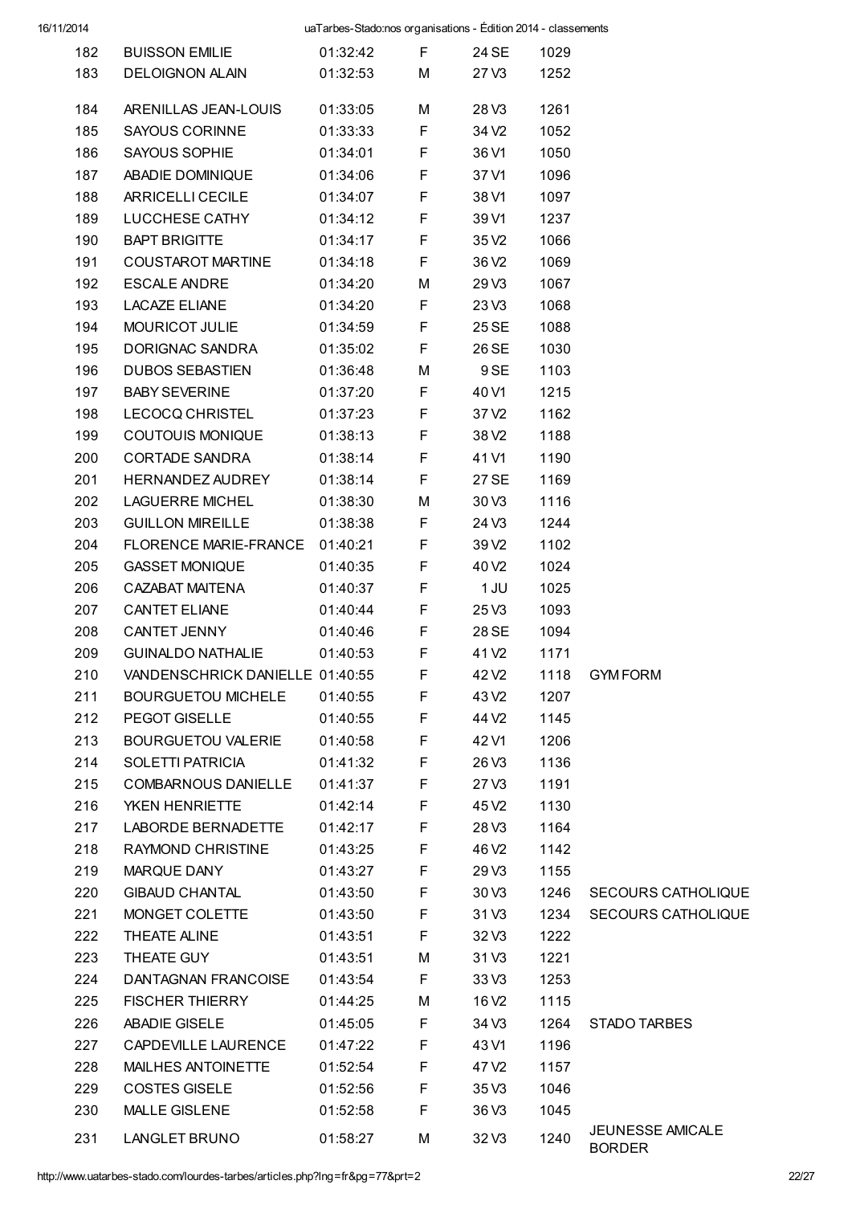| | | | | | | |
|---|---|---|---|---|---|---|
| 182 | BUISSON EMILIE | 01:32:42 | F | 24 SE | 1029 | |
| 183 | DELOIGNON ALAIN | 01:32:53 | M | 27 V3 | 1252 | |
| 184 | ARENILLAS JEAN-LOUIS | 01:33:05 | M | 28 V3 | 1261 | |
| 185 | SAYOUS CORINNE | 01:33:33 | F | 34 V2 | 1052 | |
| 186 | SAYOUS SOPHIE | 01:34:01 | F | 36 V1 | 1050 | |
| 187 | ABADIE DOMINIQUE | 01:34:06 | F | 37 V1 | 1096 | |
| 188 | ARRICELLI CECILE | 01:34:07 | F | 38 V1 | 1097 | |
| 189 | LUCCHESE CATHY | 01:34:12 | F | 39 V1 | 1237 | |
| 190 | BAPT BRIGITTE | 01:34:17 | F | 35 V2 | 1066 | |
| 191 | COUSTAROT MARTINE | 01:34:18 | F | 36 V2 | 1069 | |
| 192 | ESCALE ANDRE | 01:34:20 | M | 29 V3 | 1067 | |
| 193 | LACAZE ELIANE | 01:34:20 | F | 23 V3 | 1068 | |
| 194 | MOURICOT JULIE | 01:34:59 | F | 25 SE | 1088 | |
| 195 | DORIGNAC SANDRA | 01:35:02 | F | 26 SE | 1030 | |
| 196 | DUBOS SEBASTIEN | 01:36:48 | M | 9 SE | 1103 | |
| 197 | BABY SEVERINE | 01:37:20 | F | 40 V1 | 1215 | |
| 198 | LECOCQ CHRISTEL | 01:37:23 | F | 37 V2 | 1162 | |
| 199 | COUTOUIS MONIQUE | 01:38:13 | F | 38 V2 | 1188 | |
| 200 | CORTADE SANDRA | 01:38:14 | F | 41 V1 | 1190 | |
| 201 | HERNANDEZ AUDREY | 01:38:14 | F | 27 SE | 1169 | |
| 202 | LAGUERRE MICHEL | 01:38:30 | M | 30 V3 | 1116 | |
| 203 | GUILLON MIREILLE | 01:38:38 | F | 24 V3 | 1244 | |
| 204 | FLORENCE MARIE-FRANCE | 01:40:21 | F | 39 V2 | 1102 | |
| 205 | GASSET MONIQUE | 01:40:35 | F | 40 V2 | 1024 | |
| 206 | CAZABAT MAITENA | 01:40:37 | F | 1 JU | 1025 | |
| 207 | CANTET ELIANE | 01:40:44 | F | 25 V3 | 1093 | |
| 208 | CANTET JENNY | 01:40:46 | F | 28 SE | 1094 | |
| 209 | GUINALDO NATHALIE | 01:40:53 | F | 41 V2 | 1171 | |
| 210 | VANDENSCHRICK DANIELLE | 01:40:55 | F | 42 V2 | 1118 | GYM FORM |
| 211 | BOURGUETOU MICHELE | 01:40:55 | F | 43 V2 | 1207 | |
| 212 | PEGOT GISELLE | 01:40:55 | F | 44 V2 | 1145 | |
| 213 | BOURGUETOU VALERIE | 01:40:58 | F | 42 V1 | 1206 | |
| 214 | SOLETTI PATRICIA | 01:41:32 | F | 26 V3 | 1136 | |
| 215 | COMBARNOUS DANIELLE | 01:41:37 | F | 27 V3 | 1191 | |
| 216 | YKEN HENRIETTE | 01:42:14 | F | 45 V2 | 1130 | |
| 217 | LABORDE BERNADETTE | 01:42:17 | F | 28 V3 | 1164 | |
| 218 | RAYMOND CHRISTINE | 01:43:25 | F | 46 V2 | 1142 | |
| 219 | MARQUE DANY | 01:43:27 | F | 29 V3 | 1155 | |
| 220 | GIBAUD CHANTAL | 01:43:50 | F | 30 V3 | 1246 | SECOURS CATHOLIQUE |
| 221 | MONGET COLETTE | 01:43:50 | F | 31 V3 | 1234 | SECOURS CATHOLIQUE |
| 222 | THEATE ALINE | 01:43:51 | F | 32 V3 | 1222 | |
| 223 | THEATE GUY | 01:43:51 | M | 31 V3 | 1221 | |
| 224 | DANTAGNAN FRANCOISE | 01:43:54 | F | 33 V3 | 1253 | |
| 225 | FISCHER THIERRY | 01:44:25 | M | 16 V2 | 1115 | |
| 226 | ABADIE GISELE | 01:45:05 | F | 34 V3 | 1264 | STADO TARBES |
| 227 | CAPDEVILLE LAURENCE | 01:47:22 | F | 43 V1 | 1196 | |
| 228 | MAILHES ANTOINETTE | 01:52:54 | F | 47 V2 | 1157 | |
| 229 | COSTES GISELE | 01:52:56 | F | 35 V3 | 1046 | |
| 230 | MALLE GISLENE | 01:52:58 | F | 36 V3 | 1045 | |
| 231 | LANGLET BRUNO | 01:58:27 | M | 32 V3 | 1240 | JEUNESSE AMICALE BORDER |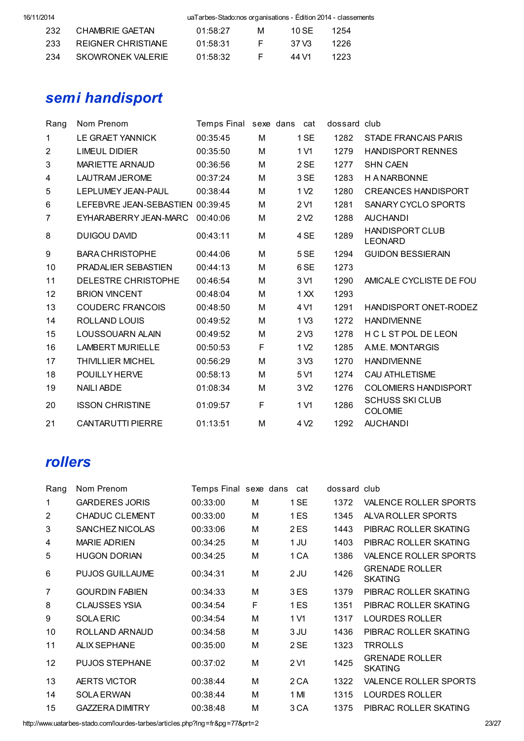| | | | | | |
|---|---|---|---|---|---|
| 232 | CHAMBRIE GAETAN | 01:58:27 | M | 10 SE | 1254 |
| 233 | REIGNER CHRISTIANE | 01:58:31 | F | 37 V3 | 1226 |
| 234 | SKOWRONEK VALERIE | 01:58:32 | F | 44 V1 | 1223 |

## *semi handisport*

| Rang | Nom Prenom | Temps Final | sexe | dans cat | dossard | club |
|---|---|---|---|---|---|---|
| 1 | LE GRAET YANNICK | 00:35:45 | M | 1 SE | 1282 | STADE FRANCAIS PARIS |
| 2 | LIMEUL DIDIER | 00:35:50 | M | 1 V1 | 1279 | HANDISPORT RENNES |
| 3 | MARIETTE ARNAUD | 00:36:56 | M | 2 SE | 1277 | SHN CAEN |
| 4 | LAUTRAM JEROME | 00:37:24 | M | 3 SE | 1283 | H A NARBONNE |
| 5 | LEPLUMEY JEAN-PAUL | 00:38:44 | M | 1 V2 | 1280 | CREANCES HANDISPORT |
| 6 | LEFEBVRE JEAN-SEBASTIEN | 00:39:45 | M | 2 V1 | 1281 | SANARY CYCLO SPORTS |
| 7 | EYHARABERRY JEAN-MARC | 00:40:06 | M | 2 V2 | 1288 | AUCHANDI |
| 8 | DUIGOU DAVID | 00:43:11 | M | 4 SE | 1289 | HANDISPORT CLUB LEONARD |
| 9 | BARA CHRISTOPHE | 00:44:06 | M | 5 SE | 1294 | GUIDON BESSIERAIN |
| 10 | PRADALIER SEBASTIEN | 00:44:13 | M | 6 SE | 1273 | |
| 11 | DELESTRE CHRISTOPHE | 00:46:54 | M | 3 V1 | 1290 | AMICALE CYCLISTE DE FOU |
| 12 | BRION VINCENT | 00:48:04 | M | 1 XX | 1293 | |
| 13 | COUDERC FRANCOIS | 00:48:50 | M | 4 V1 | 1291 | HANDISPORT ONET-RODEZ |
| 14 | ROLLAND LOUIS | 00:49:52 | M | 1 V3 | 1272 | HANDIVIENNE |
| 15 | LOUSSOUARN ALAIN | 00:49:52 | M | 2 V3 | 1278 | H C L ST POL DE LEON |
| 16 | LAMBERT MURIELLE | 00:50:53 | F | 1 V2 | 1285 | A.M.E. MONTARGIS |
| 17 | THIVILLIER MICHEL | 00:56:29 | M | 3 V3 | 1270 | HANDIVIENNE |
| 18 | POUILLY HERVE | 00:58:13 | M | 5 V1 | 1274 | CAU ATHLETISME |
| 19 | NAILI ABDE | 01:08:34 | M | 3 V2 | 1276 | COLOMIERS HANDISPORT |
| 20 | ISSON CHRISTINE | 01:09:57 | F | 1 V1 | 1286 | SCHUSS SKI CLUB COLOMIE |
| 21 | CANTARUTTI PIERRE | 01:13:51 | M | 4 V2 | 1292 | AUCHANDI |

## *rollers*

| Rang | Nom Prenom | Temps Final | sexe | dans cat | dossard | club |
|---|---|---|---|---|---|---|
| 1 | GARDERES JORIS | 00:33:00 | M | 1 SE | 1372 | VALENCE ROLLER SPORTS |
| 2 | CHADUC CLEMENT | 00:33:00 | M | 1 ES | 1345 | ALVA ROLLER SPORTS |
| 3 | SANCHEZ NICOLAS | 00:33:06 | M | 2 ES | 1443 | PIBRAC ROLLER SKATING |
| 4 | MARIE ADRIEN | 00:34:25 | M | 1 JU | 1403 | PIBRAC ROLLER SKATING |
| 5 | HUGON DORIAN | 00:34:25 | M | 1 CA | 1386 | VALENCE ROLLER SPORTS |
| 6 | PUJOS GUILLAUME | 00:34:31 | M | 2 JU | 1426 | GRENADE ROLLER SKATING |
| 7 | GOURDIN FABIEN | 00:34:33 | M | 3 ES | 1379 | PIBRAC ROLLER SKATING |
| 8 | CLAUSSES YSIA | 00:34:54 | F | 1 ES | 1351 | PIBRAC ROLLER SKATING |
| 9 | SOLA ERIC | 00:34:54 | M | 1 V1 | 1317 | LOURDES ROLLER |
| 10 | ROLLAND ARNAUD | 00:34:58 | M | 3 JU | 1436 | PIBRAC ROLLER SKATING |
| 11 | ALIX SEPHANE | 00:35:00 | M | 2 SE | 1323 | TRROLLS |
| 12 | PUJOS STEPHANE | 00:37:02 | M | 2 V1 | 1425 | GRENADE ROLLER SKATING |
| 13 | AERTS VICTOR | 00:38:44 | M | 2 CA | 1322 | VALENCE ROLLER SPORTS |
| 14 | SOLA ERWAN | 00:38:44 | M | 1 MI | 1315 | LOURDES ROLLER |
| 15 | GAZZERA DIMITRY | 00:38:48 | M | 3 CA | 1375 | PIBRAC ROLLER SKATING |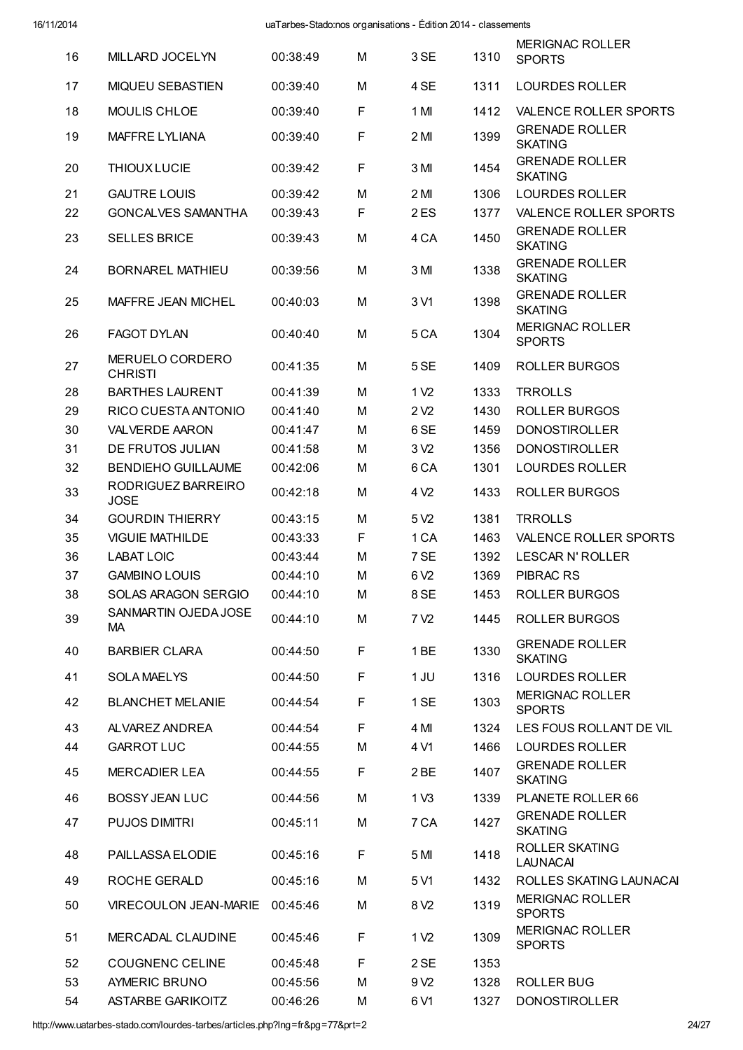| | | | | | | |
|---|---|---|---|---|---|---|
| 16 | MILLARD JOCELYN | 00:38:49 | M | 3 SE | 1310 | MERIGNAC ROLLER SPORTS |
| 17 | MIQUEU SEBASTIEN | 00:39:40 | M | 4 SE | 1311 | LOURDES ROLLER |
| 18 | MOULIS CHLOE | 00:39:40 | F | 1 MI | 1412 | VALENCE ROLLER SPORTS |
| 19 | MAFFRE LYLIANA | 00:39:40 | F | 2 MI | 1399 | GRENADE ROLLER SKATING |
| 20 | THIOUX LUCIE | 00:39:42 | F | 3 MI | 1454 | GRENADE ROLLER SKATING |
| 21 | GAUTRE LOUIS | 00:39:42 | M | 2 MI | 1306 | LOURDES ROLLER |
| 22 | GONCALVES SAMANTHA | 00:39:43 | F | 2 ES | 1377 | VALENCE ROLLER SPORTS |
| 23 | SELLES BRICE | 00:39:43 | M | 4 CA | 1450 | GRENADE ROLLER SKATING |
| 24 | BORNAREL MATHIEU | 00:39:56 | M | 3 MI | 1338 | GRENADE ROLLER SKATING |
| 25 | MAFFRE JEAN MICHEL | 00:40:03 | M | 3 V1 | 1398 | GRENADE ROLLER SKATING |
| 26 | FAGOT DYLAN | 00:40:40 | M | 5 CA | 1304 | MERIGNAC ROLLER SPORTS |
| 27 | MERUELO CORDERO CHRISTI | 00:41:35 | M | 5 SE | 1409 | ROLLER BURGOS |
| 28 | BARTHES LAURENT | 00:41:39 | M | 1 V2 | 1333 | TRROLLS |
| 29 | RICO CUESTA ANTONIO | 00:41:40 | M | 2 V2 | 1430 | ROLLER BURGOS |
| 30 | VALVERDE AARON | 00:41:47 | M | 6 SE | 1459 | DONOSTIROLLER |
| 31 | DE FRUTOS JULIAN | 00:41:58 | M | 3 V2 | 1356 | DONOSTIROLLER |
| 32 | BENDIEHO GUILLAUME | 00:42:06 | M | 6 CA | 1301 | LOURDES ROLLER |
| 33 | RODRIGUEZ BARREIRO JOSE | 00:42:18 | M | 4 V2 | 1433 | ROLLER BURGOS |
| 34 | GOURDIN THIERRY | 00:43:15 | M | 5 V2 | 1381 | TRROLLS |
| 35 | VIGUIE MATHILDE | 00:43:33 | F | 1 CA | 1463 | VALENCE ROLLER SPORTS |
| 36 | LABAT LOIC | 00:43:44 | M | 7 SE | 1392 | LESCAR N' ROLLER |
| 37 | GAMBINO LOUIS | 00:44:10 | M | 6 V2 | 1369 | PIBRAC RS |
| 38 | SOLAS ARAGON SERGIO | 00:44:10 | M | 8 SE | 1453 | ROLLER BURGOS |
| 39 | SANMARTIN OJEDA JOSE MA | 00:44:10 | M | 7 V2 | 1445 | ROLLER BURGOS |
| 40 | BARBIER CLARA | 00:44:50 | F | 1 BE | 1330 | GRENADE ROLLER SKATING |
| 41 | SOLA MAELYS | 00:44:50 | F | 1 JU | 1316 | LOURDES ROLLER |
| 42 | BLANCHET MELANIE | 00:44:54 | F | 1 SE | 1303 | MERIGNAC ROLLER SPORTS |
| 43 | ALVAREZ ANDREA | 00:44:54 | F | 4 MI | 1324 | LES FOUS ROLLANT DE VIL |
| 44 | GARROT LUC | 00:44:55 | M | 4 V1 | 1466 | LOURDES ROLLER |
| 45 | MERCADIER LEA | 00:44:55 | F | 2 BE | 1407 | GRENADE ROLLER SKATING |
| 46 | BOSSY JEAN LUC | 00:44:56 | M | 1 V3 | 1339 | PLANETE ROLLER 66 |
| 47 | PUJOS DIMITRI | 00:45:11 | M | 7 CA | 1427 | GRENADE ROLLER SKATING |
| 48 | PAILLASSA ELODIE | 00:45:16 | F | 5 MI | 1418 | ROLLER SKATING LAUNACAI |
| 49 | ROCHE GERALD | 00:45:16 | M | 5 V1 | 1432 | ROLLES SKATING LAUNACAI |
| 50 | VIRECOULON JEAN-MARIE | 00:45:46 | M | 8 V2 | 1319 | MERIGNAC ROLLER SPORTS |
| 51 | MERCADAL CLAUDINE | 00:45:46 | F | 1 V2 | 1309 | MERIGNAC ROLLER SPORTS |
| 52 | COUGNENC CELINE | 00:45:48 | F | 2 SE | 1353 | |
| 53 | AYMERIC BRUNO | 00:45:56 | M | 9 V2 | 1328 | ROLLER BUG |
| 54 | ASTARBE GARIKOITZ | 00:46:26 | M | 6 V1 | 1327 | DONOSTIROLLER |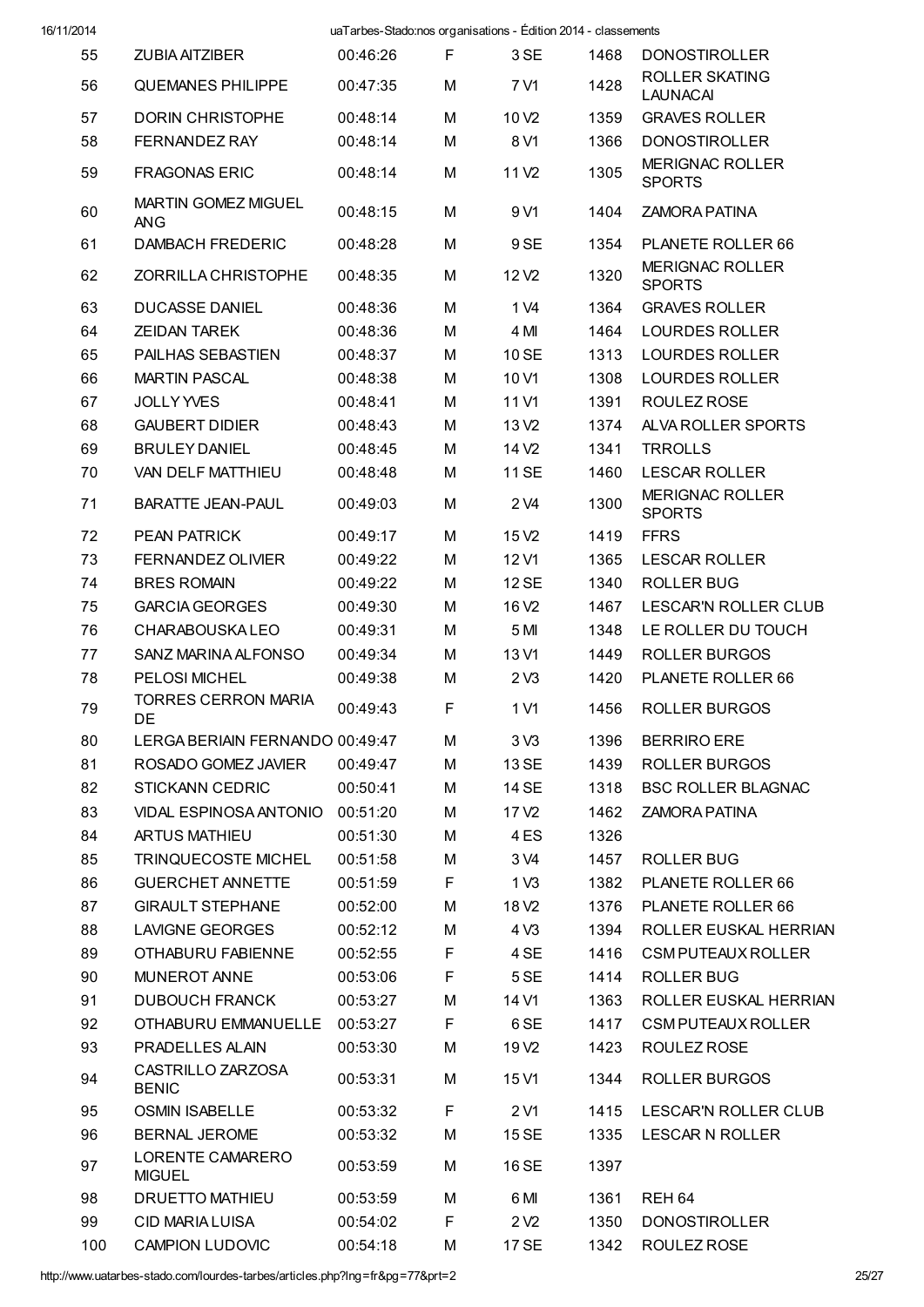| 55 | ZUBIA AITZIBER | 00:46:26 | F | 3 SE | 1468 | DONOSTIROLLER |
|---|---|---|---|---|---|---|
| 56 | QUEMANES PHILIPPE | 00:47:35 | M | 7 V1 | 1428 | ROLLER SKATING LAUNACAI |
| 57 | DORIN CHRISTOPHE | 00:48:14 | M | 10 V2 | 1359 | GRAVES ROLLER |
| 58 | FERNANDEZ RAY | 00:48:14 | M | 8 V1 | 1366 | DONOSTIROLLER |
| 59 | FRAGONAS ERIC | 00:48:14 | M | 11 V2 | 1305 | MERIGNAC ROLLER SPORTS |
| 60 | MARTIN GOMEZ MIGUEL ANG | 00:48:15 | M | 9 V1 | 1404 | ZAMORA PATINA |
| 61 | DAMBACH FREDERIC | 00:48:28 | M | 9 SE | 1354 | PLANETE ROLLER 66 |
| 62 | ZORRILLA CHRISTOPHE | 00:48:35 | M | 12 V2 | 1320 | MERIGNAC ROLLER SPORTS |
| 63 | DUCASSE DANIEL | 00:48:36 | M | 1 V4 | 1364 | GRAVES ROLLER |
| 64 | ZEIDAN TAREK | 00:48:36 | M | 4 MI | 1464 | LOURDES ROLLER |
| 65 | PAILHAS SEBASTIEN | 00:48:37 | M | 10 SE | 1313 | LOURDES ROLLER |
| 66 | MARTIN PASCAL | 00:48:38 | M | 10 V1 | 1308 | LOURDES ROLLER |
| 67 | JOLLY YVES | 00:48:41 | M | 11 V1 | 1391 | ROULEZ ROSE |
| 68 | GAUBERT DIDIER | 00:48:43 | M | 13 V2 | 1374 | ALVA ROLLER SPORTS |
| 69 | BRULEY DANIEL | 00:48:45 | M | 14 V2 | 1341 | TRROLLS |
| 70 | VAN DELF MATTHIEU | 00:48:48 | M | 11 SE | 1460 | LESCAR ROLLER |
| 71 | BARATTE JEAN-PAUL | 00:49:03 | M | 2 V4 | 1300 | MERIGNAC ROLLER SPORTS |
| 72 | PEAN PATRICK | 00:49:17 | M | 15 V2 | 1419 | FFRS |
| 73 | FERNANDEZ OLIVIER | 00:49:22 | M | 12 V1 | 1365 | LESCAR ROLLER |
| 74 | BRES ROMAIN | 00:49:22 | M | 12 SE | 1340 | ROLLER BUG |
| 75 | GARCIA GEORGES | 00:49:30 | M | 16 V2 | 1467 | LESCAR'N ROLLER CLUB |
| 76 | CHARABOUSKA LEO | 00:49:31 | M | 5 MI | 1348 | LE ROLLER DU TOUCH |
| 77 | SANZ MARINA ALFONSO | 00:49:34 | M | 13 V1 | 1449 | ROLLER BURGOS |
| 78 | PELOSI MICHEL | 00:49:38 | M | 2 V3 | 1420 | PLANETE ROLLER 66 |
| 79 | TORRES CERRON MARIA DE | 00:49:43 | F | 1 V1 | 1456 | ROLLER BURGOS |
| 80 | LERGA BERIAIN FERNANDO | 00:49:47 | M | 3 V3 | 1396 | BERRIRO ERE |
| 81 | ROSADO GOMEZ JAVIER | 00:49:47 | M | 13 SE | 1439 | ROLLER BURGOS |
| 82 | STICKANN CEDRIC | 00:50:41 | M | 14 SE | 1318 | BSC ROLLER BLAGNAC |
| 83 | VIDAL ESPINOSA ANTONIO | 00:51:20 | M | 17 V2 | 1462 | ZAMORA PATINA |
| 84 | ARTUS MATHIEU | 00:51:30 | M | 4 ES | 1326 | |
| 85 | TRINQUECOSTE MICHEL | 00:51:58 | M | 3 V4 | 1457 | ROLLER BUG |
| 86 | GUERCHET ANNETTE | 00:51:59 | F | 1 V3 | 1382 | PLANETE ROLLER 66 |
| 87 | GIRAULT STEPHANE | 00:52:00 | M | 18 V2 | 1376 | PLANETE ROLLER 66 |
| 88 | LAVIGNE GEORGES | 00:52:12 | M | 4 V3 | 1394 | ROLLER EUSKAL HERRIAN |
| 89 | OTHABURU FABIENNE | 00:52:55 | F | 4 SE | 1416 | CSM PUTEAUX ROLLER |
| 90 | MUNEROT ANNE | 00:53:06 | F | 5 SE | 1414 | ROLLER BUG |
| 91 | DUBOUCH FRANCK | 00:53:27 | M | 14 V1 | 1363 | ROLLER EUSKAL HERRIAN |
| 92 | OTHABURU EMMANUELLE | 00:53:27 | F | 6 SE | 1417 | CSM PUTEAUX ROLLER |
| 93 | PRADELLES ALAIN | 00:53:30 | M | 19 V2 | 1423 | ROULEZ ROSE |
| 94 | CASTRILLO ZARZOSA BENIC | 00:53:31 | M | 15 V1 | 1344 | ROLLER BURGOS |
| 95 | OSMIN ISABELLE | 00:53:32 | F | 2 V1 | 1415 | LESCAR'N ROLLER CLUB |
| 96 | BERNAL JEROME | 00:53:32 | M | 15 SE | 1335 | LESCAR N ROLLER |
| 97 | LORENTE CAMARERO MIGUEL | 00:53:59 | M | 16 SE | 1397 | |
| 98 | DRUETTO MATHIEU | 00:53:59 | M | 6 MI | 1361 | REH 64 |
| 99 | CID MARIA LUISA | 00:54:02 | F | 2 V2 | 1350 | DONOSTIROLLER |
| 100 | CAMPION LUDOVIC | 00:54:18 | M | 17 SE | 1342 | ROULEZ ROSE |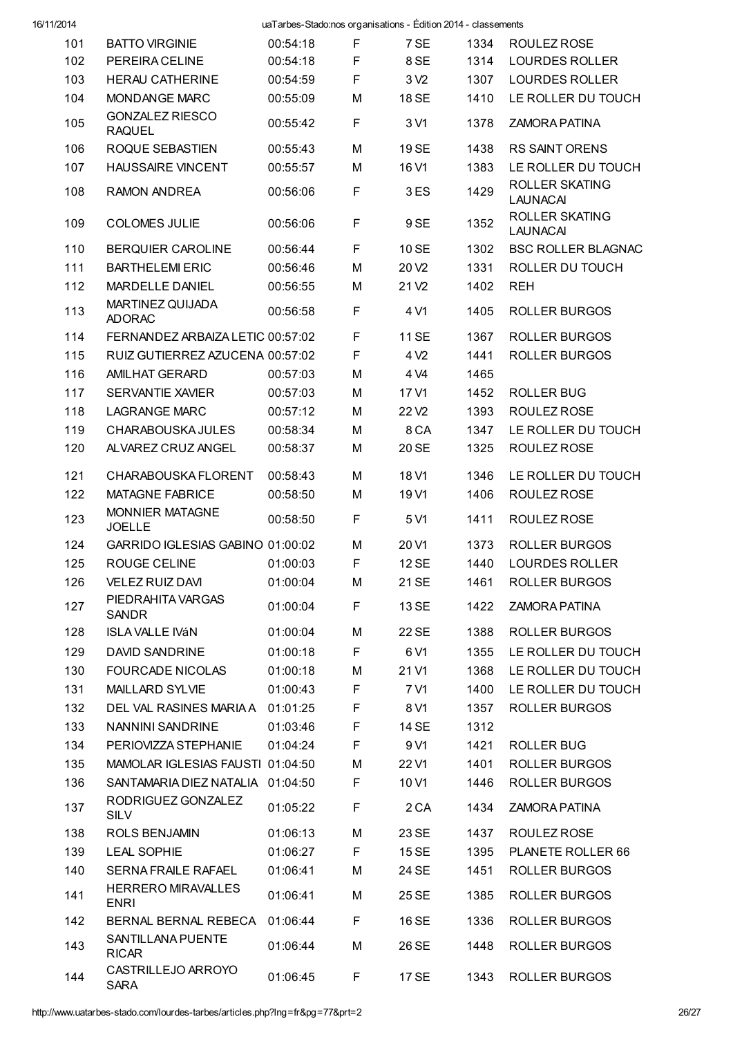| | | | | | | |
|---|---|---|---|---|---|---|
| 101 | BATTO VIRGINIE | 00:54:18 | F | 7 SE | 1334 | ROULEZ ROSE |
| 102 | PEREIRA CELINE | 00:54:18 | F | 8 SE | 1314 | LOURDES ROLLER |
| 103 | HERAU CATHERINE | 00:54:59 | F | 3 V2 | 1307 | LOURDES ROLLER |
| 104 | MONDANGE MARC | 00:55:09 | M | 18 SE | 1410 | LE ROLLER DU TOUCH |
| 105 | GONZALEZ RIESCO RAQUEL | 00:55:42 | F | 3 V1 | 1378 | ZAMORA PATINA |
| 106 | ROQUE SEBASTIEN | 00:55:43 | M | 19 SE | 1438 | RS SAINT ORENS |
| 107 | HAUSSAIRE VINCENT | 00:55:57 | M | 16 V1 | 1383 | LE ROLLER DU TOUCH |
| 108 | RAMON ANDREA | 00:56:06 | F | 3 ES | 1429 | ROLLER SKATING LAUNACAI |
| 109 | COLOMES JULIE | 00:56:06 | F | 9 SE | 1352 | ROLLER SKATING LAUNACAI |
| 110 | BERQUIER CAROLINE | 00:56:44 | F | 10 SE | 1302 | BSC ROLLER BLAGNAC |
| 111 | BARTHELEMI ERIC | 00:56:46 | M | 20 V2 | 1331 | ROLLER DU TOUCH |
| 112 | MARDELLE DANIEL | 00:56:55 | M | 21 V2 | 1402 | REH |
| 113 | MARTINEZ QUIJADA ADORAC | 00:56:58 | F | 4 V1 | 1405 | ROLLER BURGOS |
| 114 | FERNANDEZ ARBAIZA LETIC | 00:57:02 | F | 11 SE | 1367 | ROLLER BURGOS |
| 115 | RUIZ GUTIERREZ AZUCENA | 00:57:02 | F | 4 V2 | 1441 | ROLLER BURGOS |
| 116 | AMILHAT GERARD | 00:57:03 | M | 4 V4 | 1465 | |
| 117 | SERVANTIE XAVIER | 00:57:03 | M | 17 V1 | 1452 | ROLLER BUG |
| 118 | LAGRANGE MARC | 00:57:12 | M | 22 V2 | 1393 | ROULEZ ROSE |
| 119 | CHARABOUSKA JULES | 00:58:34 | M | 8 CA | 1347 | LE ROLLER DU TOUCH |
| 120 | ALVAREZ CRUZ ANGEL | 00:58:37 | M | 20 SE | 1325 | ROULEZ ROSE |
| 121 | CHARABOUSKA FLORENT | 00:58:43 | M | 18 V1 | 1346 | LE ROLLER DU TOUCH |
| 122 | MATAGNE FABRICE | 00:58:50 | M | 19 V1 | 1406 | ROULEZ ROSE |
| 123 | MONNIER MATAGNE JOELLE | 00:58:50 | F | 5 V1 | 1411 | ROULEZ ROSE |
| 124 | GARRIDO IGLESIAS GABINO | 01:00:02 | M | 20 V1 | 1373 | ROLLER BURGOS |
| 125 | ROUGE CELINE | 01:00:03 | F | 12 SE | 1440 | LOURDES ROLLER |
| 126 | VELEZ RUIZ DAVI | 01:00:04 | M | 21 SE | 1461 | ROLLER BURGOS |
| 127 | PIEDRAHITA VARGAS SANDR | 01:00:04 | F | 13 SE | 1422 | ZAMORA PATINA |
| 128 | ISLA VALLE IVáN | 01:00:04 | M | 22 SE | 1388 | ROLLER BURGOS |
| 129 | DAVID SANDRINE | 01:00:18 | F | 6 V1 | 1355 | LE ROLLER DU TOUCH |
| 130 | FOURCADE NICOLAS | 01:00:18 | M | 21 V1 | 1368 | LE ROLLER DU TOUCH |
| 131 | MAILLARD SYLVIE | 01:00:43 | F | 7 V1 | 1400 | LE ROLLER DU TOUCH |
| 132 | DEL VAL RASINES MARIA A | 01:01:25 | F | 8 V1 | 1357 | ROLLER BURGOS |
| 133 | NANNINI SANDRINE | 01:03:46 | F | 14 SE | 1312 | |
| 134 | PERIOVIZZA STEPHANIE | 01:04:24 | F | 9 V1 | 1421 | ROLLER BUG |
| 135 | MAMOLAR IGLESIAS FAUSTI | 01:04:50 | M | 22 V1 | 1401 | ROLLER BURGOS |
| 136 | SANTAMARIA DIEZ NATALIA | 01:04:50 | F | 10 V1 | 1446 | ROLLER BURGOS |
| 137 | RODRIGUEZ GONZALEZ SILV | 01:05:22 | F | 2 CA | 1434 | ZAMORA PATINA |
| 138 | ROLS BENJAMIN | 01:06:13 | M | 23 SE | 1437 | ROULEZ ROSE |
| 139 | LEAL SOPHIE | 01:06:27 | F | 15 SE | 1395 | PLANETE ROLLER 66 |
| 140 | SERNA FRAILE RAFAEL | 01:06:41 | M | 24 SE | 1451 | ROLLER BURGOS |
| 141 | HERRERO MIRAVALLES ENRI | 01:06:41 | M | 25 SE | 1385 | ROLLER BURGOS |
| 142 | BERNAL BERNAL REBECA | 01:06:44 | F | 16 SE | 1336 | ROLLER BURGOS |
| 143 | SANTILLANA PUENTE RICAR | 01:06:44 | M | 26 SE | 1448 | ROLLER BURGOS |
| 144 | CASTRILLEJO ARROYO SARA | 01:06:45 | F | 17 SE | 1343 | ROLLER BURGOS |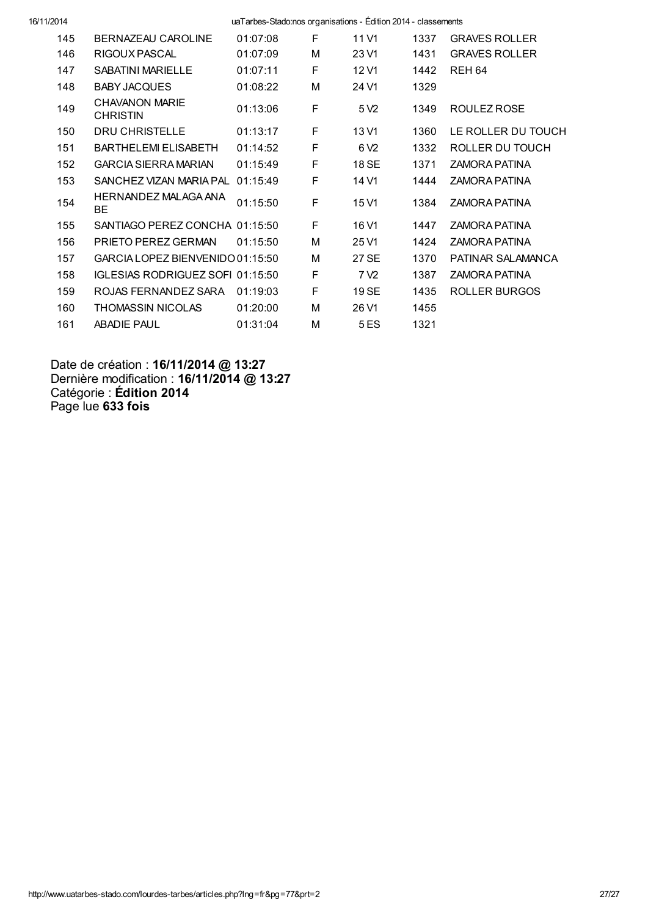| | | | | | | |
|---|---|---|---|---|---|---|
| 145 | BERNAZEAU CAROLINE | 01:07:08 | F | 11 V1 | 1337 | GRAVES ROLLER |
| 146 | RIGOUX PASCAL | 01:07:09 | M | 23 V1 | 1431 | GRAVES ROLLER |
| 147 | SABATINI MARIELLE | 01:07:11 | F | 12 V1 | 1442 | REH 64 |
| 148 | BABY JACQUES | 01:08:22 | M | 24 V1 | 1329 | |
| 149 | CHAVANON MARIE CHRISTIN | 01:13:06 | F | 5 V2 | 1349 | ROULEZ ROSE |
| 150 | DRU CHRISTELLE | 01:13:17 | F | 13 V1 | 1360 | LE ROLLER DU TOUCH |
| 151 | BARTHELEMI ELISABETH | 01:14:52 | F | 6 V2 | 1332 | ROLLER DU TOUCH |
| 152 | GARCIA SIERRA MARIAN | 01:15:49 | F | 18 SE | 1371 | ZAMORA PATINA |
| 153 | SANCHEZ VIZAN MARIA PAL | 01:15:49 | F | 14 V1 | 1444 | ZAMORA PATINA |
| 154 | HERNANDEZ MALAGA ANA BE | 01:15:50 | F | 15 V1 | 1384 | ZAMORA PATINA |
| 155 | SANTIAGO PEREZ CONCHA | 01:15:50 | F | 16 V1 | 1447 | ZAMORA PATINA |
| 156 | PRIETO PEREZ GERMAN | 01:15:50 | M | 25 V1 | 1424 | ZAMORA PATINA |
| 157 | GARCIA LOPEZ BIENVENIDO | 01:15:50 | M | 27 SE | 1370 | PATINAR SALAMANCA |
| 158 | IGLESIAS RODRIGUEZ SOFI | 01:15:50 | F | 7 V2 | 1387 | ZAMORA PATINA |
| 159 | ROJAS FERNANDEZ SARA | 01:19:03 | F | 19 SE | 1435 | ROLLER BURGOS |
| 160 | THOMASSIN NICOLAS | 01:20:00 | M | 26 V1 | 1455 | |
| 161 | ABADIE PAUL | 01:31:04 | M | 5 ES | 1321 | |

Date de création : **16/11/2014 @ 13:27**
Dernière modification : **16/11/2014 @ 13:27**
Catégorie : **Édition 2014**
Page lue **633 fois**